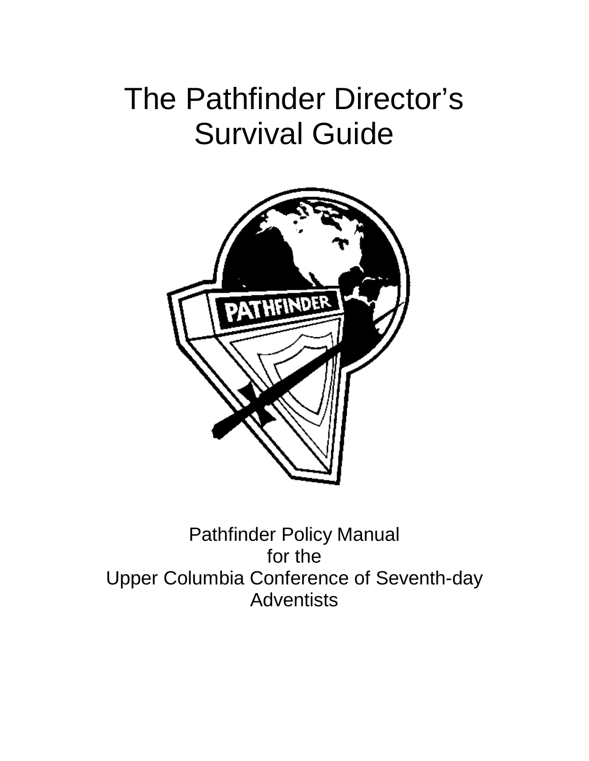# The Pathfinder Director's Survival Guide

Pathfinder Policy Manual
for the
Upper Columbia Conference of Seventh-day Adventists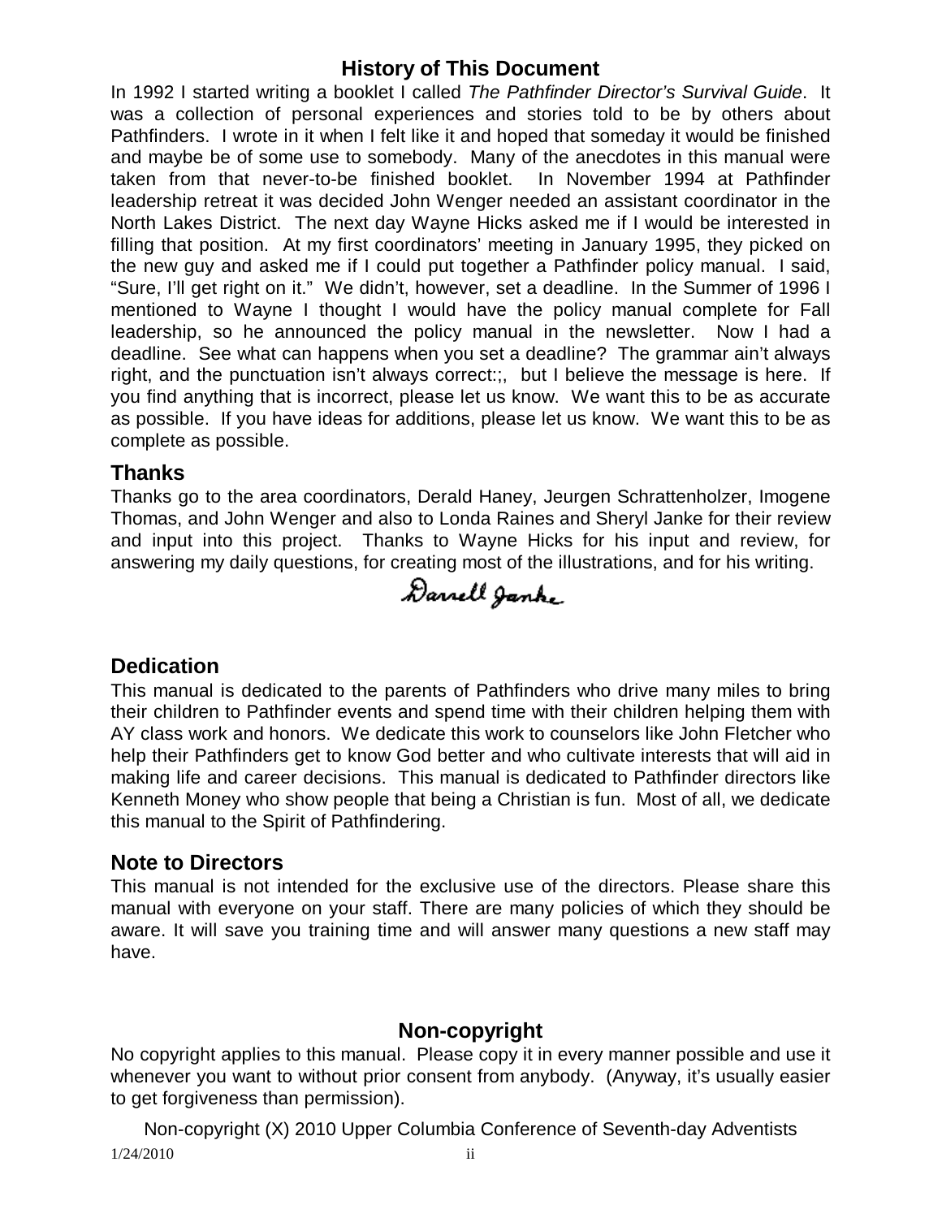## History of This Document

In 1992 I started writing a booklet I called *The Pathfinder Director's Survival Guide*. It was a collection of personal experiences and stories told to be by others about Pathfinders. I wrote in it when I felt like it and hoped that someday it would be finished and maybe be of some use to somebody. Many of the anecdotes in this manual were taken from that never-to-be finished booklet. In November 1994 at Pathfinder leadership retreat it was decided John Wenger needed an assistant coordinator in the North Lakes District. The next day Wayne Hicks asked me if I would be interested in filling that position. At my first coordinators' meeting in January 1995, they picked on the new guy and asked me if I could put together a Pathfinder policy manual. I said, "Sure, I'll get right on it." We didn't, however, set a deadline. In the Summer of 1996 I mentioned to Wayne I thought I would have the policy manual complete for Fall leadership, so he announced the policy manual in the newsletter. Now I had a deadline. See what can happens when you set a deadline? The grammar ain't always right, and the punctuation isn't always correct:;, but I believe the message is here. If you find anything that is incorrect, please let us know. We want this to be as accurate as possible. If you have ideas for additions, please let us know. We want this to be as complete as possible.

## Thanks

Thanks go to the area coordinators, Derald Haney, Jeurgen Schrattenholzer, Imogene Thomas, and John Wenger and also to Londa Raines and Sheryl Janke for their review and input into this project. Thanks to Wayne Hicks for his input and review, for answering my daily questions, for creating most of the illustrations, and for his writing.

Darrell Janke

## Dedication

This manual is dedicated to the parents of Pathfinders who drive many miles to bring their children to Pathfinder events and spend time with their children helping them with AY class work and honors. We dedicate this work to counselors like John Fletcher who help their Pathfinders get to know God better and who cultivate interests that will aid in making life and career decisions. This manual is dedicated to Pathfinder directors like Kenneth Money who show people that being a Christian is fun. Most of all, we dedicate this manual to the Spirit of Pathfindering.

## Note to Directors

This manual is not intended for the exclusive use of the directors. Please share this manual with everyone on your staff. There are many policies of which they should be aware. It will save you training time and will answer many questions a new staff may have.

## Non-copyright

No copyright applies to this manual. Please copy it in every manner possible and use it whenever you want to without prior consent from anybody. (Anyway, it's usually easier to get forgiveness than permission).

Non-copyright (X) 2010 Upper Columbia Conference of Seventh-day Adventists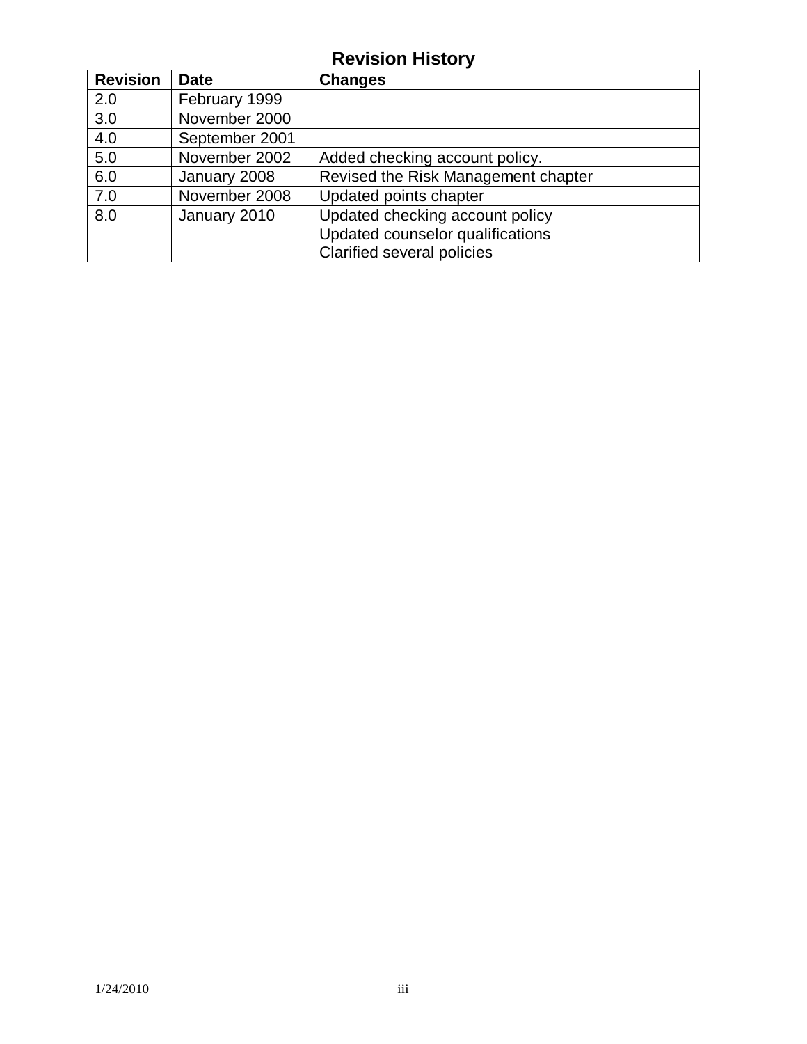# Revision History

| Revision | Date | Changes |
|---|---|---|
| 2.0 | February 1999 | |
| 3.0 | November 2000 | |
| 4.0 | September 2001 | |
| 5.0 | November 2002 | Added checking account policy. |
| 6.0 | January 2008 | Revised the Risk Management chapter |
| 7.0 | November 2008 | Updated points chapter |
| 8.0 | January 2010 | Updated checking account policy<br>Updated counselor qualifications<br>Clarified several policies |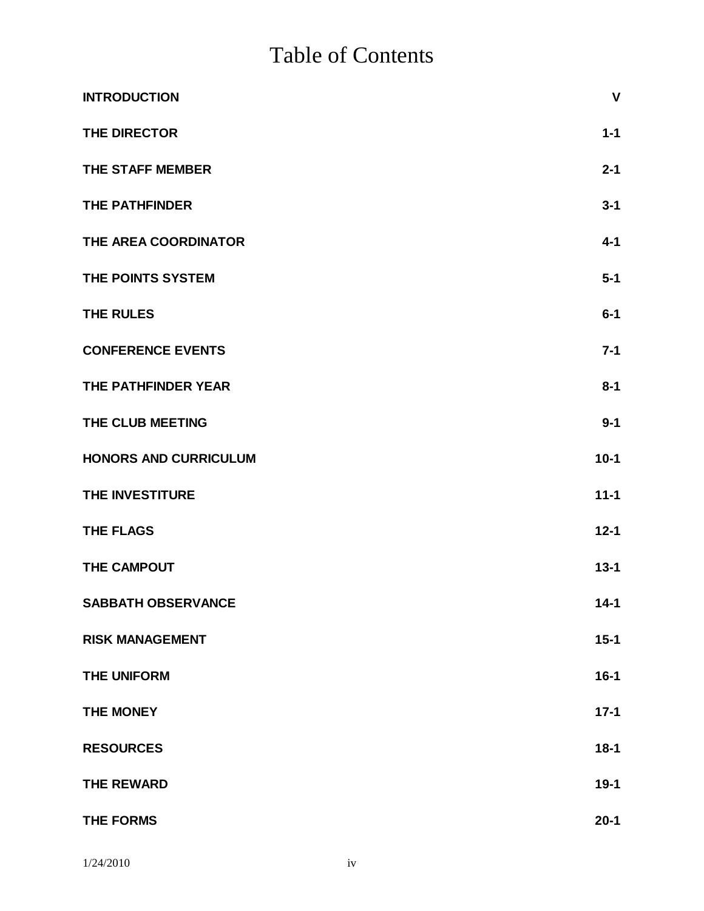# Table of Contents

| | |
|---|---|
| **INTRODUCTION** | **V** |
| **THE DIRECTOR** | **1-1** |
| **THE STAFF MEMBER** | **2-1** |
| **THE PATHFINDER** | **3-1** |
| **THE AREA COORDINATOR** | **4-1** |
| **THE POINTS SYSTEM** | **5-1** |
| **THE RULES** | **6-1** |
| **CONFERENCE EVENTS** | **7-1** |
| **THE PATHFINDER YEAR** | **8-1** |
| **THE CLUB MEETING** | **9-1** |
| **HONORS AND CURRICULUM** | **10-1** |
| **THE INVESTITURE** | **11-1** |
| **THE FLAGS** | **12-1** |
| **THE CAMPOUT** | **13-1** |
| **SABBATH OBSERVANCE** | **14-1** |
| **RISK MANAGEMENT** | **15-1** |
| **THE UNIFORM** | **16-1** |
| **THE MONEY** | **17-1** |
| **RESOURCES** | **18-1** |
| **THE REWARD** | **19-1** |
| **THE FORMS** | **20-1** |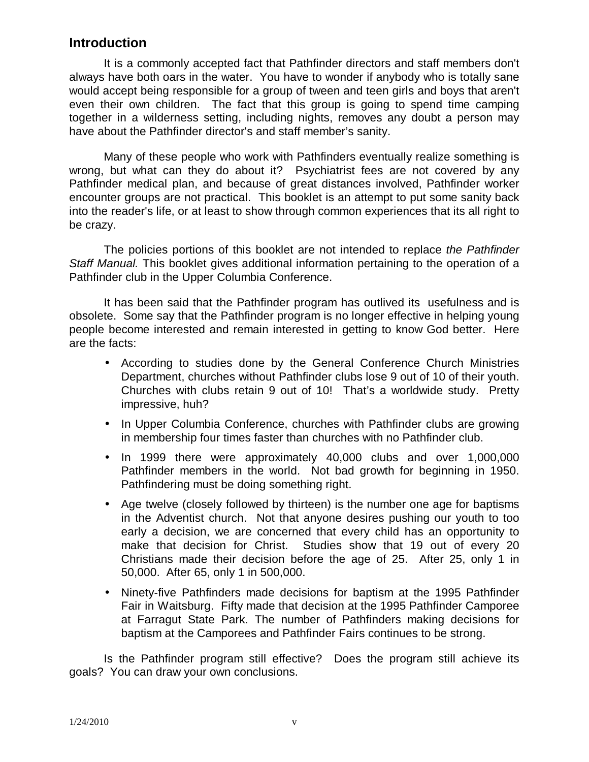## Introduction

It is a commonly accepted fact that Pathfinder directors and staff members don't always have both oars in the water. You have to wonder if anybody who is totally sane would accept being responsible for a group of tween and teen girls and boys that aren't even their own children. The fact that this group is going to spend time camping together in a wilderness setting, including nights, removes any doubt a person may have about the Pathfinder director's and staff member's sanity.

Many of these people who work with Pathfinders eventually realize something is wrong, but what can they do about it? Psychiatrist fees are not covered by any Pathfinder medical plan, and because of great distances involved, Pathfinder worker encounter groups are not practical. This booklet is an attempt to put some sanity back into the reader's life, or at least to show through common experiences that its all right to be crazy.

The policies portions of this booklet are not intended to replace *the Pathfinder Staff Manual.* This booklet gives additional information pertaining to the operation of a Pathfinder club in the Upper Columbia Conference.

It has been said that the Pathfinder program has outlived its usefulness and is obsolete. Some say that the Pathfinder program is no longer effective in helping young people become interested and remain interested in getting to know God better. Here are the facts:

- According to studies done by the General Conference Church Ministries Department, churches without Pathfinder clubs lose 9 out of 10 of their youth. Churches with clubs retain 9 out of 10! That's a worldwide study. Pretty impressive, huh?
- In Upper Columbia Conference, churches with Pathfinder clubs are growing in membership four times faster than churches with no Pathfinder club.
- In 1999 there were approximately 40,000 clubs and over 1,000,000 Pathfinder members in the world. Not bad growth for beginning in 1950. Pathfindering must be doing something right.
- Age twelve (closely followed by thirteen) is the number one age for baptisms in the Adventist church. Not that anyone desires pushing our youth to too early a decision, we are concerned that every child has an opportunity to make that decision for Christ. Studies show that 19 out of every 20 Christians made their decision before the age of 25. After 25, only 1 in 50,000. After 65, only 1 in 500,000.
- Ninety-five Pathfinders made decisions for baptism at the 1995 Pathfinder Fair in Waitsburg. Fifty made that decision at the 1995 Pathfinder Camporee at Farragut State Park. The number of Pathfinders making decisions for baptism at the Camporees and Pathfinder Fairs continues to be strong.

Is the Pathfinder program still effective? Does the program still achieve its goals? You can draw your own conclusions.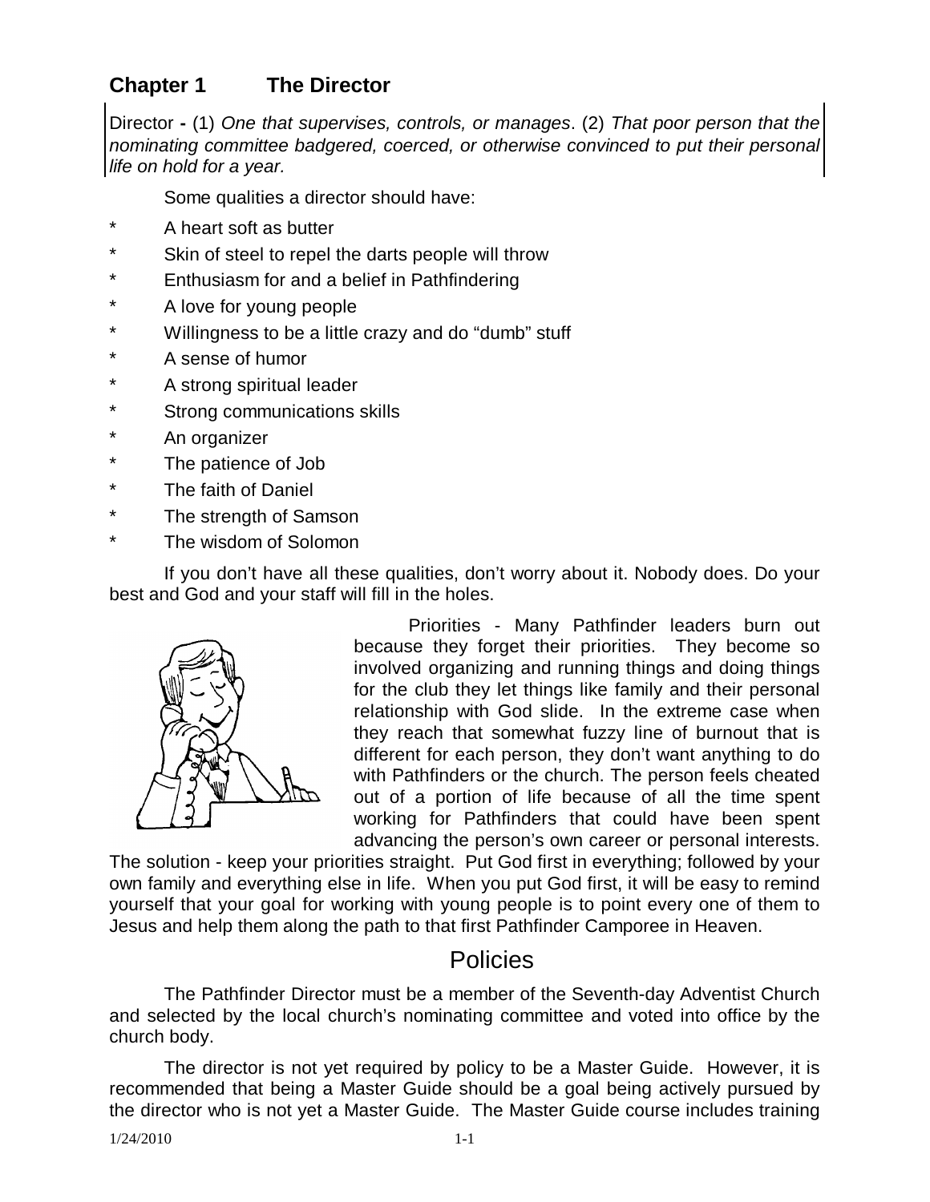## Chapter 1 The Director

Director **-** (1) *One that supervises, controls, or manages*. (2) *That poor person that the nominating committee badgered, coerced, or otherwise convinced to put their personal life on hold for a year.*

Some qualities a director should have:

- A heart soft as butter
- Skin of steel to repel the darts people will throw
- Enthusiasm for and a belief in Pathfindering
- A love for young people
- Willingness to be a little crazy and do "dumb" stuff
- A sense of humor
- A strong spiritual leader
- Strong communications skills
- An organizer
- The patience of Job
- The faith of Daniel
- The strength of Samson
- The wisdom of Solomon

If you don't have all these qualities, don't worry about it. Nobody does. Do your best and God and your staff will fill in the holes.

Priorities - Many Pathfinder leaders burn out because they forget their priorities. They become so involved organizing and running things and doing things for the club they let things like family and their personal relationship with God slide. In the extreme case when they reach that somewhat fuzzy line of burnout that is different for each person, they don't want anything to do with Pathfinders or the church. The person feels cheated out of a portion of life because of all the time spent working for Pathfinders that could have been spent advancing the person's own career or personal interests. The solution - keep your priorities straight. Put God first in everything; followed by your own family and everything else in life. When you put God first, it will be easy to remind yourself that your goal for working with young people is to point every one of them to Jesus and help them along the path to that first Pathfinder Camporee in Heaven.

## Policies

The Pathfinder Director must be a member of the Seventh-day Adventist Church and selected by the local church's nominating committee and voted into office by the church body.

The director is not yet required by policy to be a Master Guide. However, it is recommended that being a Master Guide should be a goal being actively pursued by the director who is not yet a Master Guide. The Master Guide course includes training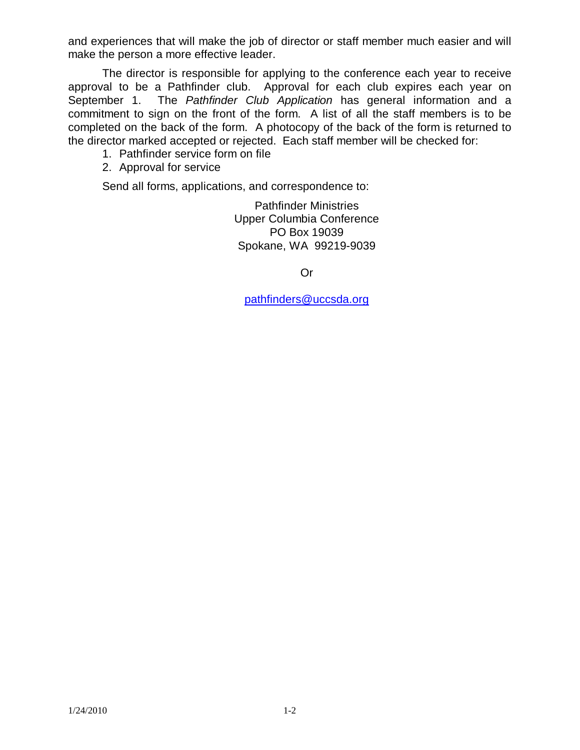and experiences that will make the job of director or staff member much easier and will make the person a more effective leader.

The director is responsible for applying to the conference each year to receive approval to be a Pathfinder club. Approval for each club expires each year on September 1. The *Pathfinder Club Application* has general information and a commitment to sign on the front of the form. A list of all the staff members is to be completed on the back of the form. A photocopy of the back of the form is returned to the director marked accepted or rejected. Each staff member will be checked for:

1. Pathfinder service form on file
2. Approval for service

Send all forms, applications, and correspondence to:

Pathfinder Ministries
Upper Columbia Conference
PO Box 19039
Spokane, WA 99219-9039

Or

pathfinders@uccsda.org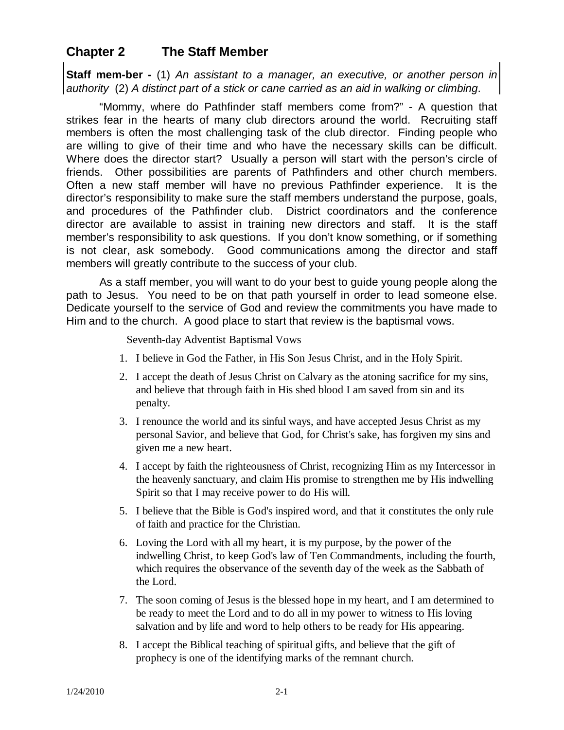## Chapter 2 The Staff Member

**Staff mem-ber -** (1) *An assistant to a manager, an executive, or another person in authority* (2) *A distinct part of a stick or cane carried as an aid in walking or climbing*.

"Mommy, where do Pathfinder staff members come from?" - A question that strikes fear in the hearts of many club directors around the world. Recruiting staff members is often the most challenging task of the club director. Finding people who are willing to give of their time and who have the necessary skills can be difficult. Where does the director start? Usually a person will start with the person's circle of friends. Other possibilities are parents of Pathfinders and other church members. Often a new staff member will have no previous Pathfinder experience. It is the director's responsibility to make sure the staff members understand the purpose, goals, and procedures of the Pathfinder club. District coordinators and the conference director are available to assist in training new directors and staff. It is the staff member's responsibility to ask questions. If you don't know something, or if something is not clear, ask somebody. Good communications among the director and staff members will greatly contribute to the success of your club.

As a staff member, you will want to do your best to guide young people along the path to Jesus. You need to be on that path yourself in order to lead someone else. Dedicate yourself to the service of God and review the commitments you have made to Him and to the church. A good place to start that review is the baptismal vows.

Seventh-day Adventist Baptismal Vows

1. I believe in God the Father, in His Son Jesus Christ, and in the Holy Spirit.
2. I accept the death of Jesus Christ on Calvary as the atoning sacrifice for my sins, and believe that through faith in His shed blood I am saved from sin and its penalty.
3. I renounce the world and its sinful ways, and have accepted Jesus Christ as my personal Savior, and believe that God, for Christ's sake, has forgiven my sins and given me a new heart.
4. I accept by faith the righteousness of Christ, recognizing Him as my Intercessor in the heavenly sanctuary, and claim His promise to strengthen me by His indwelling Spirit so that I may receive power to do His will.
5. I believe that the Bible is God's inspired word, and that it constitutes the only rule of faith and practice for the Christian.
6. Loving the Lord with all my heart, it is my purpose, by the power of the indwelling Christ, to keep God's law of Ten Commandments, including the fourth, which requires the observance of the seventh day of the week as the Sabbath of the Lord.
7. The soon coming of Jesus is the blessed hope in my heart, and I am determined to be ready to meet the Lord and to do all in my power to witness to His loving salvation and by life and word to help others to be ready for His appearing.
8. I accept the Biblical teaching of spiritual gifts, and believe that the gift of prophecy is one of the identifying marks of the remnant church.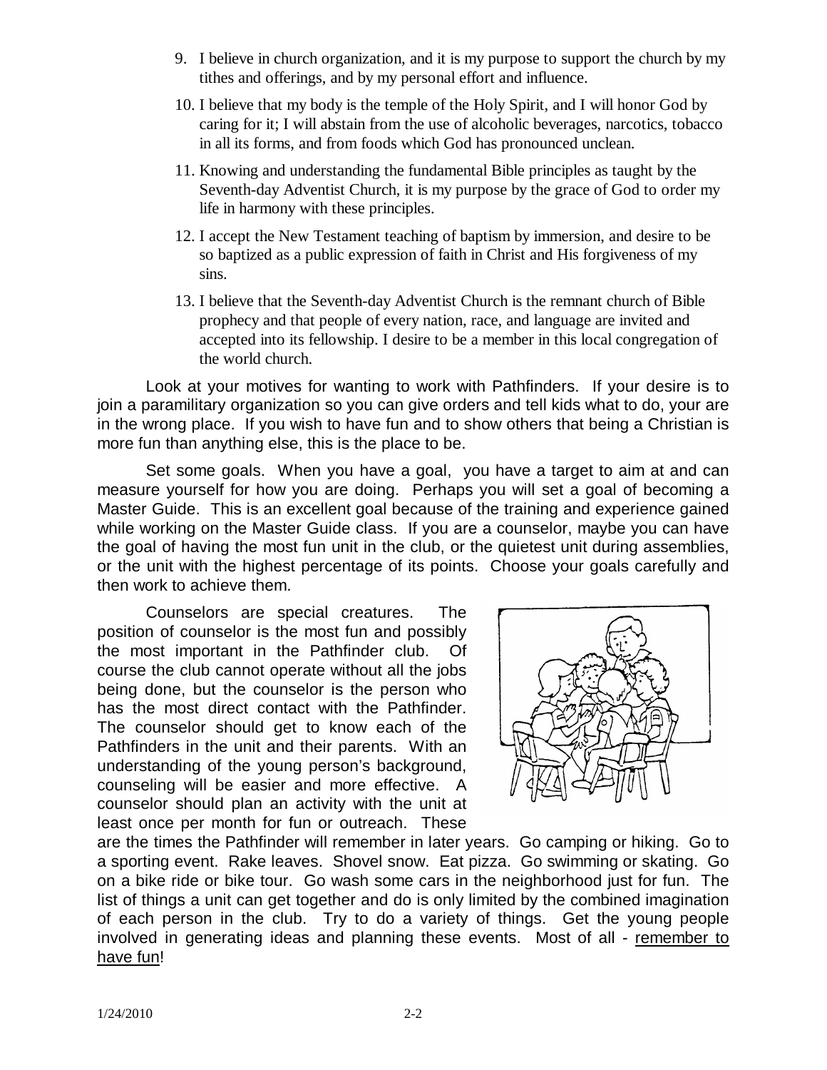9. I believe in church organization, and it is my purpose to support the church by my tithes and offerings, and by my personal effort and influence.
10. I believe that my body is the temple of the Holy Spirit, and I will honor God by caring for it; I will abstain from the use of alcoholic beverages, narcotics, tobacco in all its forms, and from foods which God has pronounced unclean.
11. Knowing and understanding the fundamental Bible principles as taught by the Seventh-day Adventist Church, it is my purpose by the grace of God to order my life in harmony with these principles.
12. I accept the New Testament teaching of baptism by immersion, and desire to be so baptized as a public expression of faith in Christ and His forgiveness of my sins.
13. I believe that the Seventh-day Adventist Church is the remnant church of Bible prophecy and that people of every nation, race, and language are invited and accepted into its fellowship. I desire to be a member in this local congregation of the world church.

Look at your motives for wanting to work with Pathfinders. If your desire is to join a paramilitary organization so you can give orders and tell kids what to do, your are in the wrong place. If you wish to have fun and to show others that being a Christian is more fun than anything else, this is the place to be.

Set some goals. When you have a goal, you have a target to aim at and can measure yourself for how you are doing. Perhaps you will set a goal of becoming a Master Guide. This is an excellent goal because of the training and experience gained while working on the Master Guide class. If you are a counselor, maybe you can have the goal of having the most fun unit in the club, or the quietest unit during assemblies, or the unit with the highest percentage of its points. Choose your goals carefully and then work to achieve them.

Counselors are special creatures. The position of counselor is the most fun and possibly the most important in the Pathfinder club. Of course the club cannot operate without all the jobs being done, but the counselor is the person who has the most direct contact with the Pathfinder. The counselor should get to know each of the Pathfinders in the unit and their parents. With an understanding of the young person's background, counseling will be easier and more effective. A counselor should plan an activity with the unit at least once per month for fun or outreach. These are the times the Pathfinder will remember in later years. Go camping or hiking. Go to a sporting event. Rake leaves. Shovel snow. Eat pizza. Go swimming or skating. Go on a bike ride or bike tour. Go wash some cars in the neighborhood just for fun. The list of things a unit can get together and do is only limited by the combined imagination of each person in the club. Try to do a variety of things. Get the young people involved in generating ideas and planning these events. Most of all - <u>remember to have fun</u>!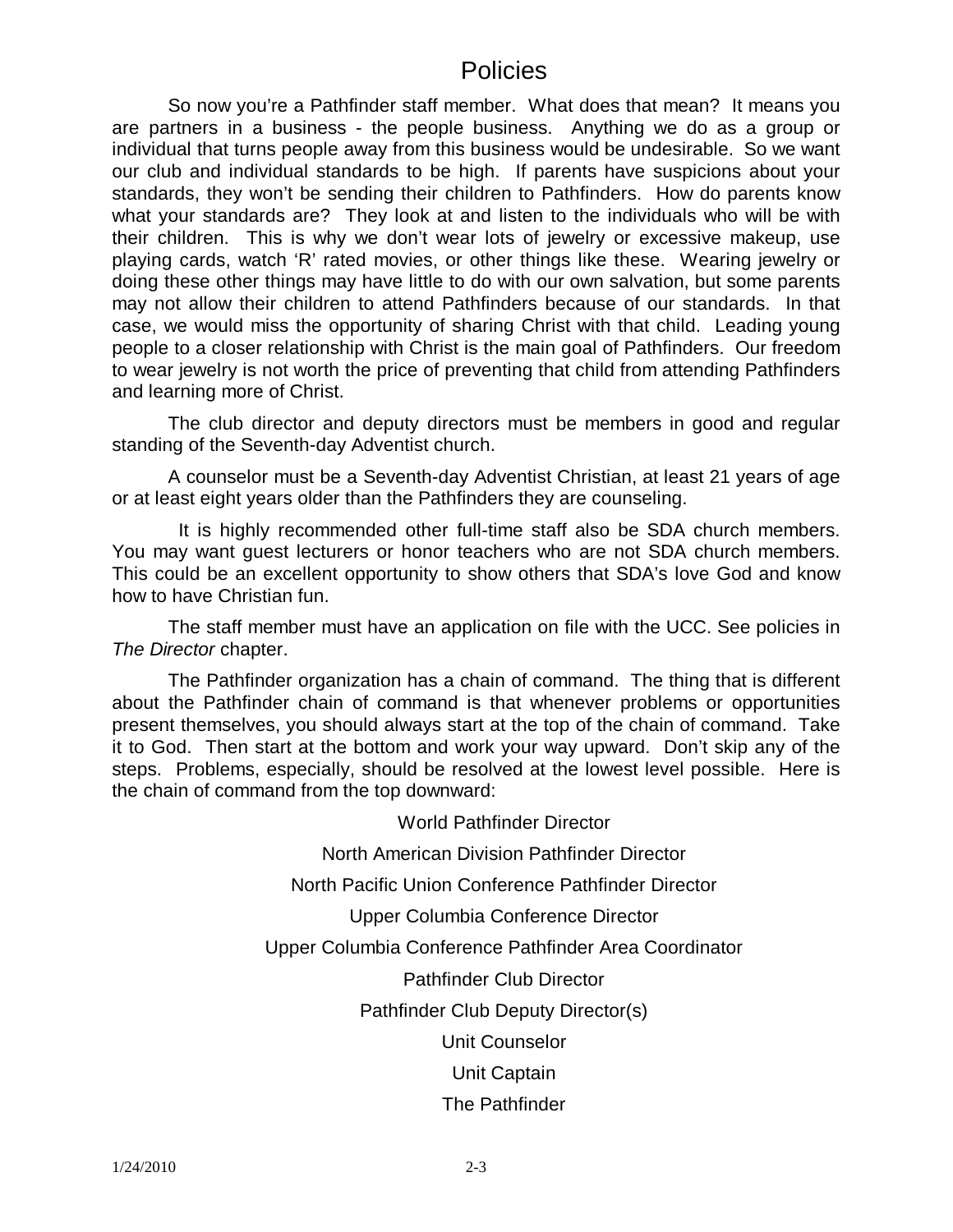# Policies

So now you're a Pathfinder staff member. What does that mean? It means you are partners in a business - the people business. Anything we do as a group or individual that turns people away from this business would be undesirable. So we want our club and individual standards to be high. If parents have suspicions about your standards, they won't be sending their children to Pathfinders. How do parents know what your standards are? They look at and listen to the individuals who will be with their children. This is why we don't wear lots of jewelry or excessive makeup, use playing cards, watch 'R' rated movies, or other things like these. Wearing jewelry or doing these other things may have little to do with our own salvation, but some parents may not allow their children to attend Pathfinders because of our standards. In that case, we would miss the opportunity of sharing Christ with that child. Leading young people to a closer relationship with Christ is the main goal of Pathfinders. Our freedom to wear jewelry is not worth the price of preventing that child from attending Pathfinders and learning more of Christ.

The club director and deputy directors must be members in good and regular standing of the Seventh-day Adventist church.

A counselor must be a Seventh-day Adventist Christian, at least 21 years of age or at least eight years older than the Pathfinders they are counseling.

It is highly recommended other full-time staff also be SDA church members. You may want guest lecturers or honor teachers who are not SDA church members. This could be an excellent opportunity to show others that SDA's love God and know how to have Christian fun.

The staff member must have an application on file with the UCC. See policies in *The Director* chapter.

The Pathfinder organization has a chain of command. The thing that is different about the Pathfinder chain of command is that whenever problems or opportunities present themselves, you should always start at the top of the chain of command. Take it to God. Then start at the bottom and work your way upward. Don't skip any of the steps. Problems, especially, should be resolved at the lowest level possible. Here is the chain of command from the top downward:

World Pathfinder Director

North American Division Pathfinder Director

North Pacific Union Conference Pathfinder Director

Upper Columbia Conference Director

Upper Columbia Conference Pathfinder Area Coordinator

Pathfinder Club Director

Pathfinder Club Deputy Director(s)

Unit Counselor

Unit Captain

The Pathfinder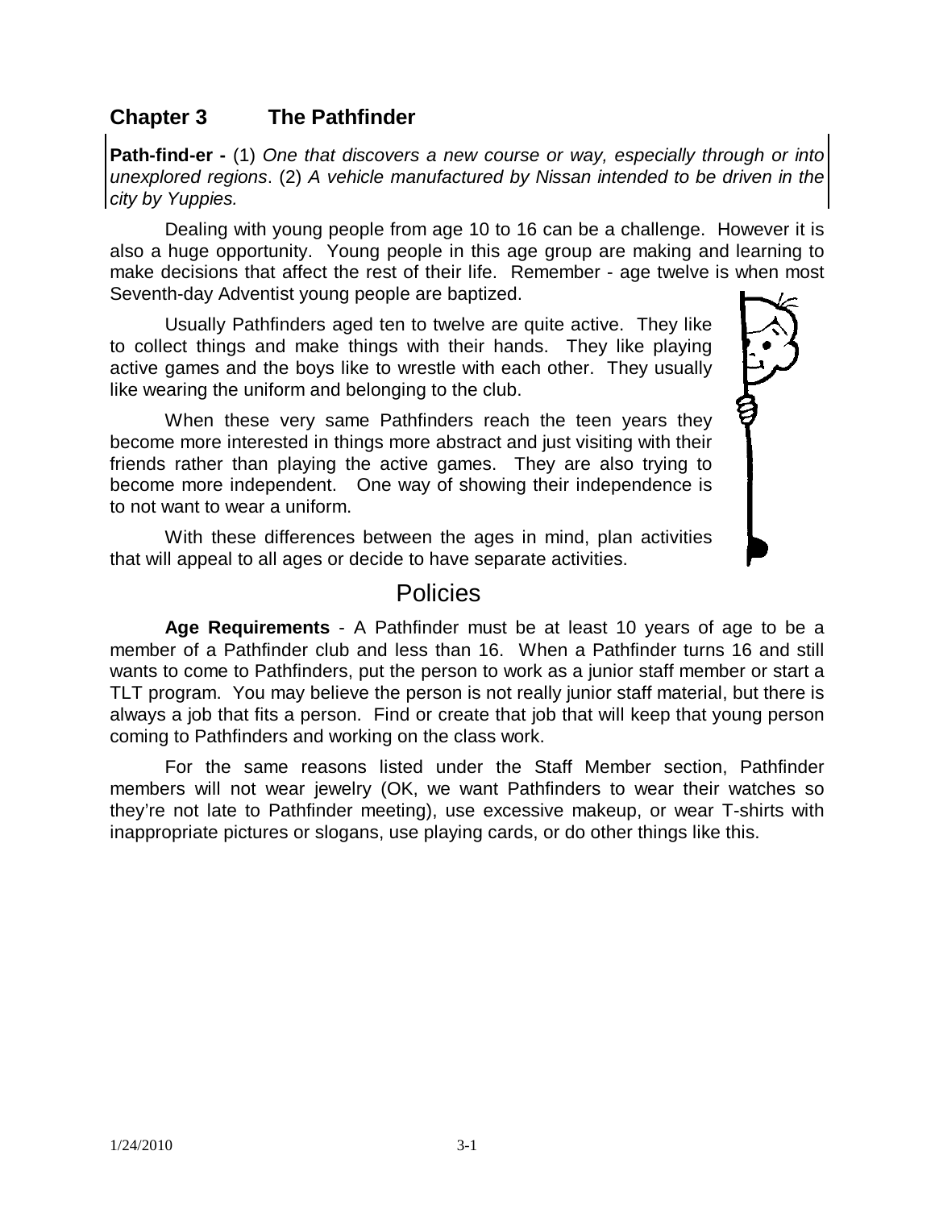## Chapter 3 The Pathfinder

**Path-find-er -** (1) *One that discovers a new course or way, especially through or into unexplored regions*. (2) *A vehicle manufactured by Nissan intended to be driven in the city by Yuppies.*

Dealing with young people from age 10 to 16 can be a challenge. However it is also a huge opportunity. Young people in this age group are making and learning to make decisions that affect the rest of their life. Remember - age twelve is when most Seventh-day Adventist young people are baptized.

Usually Pathfinders aged ten to twelve are quite active. They like to collect things and make things with their hands. They like playing active games and the boys like to wrestle with each other. They usually like wearing the uniform and belonging to the club.

When these very same Pathfinders reach the teen years they become more interested in things more abstract and just visiting with their friends rather than playing the active games. They are also trying to become more independent. One way of showing their independence is to not want to wear a uniform.

With these differences between the ages in mind, plan activities that will appeal to all ages or decide to have separate activities.

# Policies

**Age Requirements** - A Pathfinder must be at least 10 years of age to be a member of a Pathfinder club and less than 16. When a Pathfinder turns 16 and still wants to come to Pathfinders, put the person to work as a junior staff member or start a TLT program. You may believe the person is not really junior staff material, but there is always a job that fits a person. Find or create that job that will keep that young person coming to Pathfinders and working on the class work.

For the same reasons listed under the Staff Member section, Pathfinder members will not wear jewelry (OK, we want Pathfinders to wear their watches so they're not late to Pathfinder meeting), use excessive makeup, or wear T-shirts with inappropriate pictures or slogans, use playing cards, or do other things like this.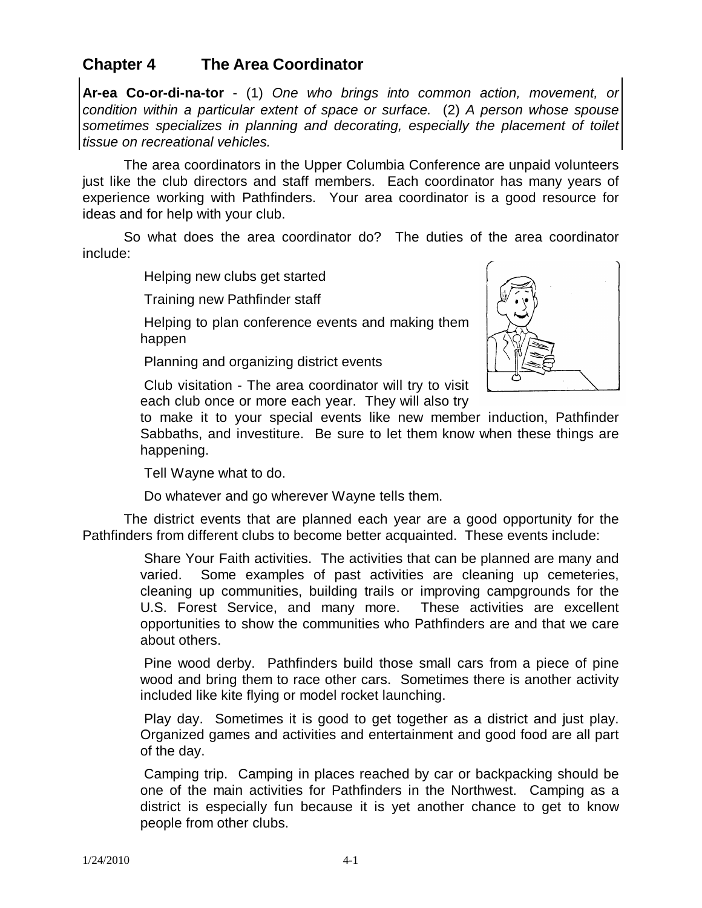## Chapter 4 The Area Coordinator

**Ar-ea Co-or-di-na-tor** - (1) *One who brings into common action, movement, or condition within a particular extent of space or surface.* (2) *A person whose spouse sometimes specializes in planning and decorating, especially the placement of toilet tissue on recreational vehicles.*

The area coordinators in the Upper Columbia Conference are unpaid volunteers just like the club directors and staff members. Each coordinator has many years of experience working with Pathfinders. Your area coordinator is a good resource for ideas and for help with your club.

So what does the area coordinator do? The duties of the area coordinator include:

- Helping new clubs get started
- Training new Pathfinder staff
- Helping to plan conference events and making them happen
- Planning and organizing district events
- Club visitation - The area coordinator will try to visit each club once or more each year. They will also try to make it to your special events like new member induction, Pathfinder Sabbaths, and investiture. Be sure to let them know when these things are happening.
- Tell Wayne what to do.
- Do whatever and go wherever Wayne tells them.

The district events that are planned each year are a good opportunity for the Pathfinders from different clubs to become better acquainted. These events include:

- Share Your Faith activities. The activities that can be planned are many and varied. Some examples of past activities are cleaning up cemeteries, cleaning up communities, building trails or improving campgrounds for the U.S. Forest Service, and many more. These activities are excellent opportunities to show the communities who Pathfinders are and that we care about others.
- Pine wood derby. Pathfinders build those small cars from a piece of pine wood and bring them to race other cars. Sometimes there is another activity included like kite flying or model rocket launching.
- Play day. Sometimes it is good to get together as a district and just play. Organized games and activities and entertainment and good food are all part of the day.
- Camping trip. Camping in places reached by car or backpacking should be one of the main activities for Pathfinders in the Northwest. Camping as a district is especially fun because it is yet another chance to get to know people from other clubs.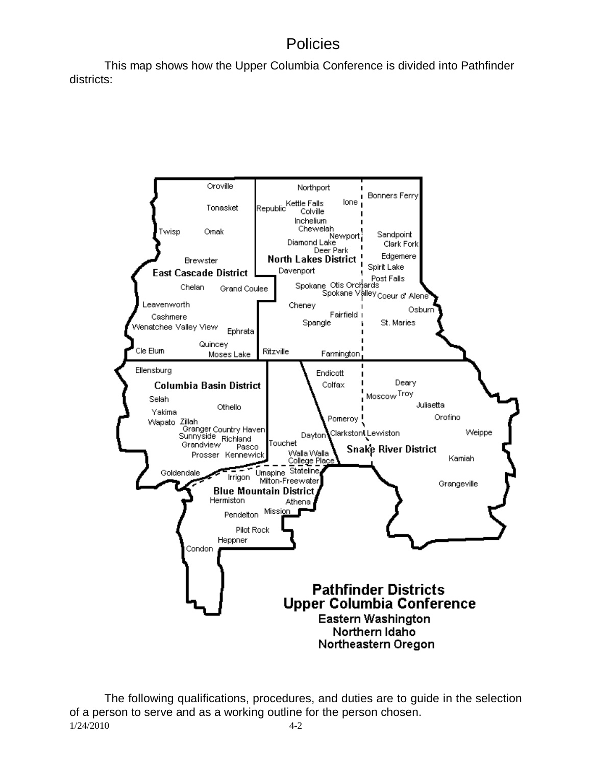# Policies

This map shows how the Upper Columbia Conference is divided into Pathfinder districts:

The following qualifications, procedures, and duties are to guide in the selection of a person to serve and as a working outline for the person chosen.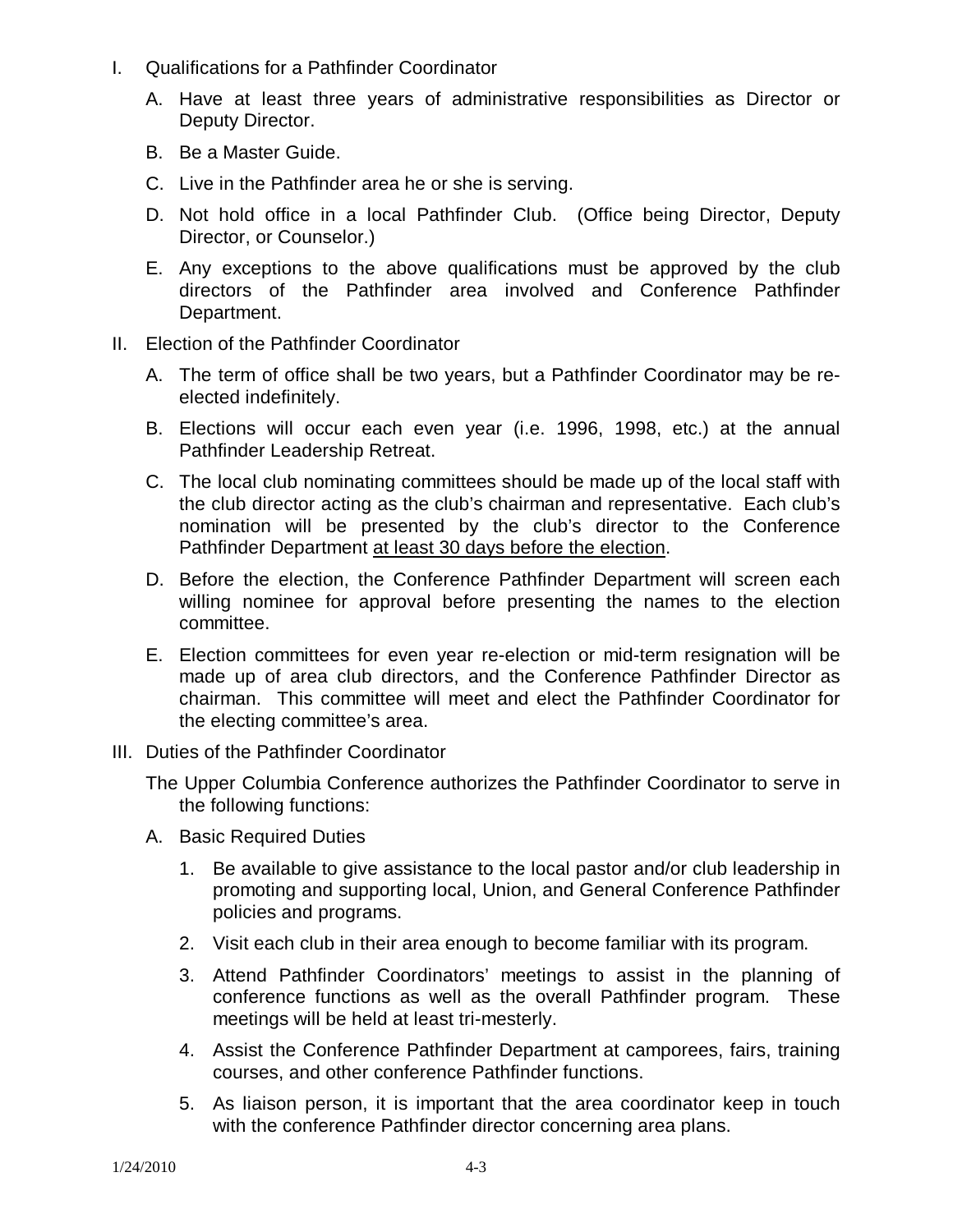I. Qualifications for a Pathfinder Coordinator

   A. Have at least three years of administrative responsibilities as Director or Deputy Director.

   B. Be a Master Guide.

   C. Live in the Pathfinder area he or she is serving.

   D. Not hold office in a local Pathfinder Club. (Office being Director, Deputy Director, or Counselor.)

   E. Any exceptions to the above qualifications must be approved by the club directors of the Pathfinder area involved and Conference Pathfinder Department.

II. Election of the Pathfinder Coordinator

   A. The term of office shall be two years, but a Pathfinder Coordinator may be re-elected indefinitely.

   B. Elections will occur each even year (i.e. 1996, 1998, etc.) at the annual Pathfinder Leadership Retreat.

   C. The local club nominating committees should be made up of the local staff with the club director acting as the club's chairman and representative. Each club's nomination will be presented by the club's director to the Conference Pathfinder Department <u>at least 30 days before the election</u>.

   D. Before the election, the Conference Pathfinder Department will screen each willing nominee for approval before presenting the names to the election committee.

   E. Election committees for even year re-election or mid-term resignation will be made up of area club directors, and the Conference Pathfinder Director as chairman. This committee will meet and elect the Pathfinder Coordinator for the electing committee's area.

III. Duties of the Pathfinder Coordinator

   The Upper Columbia Conference authorizes the Pathfinder Coordinator to serve in the following functions:

   A. Basic Required Duties

      1. Be available to give assistance to the local pastor and/or club leadership in promoting and supporting local, Union, and General Conference Pathfinder policies and programs.

      2. Visit each club in their area enough to become familiar with its program.

      3. Attend Pathfinder Coordinators' meetings to assist in the planning of conference functions as well as the overall Pathfinder program. These meetings will be held at least tri-mesterly.

      4. Assist the Conference Pathfinder Department at camporees, fairs, training courses, and other conference Pathfinder functions.

      5. As liaison person, it is important that the area coordinator keep in touch with the conference Pathfinder director concerning area plans.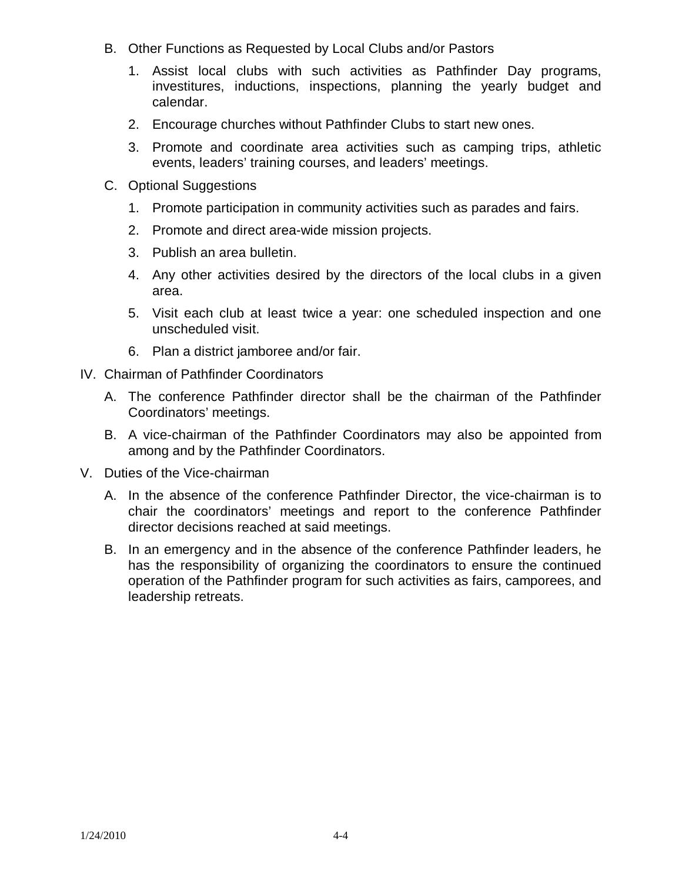B. Other Functions as Requested by Local Clubs and/or Pastors

   1. Assist local clubs with such activities as Pathfinder Day programs, investitures, inductions, inspections, planning the yearly budget and calendar.

   2. Encourage churches without Pathfinder Clubs to start new ones.

   3. Promote and coordinate area activities such as camping trips, athletic events, leaders' training courses, and leaders' meetings.

C. Optional Suggestions

   1. Promote participation in community activities such as parades and fairs.

   2. Promote and direct area-wide mission projects.

   3. Publish an area bulletin.

   4. Any other activities desired by the directors of the local clubs in a given area.

   5. Visit each club at least twice a year: one scheduled inspection and one unscheduled visit.

   6. Plan a district jamboree and/or fair.

IV. Chairman of Pathfinder Coordinators

   A. The conference Pathfinder director shall be the chairman of the Pathfinder Coordinators' meetings.

   B. A vice-chairman of the Pathfinder Coordinators may also be appointed from among and by the Pathfinder Coordinators.

V. Duties of the Vice-chairman

   A. In the absence of the conference Pathfinder Director, the vice-chairman is to chair the coordinators' meetings and report to the conference Pathfinder director decisions reached at said meetings.

   B. In an emergency and in the absence of the conference Pathfinder leaders, he has the responsibility of organizing the coordinators to ensure the continued operation of the Pathfinder program for such activities as fairs, camporees, and leadership retreats.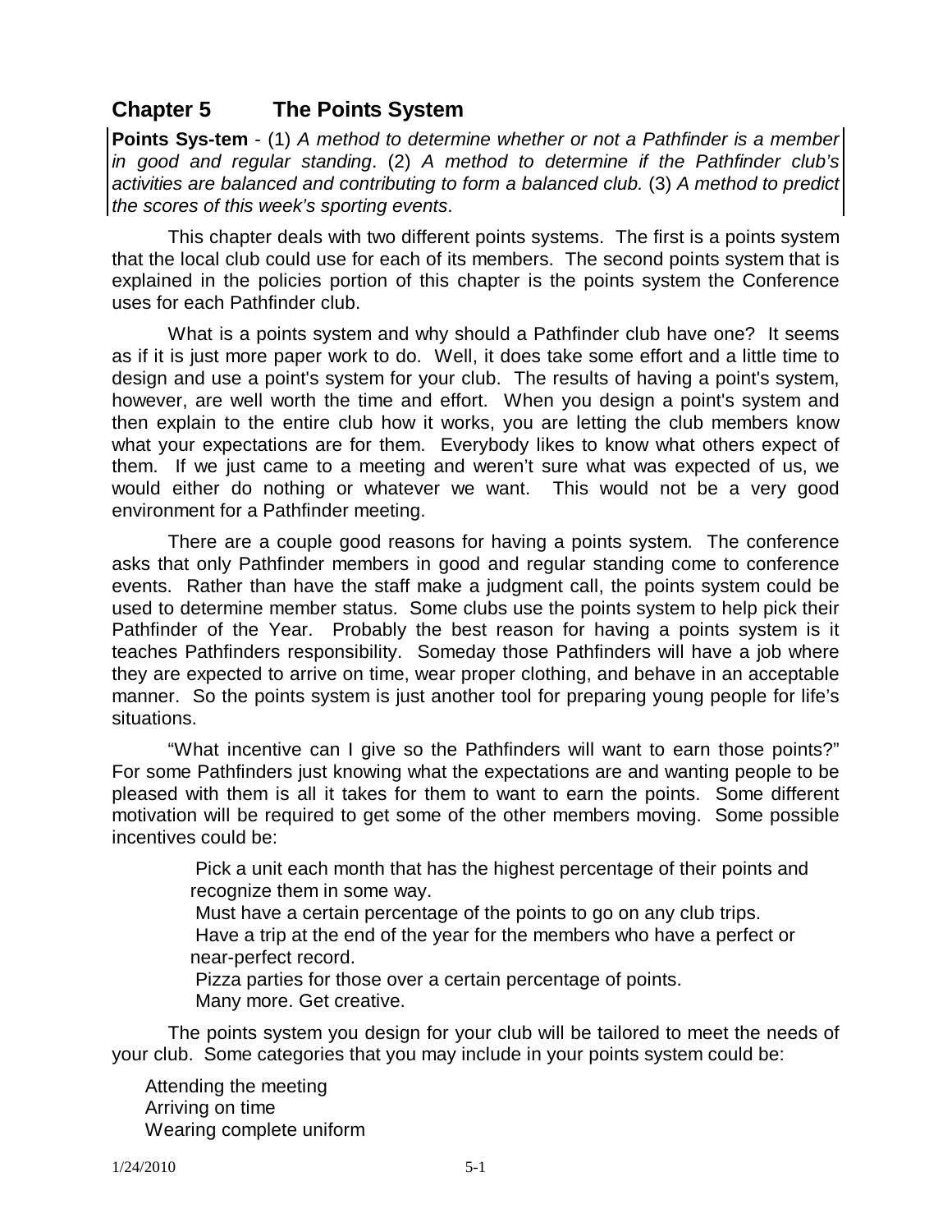## Chapter 5 The Points System

**Points Sys-tem** - (1) *A method to determine whether or not a Pathfinder is a member in good and regular standing*. (2) *A method to determine if the Pathfinder club's activities are balanced and contributing to form a balanced club.* (3) *A method to predict the scores of this week's sporting events*.

This chapter deals with two different points systems. The first is a points system that the local club could use for each of its members. The second points system that is explained in the policies portion of this chapter is the points system the Conference uses for each Pathfinder club.

What is a points system and why should a Pathfinder club have one? It seems as if it is just more paper work to do. Well, it does take some effort and a little time to design and use a point's system for your club. The results of having a point's system, however, are well worth the time and effort. When you design a point's system and then explain to the entire club how it works, you are letting the club members know what your expectations are for them. Everybody likes to know what others expect of them. If we just came to a meeting and weren't sure what was expected of us, we would either do nothing or whatever we want. This would not be a very good environment for a Pathfinder meeting.

There are a couple good reasons for having a points system. The conference asks that only Pathfinder members in good and regular standing come to conference events. Rather than have the staff make a judgment call, the points system could be used to determine member status. Some clubs use the points system to help pick their Pathfinder of the Year. Probably the best reason for having a points system is it teaches Pathfinders responsibility. Someday those Pathfinders will have a job where they are expected to arrive on time, wear proper clothing, and behave in an acceptable manner. So the points system is just another tool for preparing young people for life's situations.

"What incentive can I give so the Pathfinders will want to earn those points?" For some Pathfinders just knowing what the expectations are and wanting people to be pleased with them is all it takes for them to want to earn the points. Some different motivation will be required to get some of the other members moving. Some possible incentives could be:

- Pick a unit each month that has the highest percentage of their points and recognize them in some way.
- Must have a certain percentage of the points to go on any club trips.
- Have a trip at the end of the year for the members who have a perfect or near-perfect record.
- Pizza parties for those over a certain percentage of points.
- Many more. Get creative.

The points system you design for your club will be tailored to meet the needs of your club. Some categories that you may include in your points system could be:

- Attending the meeting
- Arriving on time
- Wearing complete uniform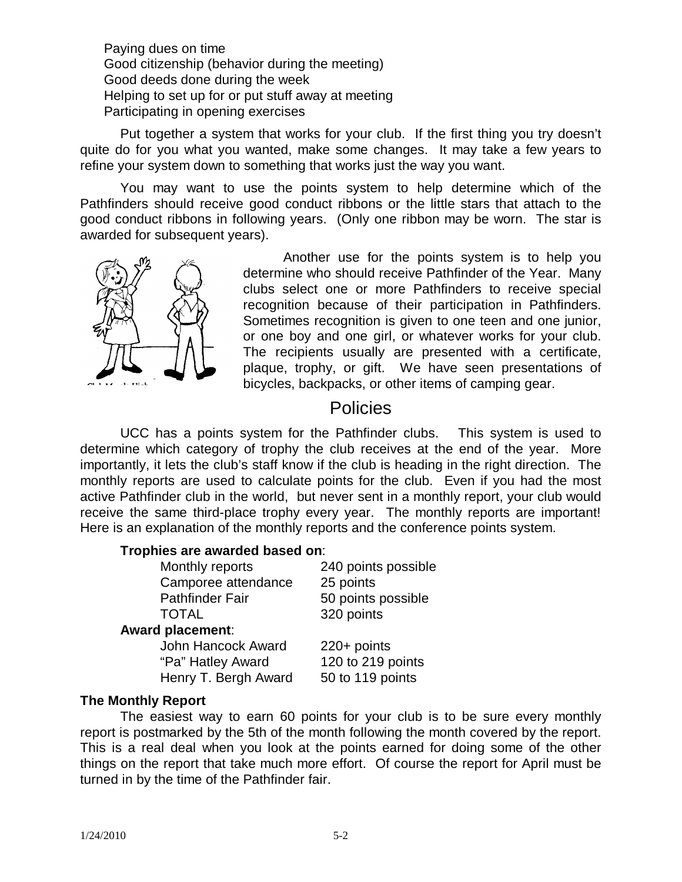Paying dues on time
Good citizenship (behavior during the meeting)
Good deeds done during the week
Helping to set up for or put stuff away at meeting
Participating in opening exercises

Put together a system that works for your club. If the first thing you try doesn't quite do for you what you wanted, make some changes. It may take a few years to refine your system down to something that works just the way you want.

You may want to use the points system to help determine which of the Pathfinders should receive good conduct ribbons or the little stars that attach to the good conduct ribbons in following years. (Only one ribbon may be worn. The star is awarded for subsequent years).

Another use for the points system is to help you determine who should receive Pathfinder of the Year. Many clubs select one or more Pathfinders to receive special recognition because of their participation in Pathfinders. Sometimes recognition is given to one teen and one junior, or one boy and one girl, or whatever works for your club. The recipients usually are presented with a certificate, plaque, trophy, or gift. We have seen presentations of bicycles, backpacks, or other items of camping gear.

## Policies

UCC has a points system for the Pathfinder clubs. This system is used to determine which category of trophy the club receives at the end of the year. More importantly, it lets the club's staff know if the club is heading in the right direction. The monthly reports are used to calculate points for the club. Even if you had the most active Pathfinder club in the world, but never sent in a monthly report, your club would receive the same third-place trophy every year. The monthly reports are important! Here is an explanation of the monthly reports and the conference points system.

**Trophies are awarded based on**:

| | |
|---|---|
| Monthly reports | 240 points possible |
| Camporee attendance | 25 points |
| Pathfinder Fair | 50 points possible |
| TOTAL | 320 points |

**Award placement**:

| | |
|---|---|
| John Hancock Award | 220+ points |
| "Pa" Hatley Award | 120 to 219 points |
| Henry T. Bergh Award | 50 to 119 points |

**The Monthly Report**

The easiest way to earn 60 points for your club is to be sure every monthly report is postmarked by the 5th of the month following the month covered by the report. This is a real deal when you look at the points earned for doing some of the other things on the report that take much more effort. Of course the report for April must be turned in by the time of the Pathfinder fair.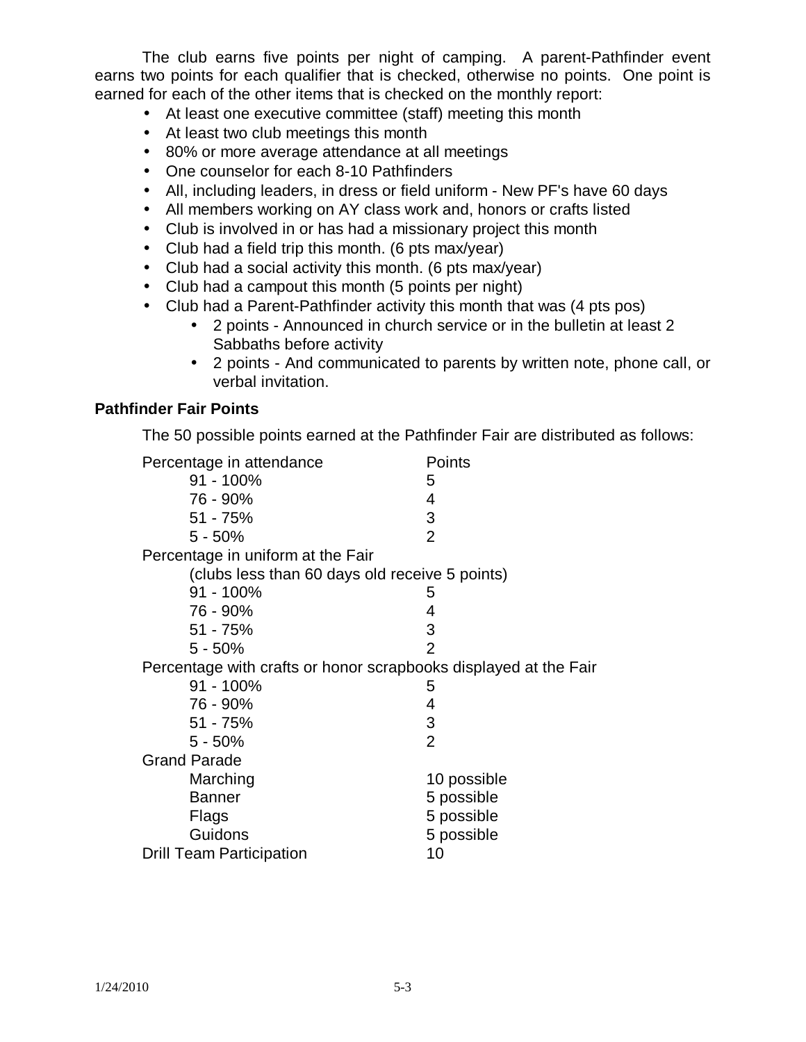The club earns five points per night of camping. A parent-Pathfinder event earns two points for each qualifier that is checked, otherwise no points. One point is earned for each of the other items that is checked on the monthly report:

- At least one executive committee (staff) meeting this month
- At least two club meetings this month
- 80% or more average attendance at all meetings
- One counselor for each 8-10 Pathfinders
- All, including leaders, in dress or field uniform - New PF's have 60 days
- All members working on AY class work and, honors or crafts listed
- Club is involved in or has had a missionary project this month
- Club had a field trip this month. (6 pts max/year)
- Club had a social activity this month. (6 pts max/year)
- Club had a campout this month (5 points per night)
- Club had a Parent-Pathfinder activity this month that was (4 pts pos)
    - 2 points - Announced in church service or in the bulletin at least 2 Sabbaths before activity
    - 2 points - And communicated to parents by written note, phone call, or verbal invitation.

**Pathfinder Fair Points**

The 50 possible points earned at the Pathfinder Fair are distributed as follows:

| Percentage in attendance | Points |
|---|---|
| 91 - 100% | 5 |
| 76 - 90% | 4 |
| 51 - 75% | 3 |
| 5 - 50% | 2 |
| Percentage in uniform at the Fair | |
| (clubs less than 60 days old receive 5 points) | |
| 91 - 100% | 5 |
| 76 - 90% | 4 |
| 51 - 75% | 3 |
| 5 - 50% | 2 |
| Percentage with crafts or honor scrapbooks displayed at the Fair | |
| 91 - 100% | 5 |
| 76 - 90% | 4 |
| 51 - 75% | 3 |
| 5 - 50% | 2 |
| Grand Parade | |
| Marching | 10 possible |
| Banner | 5 possible |
| Flags | 5 possible |
| Guidons | 5 possible |
| Drill Team Participation | 10 |

1/24/2010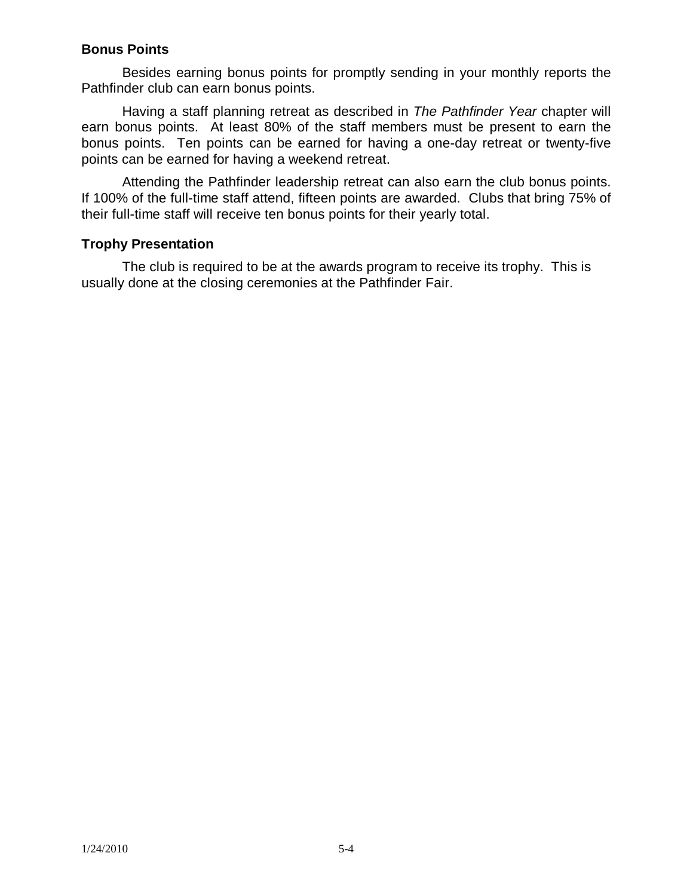### Bonus Points

Besides earning bonus points for promptly sending in your monthly reports the Pathfinder club can earn bonus points.

Having a staff planning retreat as described in *The Pathfinder Year* chapter will earn bonus points. At least 80% of the staff members must be present to earn the bonus points. Ten points can be earned for having a one-day retreat or twenty-five points can be earned for having a weekend retreat.

Attending the Pathfinder leadership retreat can also earn the club bonus points. If 100% of the full-time staff attend, fifteen points are awarded. Clubs that bring 75% of their full-time staff will receive ten bonus points for their yearly total.

### Trophy Presentation

The club is required to be at the awards program to receive its trophy. This is usually done at the closing ceremonies at the Pathfinder Fair.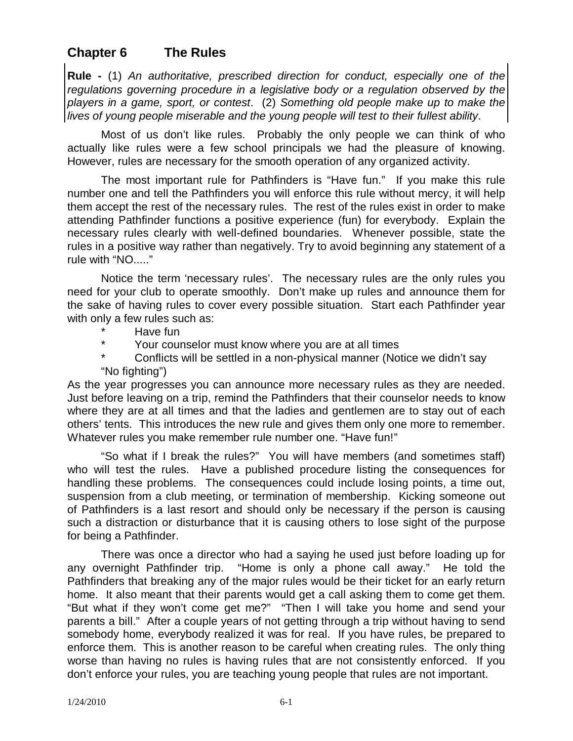## Chapter 6 The Rules

**Rule -** (1) *An authoritative, prescribed direction for conduct, especially one of the regulations governing procedure in a legislative body or a regulation observed by the players in a game, sport, or contest*. (2) *Something old people make up to make the lives of young people miserable and the young people will test to their fullest ability*.

Most of us don't like rules. Probably the only people we can think of who actually like rules were a few school principals we had the pleasure of knowing. However, rules are necessary for the smooth operation of any organized activity.

The most important rule for Pathfinders is "Have fun." If you make this rule number one and tell the Pathfinders you will enforce this rule without mercy, it will help them accept the rest of the necessary rules. The rest of the rules exist in order to make attending Pathfinder functions a positive experience (fun) for everybody. Explain the necessary rules clearly with well-defined boundaries. Whenever possible, state the rules in a positive way rather than negatively. Try to avoid beginning any statement of a rule with "NO....."

Notice the term 'necessary rules'. The necessary rules are the only rules you need for your club to operate smoothly. Don't make up rules and announce them for the sake of having rules to cover every possible situation. Start each Pathfinder year with only a few rules such as:

- Have fun
- Your counselor must know where you are at all times
- Conflicts will be settled in a non-physical manner (Notice we didn't say "No fighting")

As the year progresses you can announce more necessary rules as they are needed. Just before leaving on a trip, remind the Pathfinders that their counselor needs to know where they are at all times and that the ladies and gentlemen are to stay out of each others' tents. This introduces the new rule and gives them only one more to remember. Whatever rules you make remember rule number one. "Have fun!"

"So what if I break the rules?" You will have members (and sometimes staff) who will test the rules. Have a published procedure listing the consequences for handling these problems. The consequences could include losing points, a time out, suspension from a club meeting, or termination of membership. Kicking someone out of Pathfinders is a last resort and should only be necessary if the person is causing such a distraction or disturbance that it is causing others to lose sight of the purpose for being a Pathfinder.

There was once a director who had a saying he used just before loading up for any overnight Pathfinder trip. "Home is only a phone call away." He told the Pathfinders that breaking any of the major rules would be their ticket for an early return home. It also meant that their parents would get a call asking them to come get them. "But what if they won't come get me?" "Then I will take you home and send your parents a bill." After a couple years of not getting through a trip without having to send somebody home, everybody realized it was for real. If you have rules, be prepared to enforce them. This is another reason to be careful when creating rules. The only thing worse than having no rules is having rules that are not consistently enforced. If you don't enforce your rules, you are teaching young people that rules are not important.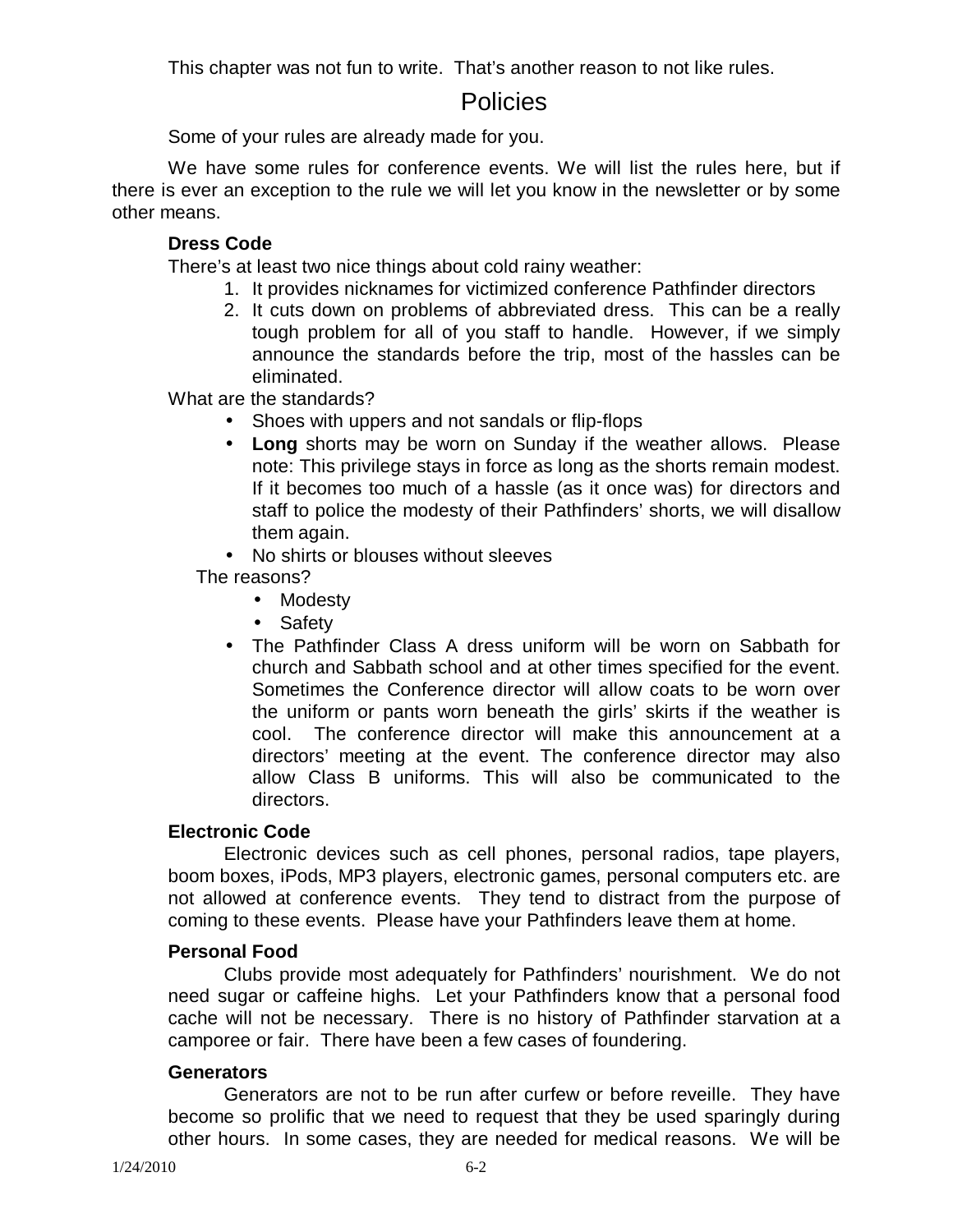This chapter was not fun to write. That's another reason to not like rules.

# Policies

Some of your rules are already made for you.

We have some rules for conference events. We will list the rules here, but if there is ever an exception to the rule we will let you know in the newsletter or by some other means.

**Dress Code**

There's at least two nice things about cold rainy weather:

1. It provides nicknames for victimized conference Pathfinder directors
2. It cuts down on problems of abbreviated dress. This can be a really tough problem for all of you staff to handle. However, if we simply announce the standards before the trip, most of the hassles can be eliminated.

What are the standards?

- Shoes with uppers and not sandals or flip-flops
- **Long** shorts may be worn on Sunday if the weather allows. Please note: This privilege stays in force as long as the shorts remain modest. If it becomes too much of a hassle (as it once was) for directors and staff to police the modesty of their Pathfinders' shorts, we will disallow them again.
- No shirts or blouses without sleeves

The reasons?

- Modesty
- Safety

- The Pathfinder Class A dress uniform will be worn on Sabbath for church and Sabbath school and at other times specified for the event. Sometimes the Conference director will allow coats to be worn over the uniform or pants worn beneath the girls' skirts if the weather is cool. The conference director will make this announcement at a directors' meeting at the event. The conference director may also allow Class B uniforms. This will also be communicated to the directors.

**Electronic Code**

Electronic devices such as cell phones, personal radios, tape players, boom boxes, iPods, MP3 players, electronic games, personal computers etc. are not allowed at conference events. They tend to distract from the purpose of coming to these events. Please have your Pathfinders leave them at home.

**Personal Food**

Clubs provide most adequately for Pathfinders' nourishment. We do not need sugar or caffeine highs. Let your Pathfinders know that a personal food cache will not be necessary. There is no history of Pathfinder starvation at a camporee or fair. There have been a few cases of foundering.

**Generators**

Generators are not to be run after curfew or before reveille. They have become so prolific that we need to request that they be used sparingly during other hours. In some cases, they are needed for medical reasons. We will be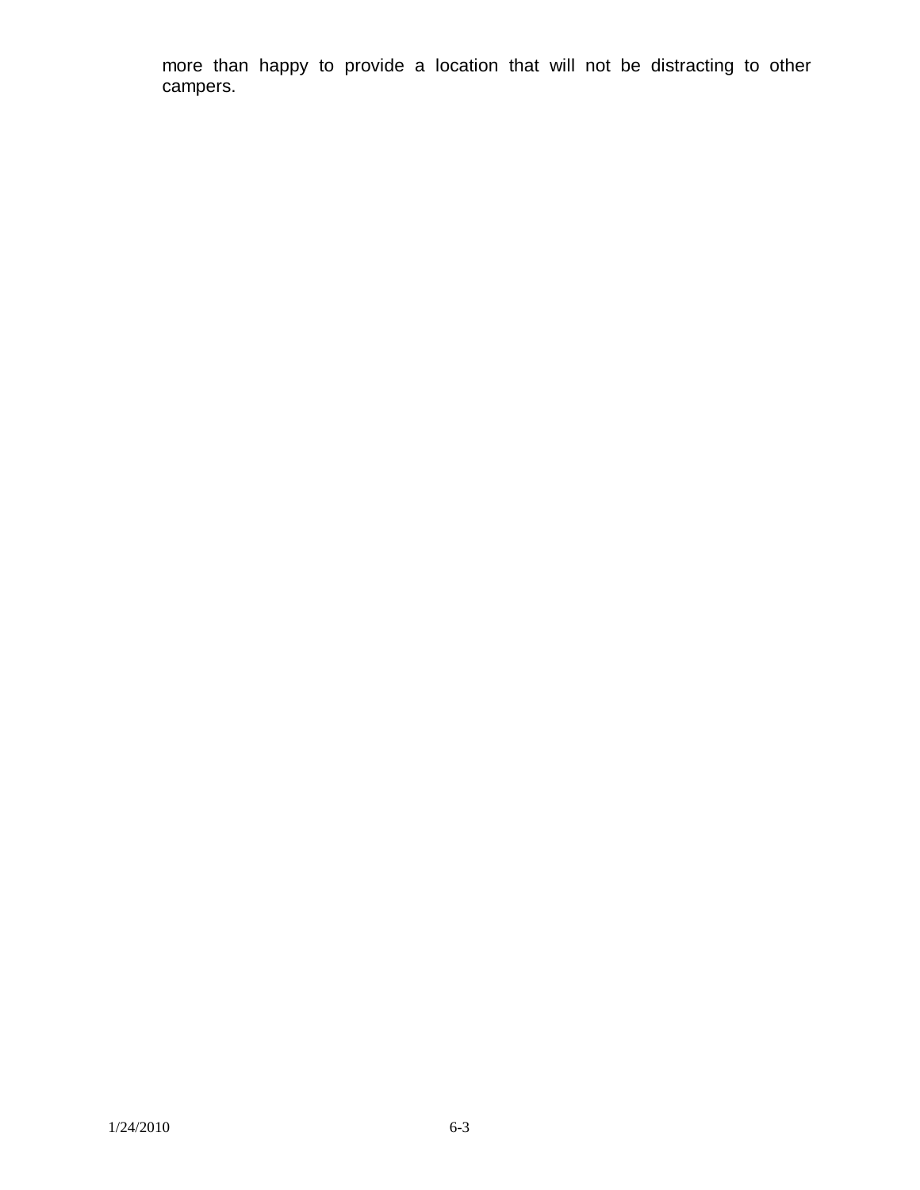more than happy to provide a location that will not be distracting to other campers.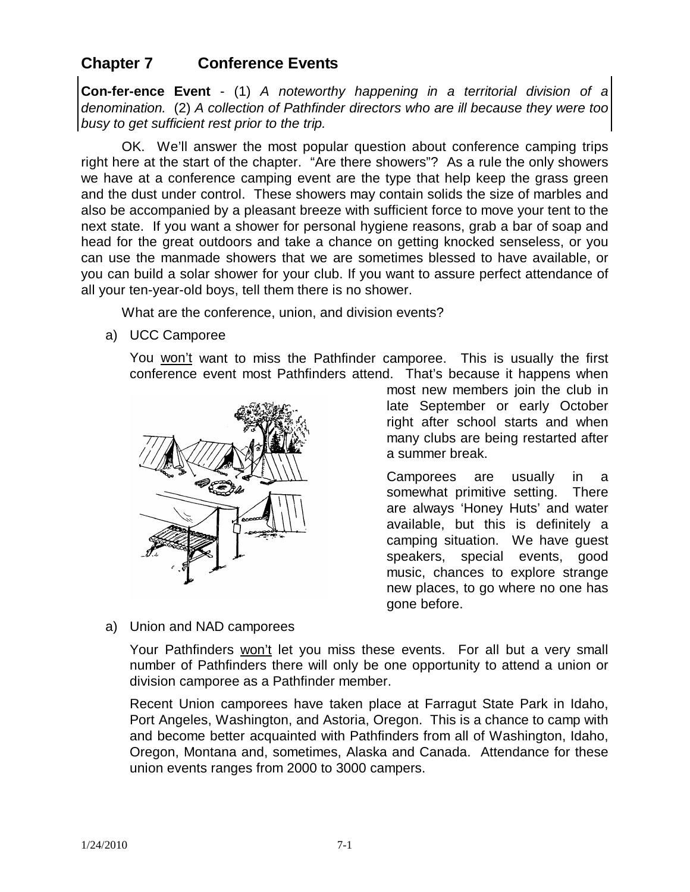## Chapter 7 Conference Events

**Con-fer-ence Event** - (1) *A noteworthy happening in a territorial division of a denomination.* (2) *A collection of Pathfinder directors who are ill because they were too busy to get sufficient rest prior to the trip.*

OK. We'll answer the most popular question about conference camping trips right here at the start of the chapter. "Are there showers"? As a rule the only showers we have at a conference camping event are the type that help keep the grass green and the dust under control. These showers may contain solids the size of marbles and also be accompanied by a pleasant breeze with sufficient force to move your tent to the next state. If you want a shower for personal hygiene reasons, grab a bar of soap and head for the great outdoors and take a chance on getting knocked senseless, or you can use the manmade showers that we are sometimes blessed to have available, or you can build a solar shower for your club. If you want to assure perfect attendance of all your ten-year-old boys, tell them there is no shower.

What are the conference, union, and division events?

a) UCC Camporee

You <u>won't</u> want to miss the Pathfinder camporee. This is usually the first conference event most Pathfinders attend. That's because it happens when most new members join the club in late September or early October right after school starts and when many clubs are being restarted after a summer break.

Camporees are usually in a somewhat primitive setting. There are always 'Honey Huts' and water available, but this is definitely a camping situation. We have guest speakers, special events, good music, chances to explore strange new places, to go where no one has gone before.

a) Union and NAD camporees

Your Pathfinders <u>won't</u> let you miss these events. For all but a very small number of Pathfinders there will only be one opportunity to attend a union or division camporee as a Pathfinder member.

Recent Union camporees have taken place at Farragut State Park in Idaho, Port Angeles, Washington, and Astoria, Oregon. This is a chance to camp with and become better acquainted with Pathfinders from all of Washington, Idaho, Oregon, Montana and, sometimes, Alaska and Canada. Attendance for these union events ranges from 2000 to 3000 campers.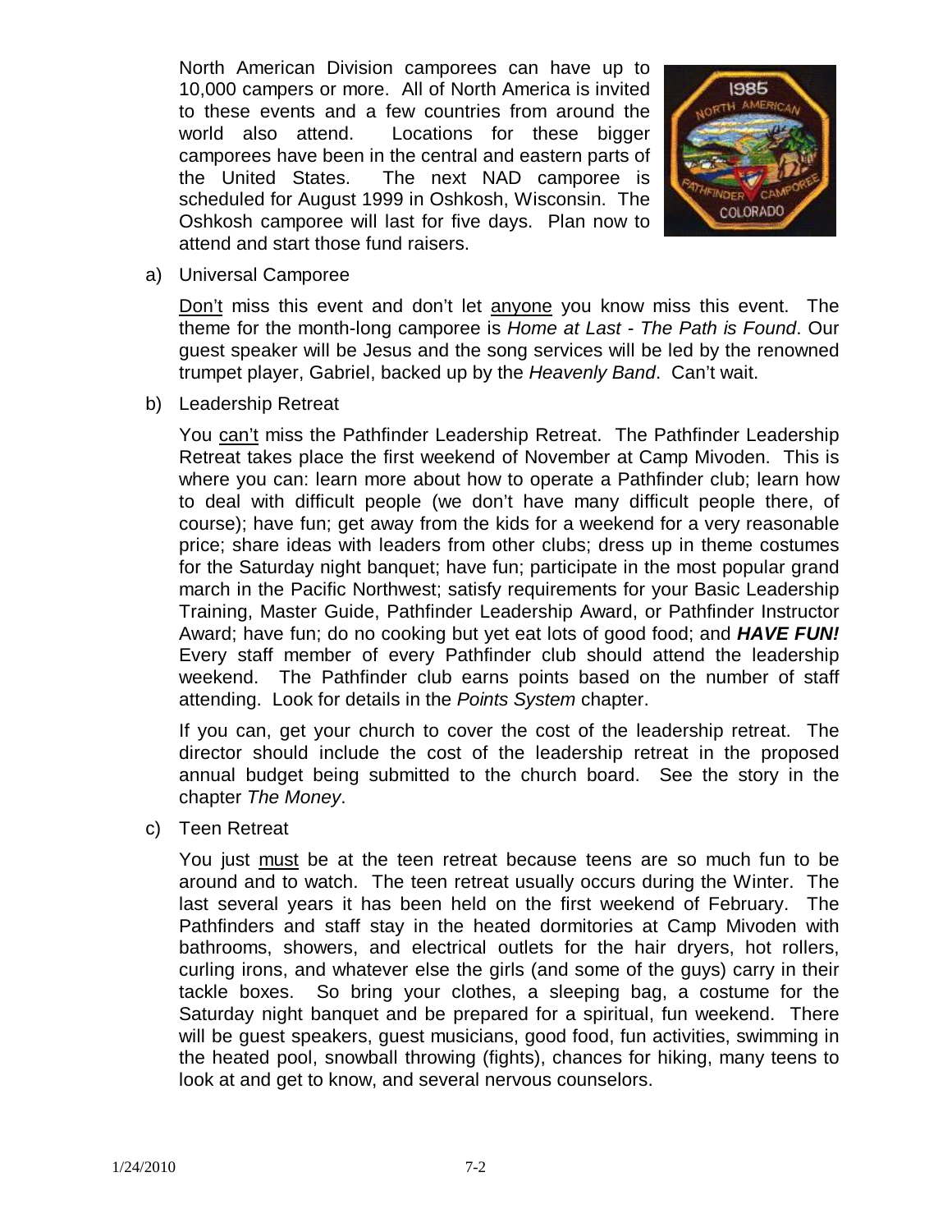North American Division camporees can have up to 10,000 campers or more. All of North America is invited to these events and a few countries from around the world also attend. Locations for these bigger camporees have been in the central and eastern parts of the United States. The next NAD camporee is scheduled for August 1999 in Oshkosh, Wisconsin. The Oshkosh camporee will last for five days. Plan now to attend and start those fund raisers.

a) Universal Camporee

   Don't miss this event and don't let anyone you know miss this event. The theme for the month-long camporee is *Home at Last - The Path is Found*. Our guest speaker will be Jesus and the song services will be led by the renowned trumpet player, Gabriel, backed up by the *Heavenly Band*. Can't wait.

b) Leadership Retreat

   You can't miss the Pathfinder Leadership Retreat. The Pathfinder Leadership Retreat takes place the first weekend of November at Camp Mivoden. This is where you can: learn more about how to operate a Pathfinder club; learn how to deal with difficult people (we don't have many difficult people there, of course); have fun; get away from the kids for a weekend for a very reasonable price; share ideas with leaders from other clubs; dress up in theme costumes for the Saturday night banquet; have fun; participate in the most popular grand march in the Pacific Northwest; satisfy requirements for your Basic Leadership Training, Master Guide, Pathfinder Leadership Award, or Pathfinder Instructor Award; have fun; do no cooking but yet eat lots of good food; and ***HAVE FUN!*** Every staff member of every Pathfinder club should attend the leadership weekend. The Pathfinder club earns points based on the number of staff attending. Look for details in the *Points System* chapter.

   If you can, get your church to cover the cost of the leadership retreat. The director should include the cost of the leadership retreat in the proposed annual budget being submitted to the church board. See the story in the chapter *The Money*.

c) Teen Retreat

   You just must be at the teen retreat because teens are so much fun to be around and to watch. The teen retreat usually occurs during the Winter. The last several years it has been held on the first weekend of February. The Pathfinders and staff stay in the heated dormitories at Camp Mivoden with bathrooms, showers, and electrical outlets for the hair dryers, hot rollers, curling irons, and whatever else the girls (and some of the guys) carry in their tackle boxes. So bring your clothes, a sleeping bag, a costume for the Saturday night banquet and be prepared for a spiritual, fun weekend. There will be guest speakers, guest musicians, good food, fun activities, swimming in the heated pool, snowball throwing (fights), chances for hiking, many teens to look at and get to know, and several nervous counselors.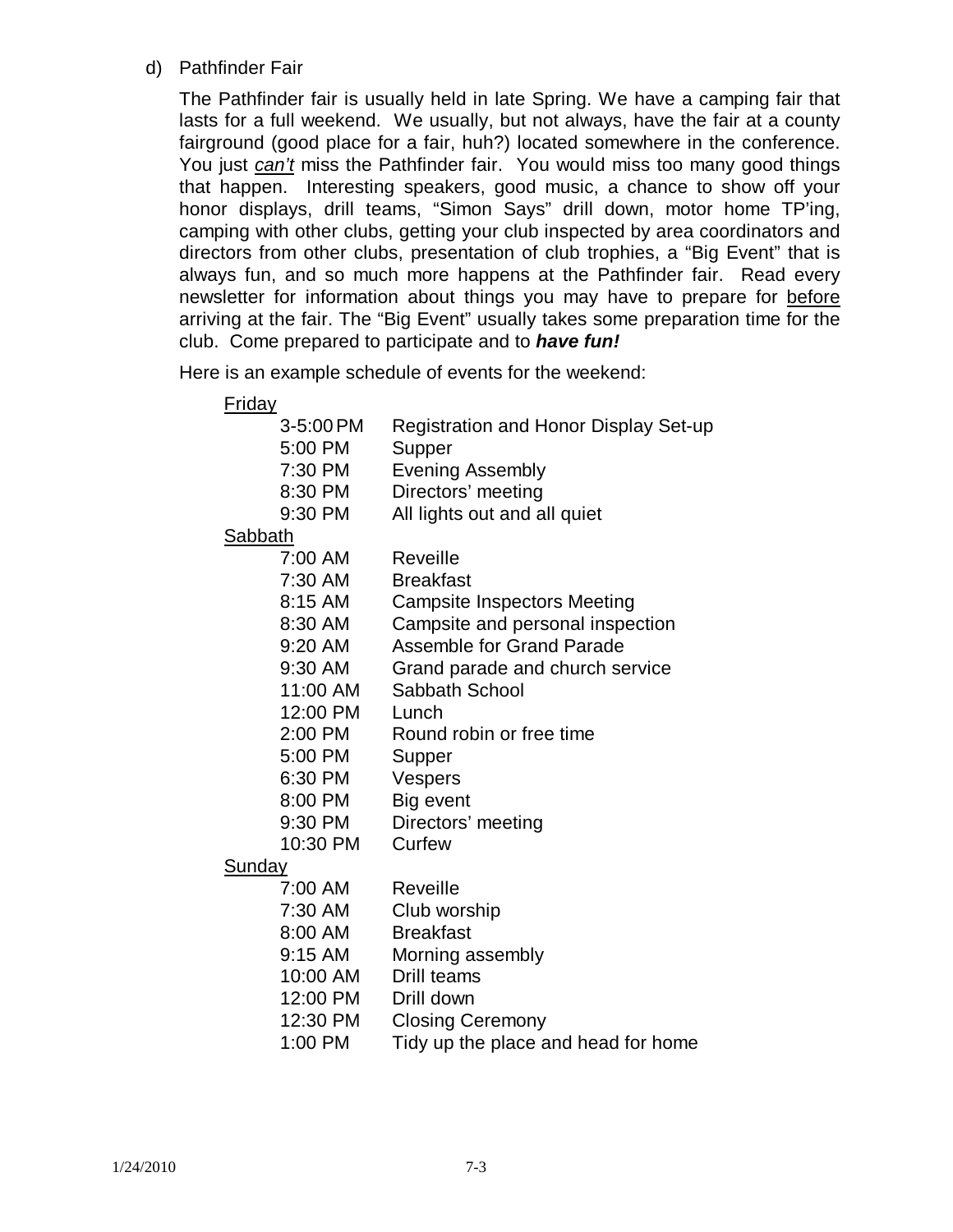d) Pathfinder Fair

The Pathfinder fair is usually held in late Spring. We have a camping fair that lasts for a full weekend. We usually, but not always, have the fair at a county fairground (good place for a fair, huh?) located somewhere in the conference. You just *can't* miss the Pathfinder fair. You would miss too many good things that happen. Interesting speakers, good music, a chance to show off your honor displays, drill teams, "Simon Says" drill down, motor home TP'ing, camping with other clubs, getting your club inspected by area coordinators and directors from other clubs, presentation of club trophies, a "Big Event" that is always fun, and so much more happens at the Pathfinder fair. Read every newsletter for information about things you may have to prepare for before arriving at the fair. The "Big Event" usually takes some preparation time for the club. Come prepared to participate and to ***have fun!***

Here is an example schedule of events for the weekend:

Friday

| | |
|---|---|
| 3-5:00 PM | Registration and Honor Display Set-up |
| 5:00 PM | Supper |
| 7:30 PM | Evening Assembly |
| 8:30 PM | Directors' meeting |
| 9:30 PM | All lights out and all quiet |

Sabbath

| | |
|---|---|
| 7:00 AM | Reveille |
| 7:30 AM | Breakfast |
| 8:15 AM | Campsite Inspectors Meeting |
| 8:30 AM | Campsite and personal inspection |
| 9:20 AM | Assemble for Grand Parade |
| 9:30 AM | Grand parade and church service |
| 11:00 AM | Sabbath School |
| 12:00 PM | Lunch |
| 2:00 PM | Round robin or free time |
| 5:00 PM | Supper |
| 6:30 PM | Vespers |
| 8:00 PM | Big event |
| 9:30 PM | Directors' meeting |
| 10:30 PM | Curfew |

Sunday

| | |
|---|---|
| 7:00 AM | Reveille |
| 7:30 AM | Club worship |
| 8:00 AM | Breakfast |
| 9:15 AM | Morning assembly |
| 10:00 AM | Drill teams |
| 12:00 PM | Drill down |
| 12:30 PM | Closing Ceremony |
| 1:00 PM | Tidy up the place and head for home |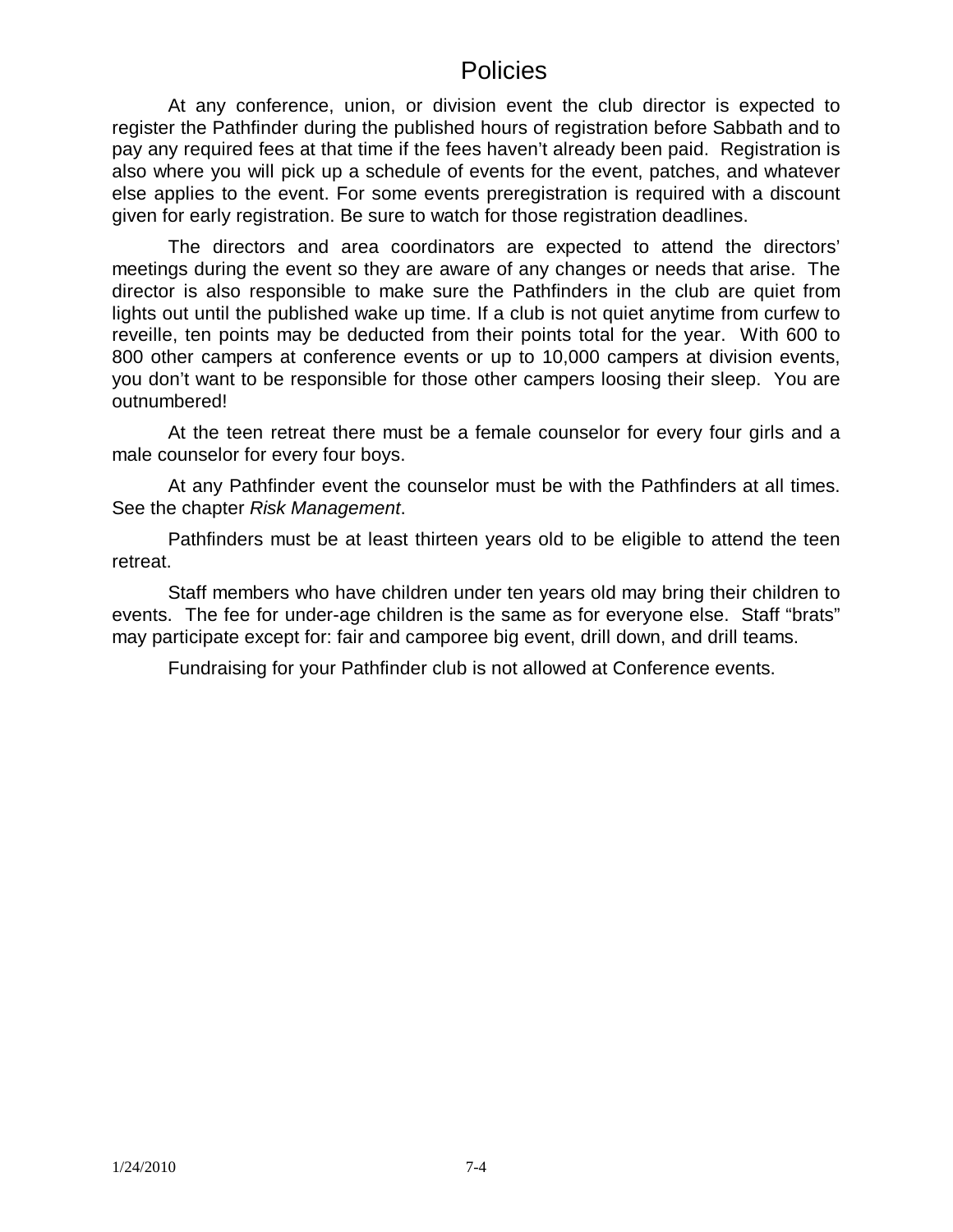# Policies

At any conference, union, or division event the club director is expected to register the Pathfinder during the published hours of registration before Sabbath and to pay any required fees at that time if the fees haven't already been paid. Registration is also where you will pick up a schedule of events for the event, patches, and whatever else applies to the event. For some events preregistration is required with a discount given for early registration. Be sure to watch for those registration deadlines.

The directors and area coordinators are expected to attend the directors' meetings during the event so they are aware of any changes or needs that arise. The director is also responsible to make sure the Pathfinders in the club are quiet from lights out until the published wake up time. If a club is not quiet anytime from curfew to reveille, ten points may be deducted from their points total for the year. With 600 to 800 other campers at conference events or up to 10,000 campers at division events, you don't want to be responsible for those other campers loosing their sleep. You are outnumbered!

At the teen retreat there must be a female counselor for every four girls and a male counselor for every four boys.

At any Pathfinder event the counselor must be with the Pathfinders at all times. See the chapter *Risk Management*.

Pathfinders must be at least thirteen years old to be eligible to attend the teen retreat.

Staff members who have children under ten years old may bring their children to events. The fee for under-age children is the same as for everyone else. Staff "brats" may participate except for: fair and camporee big event, drill down, and drill teams.

Fundraising for your Pathfinder club is not allowed at Conference events.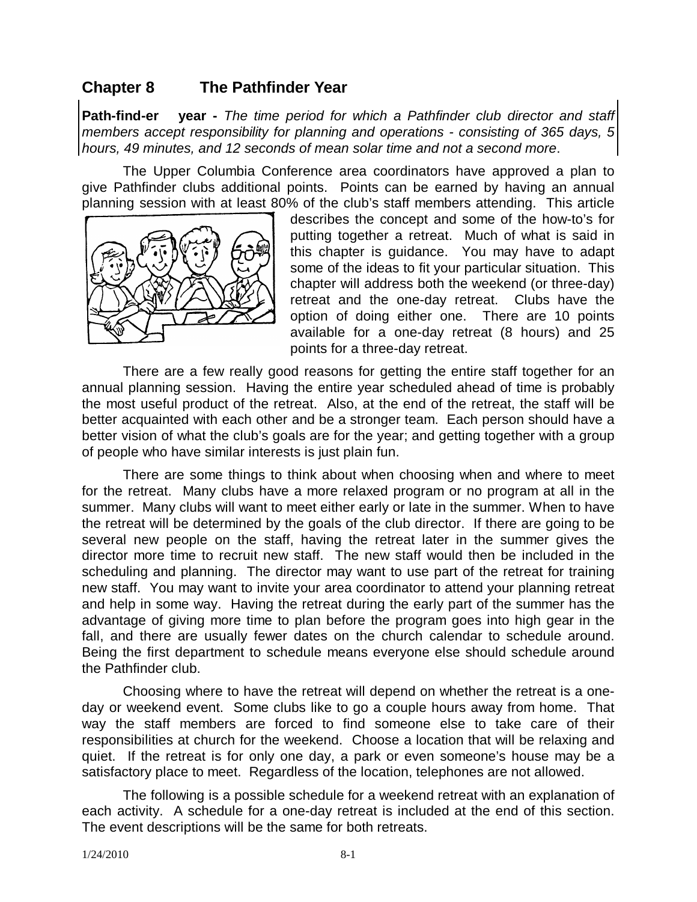## Chapter 8 The Pathfinder Year

**Path-find-er year -** *The time period for which a Pathfinder club director and staff members accept responsibility for planning and operations - consisting of 365 days, 5 hours, 49 minutes, and 12 seconds of mean solar time and not a second more*.

The Upper Columbia Conference area coordinators have approved a plan to give Pathfinder clubs additional points. Points can be earned by having an annual planning session with at least 80% of the club's staff members attending. This article describes the concept and some of the how-to's for putting together a retreat. Much of what is said in this chapter is guidance. You may have to adapt some of the ideas to fit your particular situation. This chapter will address both the weekend (or three-day) retreat and the one-day retreat. Clubs have the option of doing either one. There are 10 points available for a one-day retreat (8 hours) and 25 points for a three-day retreat.

There are a few really good reasons for getting the entire staff together for an annual planning session. Having the entire year scheduled ahead of time is probably the most useful product of the retreat. Also, at the end of the retreat, the staff will be better acquainted with each other and be a stronger team. Each person should have a better vision of what the club's goals are for the year; and getting together with a group of people who have similar interests is just plain fun.

There are some things to think about when choosing when and where to meet for the retreat. Many clubs have a more relaxed program or no program at all in the summer. Many clubs will want to meet either early or late in the summer. When to have the retreat will be determined by the goals of the club director. If there are going to be several new people on the staff, having the retreat later in the summer gives the director more time to recruit new staff. The new staff would then be included in the scheduling and planning. The director may want to use part of the retreat for training new staff. You may want to invite your area coordinator to attend your planning retreat and help in some way. Having the retreat during the early part of the summer has the advantage of giving more time to plan before the program goes into high gear in the fall, and there are usually fewer dates on the church calendar to schedule around. Being the first department to schedule means everyone else should schedule around the Pathfinder club.

Choosing where to have the retreat will depend on whether the retreat is a one-day or weekend event. Some clubs like to go a couple hours away from home. That way the staff members are forced to find someone else to take care of their responsibilities at church for the weekend. Choose a location that will be relaxing and quiet. If the retreat is for only one day, a park or even someone's house may be a satisfactory place to meet. Regardless of the location, telephones are not allowed.

The following is a possible schedule for a weekend retreat with an explanation of each activity. A schedule for a one-day retreat is included at the end of this section. The event descriptions will be the same for both retreats.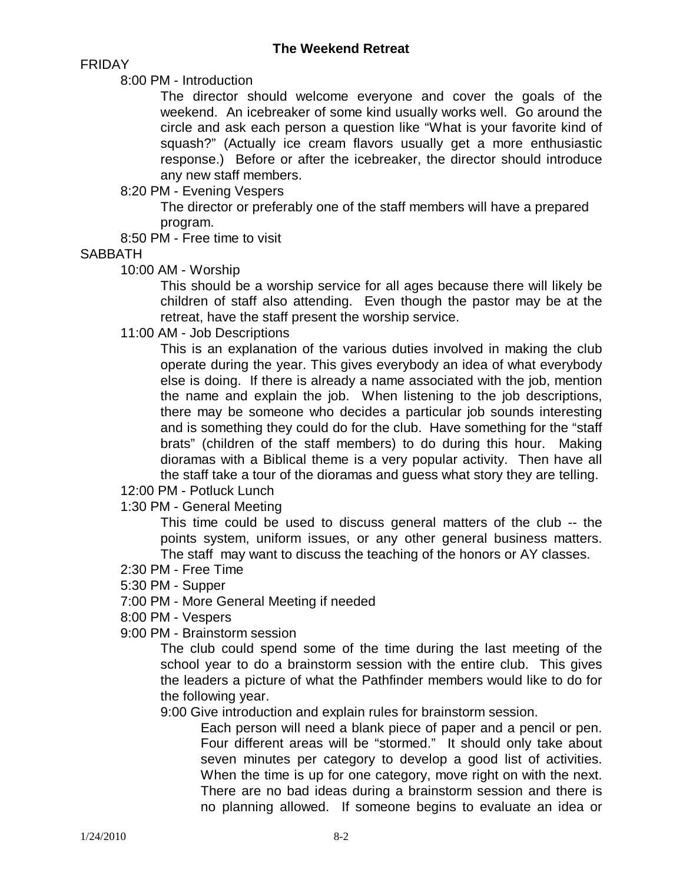## The Weekend Retreat

FRIDAY

8:00 PM - Introduction

The director should welcome everyone and cover the goals of the weekend. An icebreaker of some kind usually works well. Go around the circle and ask each person a question like "What is your favorite kind of squash?" (Actually ice cream flavors usually get a more enthusiastic response.) Before or after the icebreaker, the director should introduce any new staff members.

8:20 PM - Evening Vespers

The director or preferably one of the staff members will have a prepared program.

8:50 PM - Free time to visit

SABBATH

10:00 AM - Worship

This should be a worship service for all ages because there will likely be children of staff also attending. Even though the pastor may be at the retreat, have the staff present the worship service.

11:00 AM - Job Descriptions

This is an explanation of the various duties involved in making the club operate during the year. This gives everybody an idea of what everybody else is doing. If there is already a name associated with the job, mention the name and explain the job. When listening to the job descriptions, there may be someone who decides a particular job sounds interesting and is something they could do for the club. Have something for the "staff brats" (children of the staff members) to do during this hour. Making dioramas with a Biblical theme is a very popular activity. Then have all the staff take a tour of the dioramas and guess what story they are telling.

12:00 PM - Potluck Lunch

1:30 PM - General Meeting

This time could be used to discuss general matters of the club -- the points system, uniform issues, or any other general business matters. The staff may want to discuss the teaching of the honors or AY classes.

2:30 PM - Free Time

5:30 PM - Supper

7:00 PM - More General Meeting if needed

8:00 PM - Vespers

9:00 PM - Brainstorm session

The club could spend some of the time during the last meeting of the school year to do a brainstorm session with the entire club. This gives the leaders a picture of what the Pathfinder members would like to do for the following year.

9:00 Give introduction and explain rules for brainstorm session.

Each person will need a blank piece of paper and a pencil or pen. Four different areas will be "stormed." It should only take about seven minutes per category to develop a good list of activities. When the time is up for one category, move right on with the next. There are no bad ideas during a brainstorm session and there is no planning allowed. If someone begins to evaluate an idea or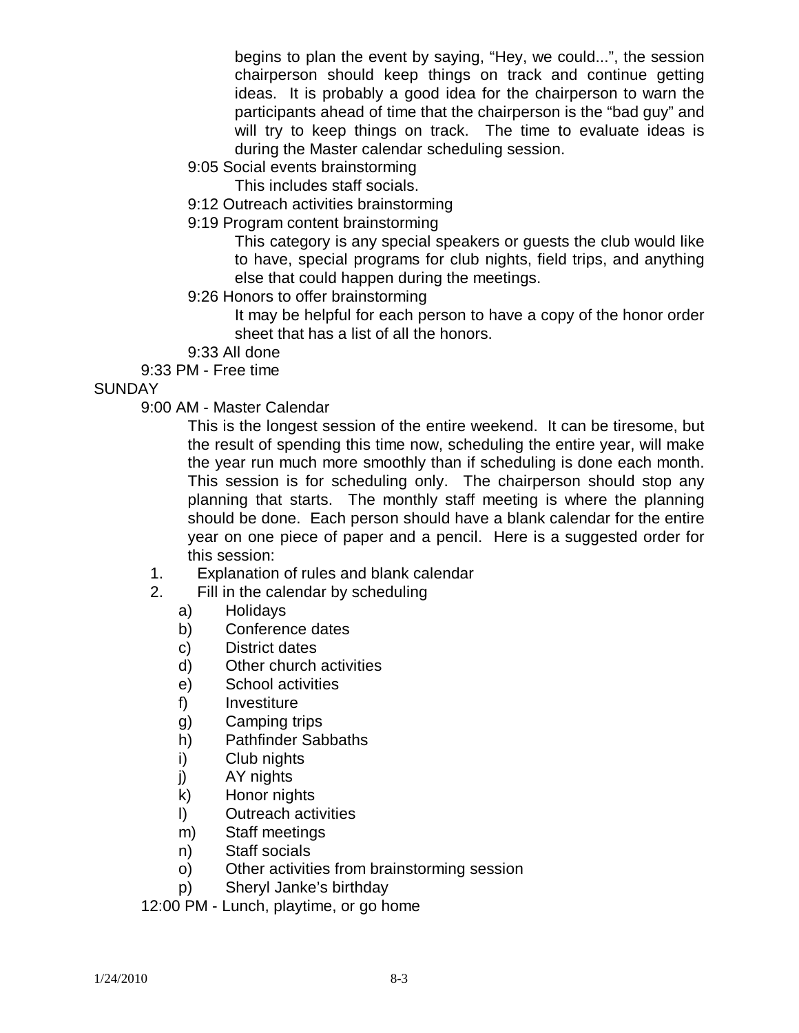begins to plan the event by saying, "Hey, we could...", the session chairperson should keep things on track and continue getting ideas. It is probably a good idea for the chairperson to warn the participants ahead of time that the chairperson is the "bad guy" and will try to keep things on track. The time to evaluate ideas is during the Master calendar scheduling session.

- 9:05 Social events brainstorming

  This includes staff socials.

- 9:12 Outreach activities brainstorming
- 9:19 Program content brainstorming

  This category is any special speakers or guests the club would like to have, special programs for club nights, field trips, and anything else that could happen during the meetings.

- 9:26 Honors to offer brainstorming

  It may be helpful for each person to have a copy of the honor order sheet that has a list of all the honors.

- 9:33 All done

9:33 PM - Free time

SUNDAY

9:00 AM - Master Calendar

This is the longest session of the entire weekend. It can be tiresome, but the result of spending this time now, scheduling the entire year, will make the year run much more smoothly than if scheduling is done each month. This session is for scheduling only. The chairperson should stop any planning that starts. The monthly staff meeting is where the planning should be done. Each person should have a blank calendar for the entire year on one piece of paper and a pencil. Here is a suggested order for this session:

1. Explanation of rules and blank calendar
2. Fill in the calendar by scheduling
   - a) Holidays
   - b) Conference dates
   - c) District dates
   - d) Other church activities
   - e) School activities
   - f) Investiture
   - g) Camping trips
   - h) Pathfinder Sabbaths
   - i) Club nights
   - j) AY nights
   - k) Honor nights
   - l) Outreach activities
   - m) Staff meetings
   - n) Staff socials
   - o) Other activities from brainstorming session
   - p) Sheryl Janke's birthday

12:00 PM - Lunch, playtime, or go home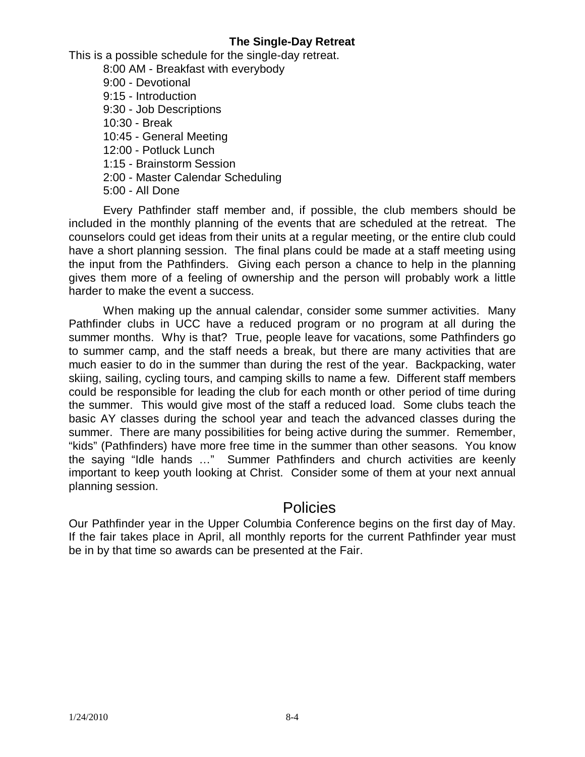### The Single-Day Retreat

This is a possible schedule for the single-day retreat.

- 8:00 AM - Breakfast with everybody
- 9:00 - Devotional
- 9:15 - Introduction
- 9:30 - Job Descriptions
- 10:30 - Break
- 10:45 - General Meeting
- 12:00 - Potluck Lunch
- 1:15 - Brainstorm Session
- 2:00 - Master Calendar Scheduling
- 5:00 - All Done

Every Pathfinder staff member and, if possible, the club members should be included in the monthly planning of the events that are scheduled at the retreat. The counselors could get ideas from their units at a regular meeting, or the entire club could have a short planning session. The final plans could be made at a staff meeting using the input from the Pathfinders. Giving each person a chance to help in the planning gives them more of a feeling of ownership and the person will probably work a little harder to make the event a success.

When making up the annual calendar, consider some summer activities. Many Pathfinder clubs in UCC have a reduced program or no program at all during the summer months. Why is that? True, people leave for vacations, some Pathfinders go to summer camp, and the staff needs a break, but there are many activities that are much easier to do in the summer than during the rest of the year. Backpacking, water skiing, sailing, cycling tours, and camping skills to name a few. Different staff members could be responsible for leading the club for each month or other period of time during the summer. This would give most of the staff a reduced load. Some clubs teach the basic AY classes during the school year and teach the advanced classes during the summer. There are many possibilities for being active during the summer. Remember, "kids" (Pathfinders) have more free time in the summer than other seasons. You know the saying "Idle hands …" Summer Pathfinders and church activities are keenly important to keep youth looking at Christ. Consider some of them at your next annual planning session.

## Policies

Our Pathfinder year in the Upper Columbia Conference begins on the first day of May. If the fair takes place in April, all monthly reports for the current Pathfinder year must be in by that time so awards can be presented at the Fair.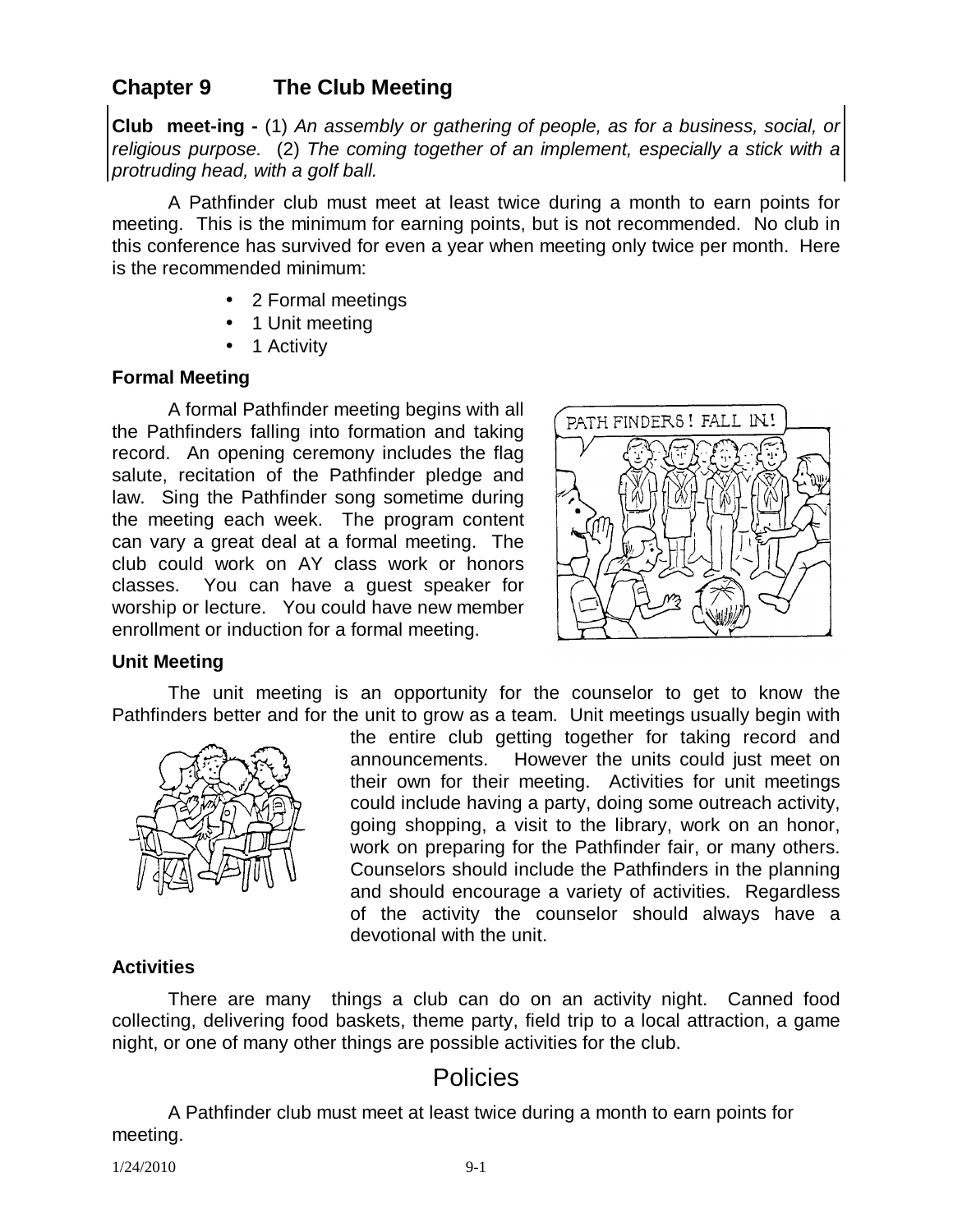## Chapter 9 The Club Meeting

**Club meet-ing -** (1) *An assembly or gathering of people, as for a business, social, or religious purpose.* (2) *The coming together of an implement, especially a stick with a protruding head, with a golf ball.*

A Pathfinder club must meet at least twice during a month to earn points for meeting. This is the minimum for earning points, but is not recommended. No club in this conference has survived for even a year when meeting only twice per month. Here is the recommended minimum:

- 2 Formal meetings
- 1 Unit meeting
- 1 Activity

### Formal Meeting

A formal Pathfinder meeting begins with all the Pathfinders falling into formation and taking record. An opening ceremony includes the flag salute, recitation of the Pathfinder pledge and law. Sing the Pathfinder song sometime during the meeting each week. The program content can vary a great deal at a formal meeting. The club could work on AY class work or honors classes. You can have a guest speaker for worship or lecture. You could have new member enrollment or induction for a formal meeting.

### Unit Meeting

The unit meeting is an opportunity for the counselor to get to know the Pathfinders better and for the unit to grow as a team. Unit meetings usually begin with the entire club getting together for taking record and announcements. However the units could just meet on their own for their meeting. Activities for unit meetings could include having a party, doing some outreach activity, going shopping, a visit to the library, work on an honor, work on preparing for the Pathfinder fair, or many others. Counselors should include the Pathfinders in the planning and should encourage a variety of activities. Regardless of the activity the counselor should always have a devotional with the unit.

### Activities

There are many things a club can do on an activity night. Canned food collecting, delivering food baskets, theme party, field trip to a local attraction, a game night, or one of many other things are possible activities for the club.

## Policies

A Pathfinder club must meet at least twice during a month to earn points for meeting.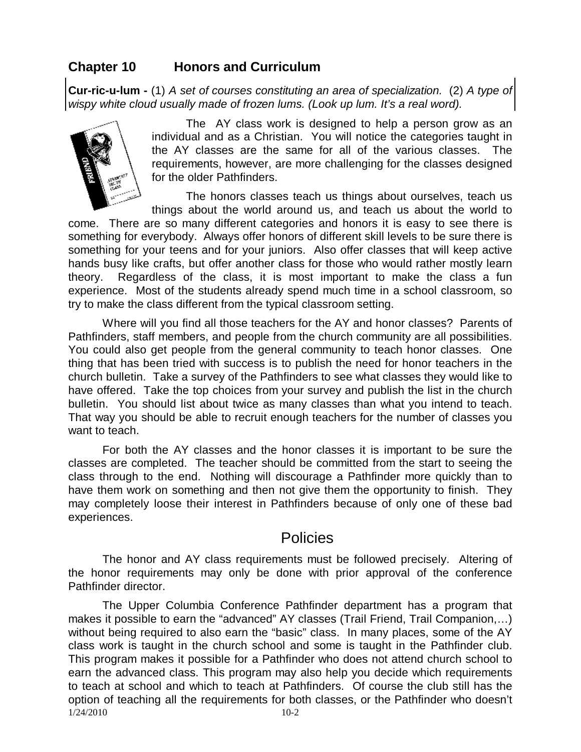## Chapter 10 Honors and Curriculum

**Cur-ric-u-lum -** (1) *A set of courses constituting an area of specialization.* (2) *A type of wispy white cloud usually made of frozen lums. (Look up lum. It's a real word).*

The AY class work is designed to help a person grow as an individual and as a Christian. You will notice the categories taught in the AY classes are the same for all of the various classes. The requirements, however, are more challenging for the classes designed for the older Pathfinders.

The honors classes teach us things about ourselves, teach us things about the world around us, and teach us about the world to come. There are so many different categories and honors it is easy to see there is something for everybody. Always offer honors of different skill levels to be sure there is something for your teens and for your juniors. Also offer classes that will keep active hands busy like crafts, but offer another class for those who would rather mostly learn theory. Regardless of the class, it is most important to make the class a fun experience. Most of the students already spend much time in a school classroom, so try to make the class different from the typical classroom setting.

Where will you find all those teachers for the AY and honor classes? Parents of Pathfinders, staff members, and people from the church community are all possibilities. You could also get people from the general community to teach honor classes. One thing that has been tried with success is to publish the need for honor teachers in the church bulletin. Take a survey of the Pathfinders to see what classes they would like to have offered. Take the top choices from your survey and publish the list in the church bulletin. You should list about twice as many classes than what you intend to teach. That way you should be able to recruit enough teachers for the number of classes you want to teach.

For both the AY classes and the honor classes it is important to be sure the classes are completed. The teacher should be committed from the start to seeing the class through to the end. Nothing will discourage a Pathfinder more quickly than to have them work on something and then not give them the opportunity to finish. They may completely loose their interest in Pathfinders because of only one of these bad experiences.

## Policies

The honor and AY class requirements must be followed precisely. Altering of the honor requirements may only be done with prior approval of the conference Pathfinder director.

The Upper Columbia Conference Pathfinder department has a program that makes it possible to earn the "advanced" AY classes (Trail Friend, Trail Companion,…) without being required to also earn the "basic" class. In many places, some of the AY class work is taught in the church school and some is taught in the Pathfinder club. This program makes it possible for a Pathfinder who does not attend church school to earn the advanced class. This program may also help you decide which requirements to teach at school and which to teach at Pathfinders. Of course the club still has the option of teaching all the requirements for both classes, or the Pathfinder who doesn't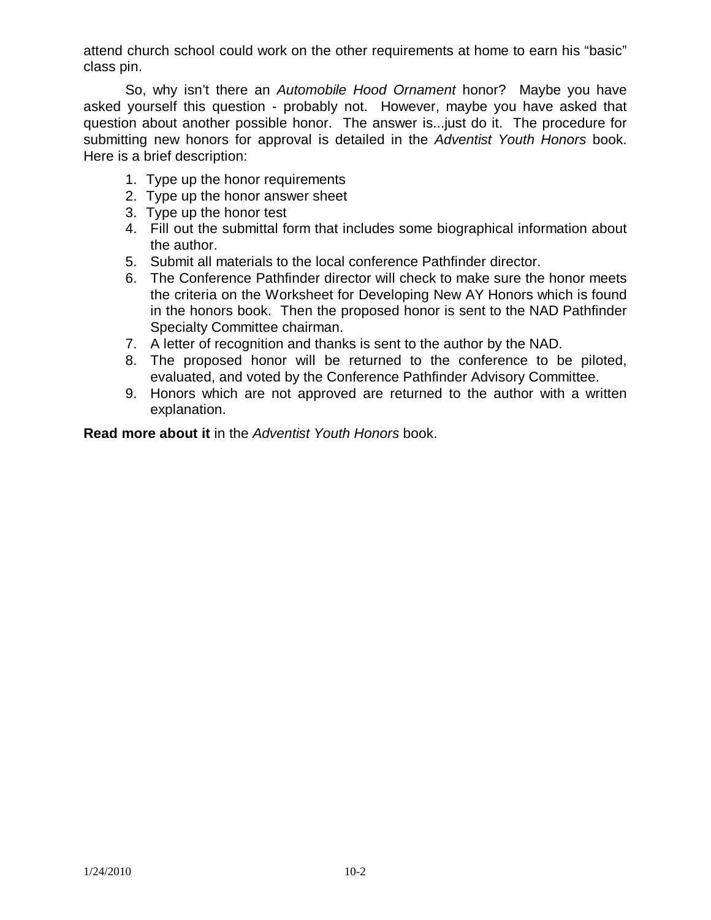attend church school could work on the other requirements at home to earn his "basic" class pin.

So, why isn't there an *Automobile Hood Ornament* honor? Maybe you have asked yourself this question - probably not. However, maybe you have asked that question about another possible honor. The answer is...just do it. The procedure for submitting new honors for approval is detailed in the *Adventist Youth Honors* book. Here is a brief description:

1. Type up the honor requirements
2. Type up the honor answer sheet
3. Type up the honor test
4. Fill out the submittal form that includes some biographical information about the author.
5. Submit all materials to the local conference Pathfinder director.
6. The Conference Pathfinder director will check to make sure the honor meets the criteria on the Worksheet for Developing New AY Honors which is found in the honors book. Then the proposed honor is sent to the NAD Pathfinder Specialty Committee chairman.
7. A letter of recognition and thanks is sent to the author by the NAD.
8. The proposed honor will be returned to the conference to be piloted, evaluated, and voted by the Conference Pathfinder Advisory Committee.
9. Honors which are not approved are returned to the author with a written explanation.

**Read more about it** in the *Adventist Youth Honors* book.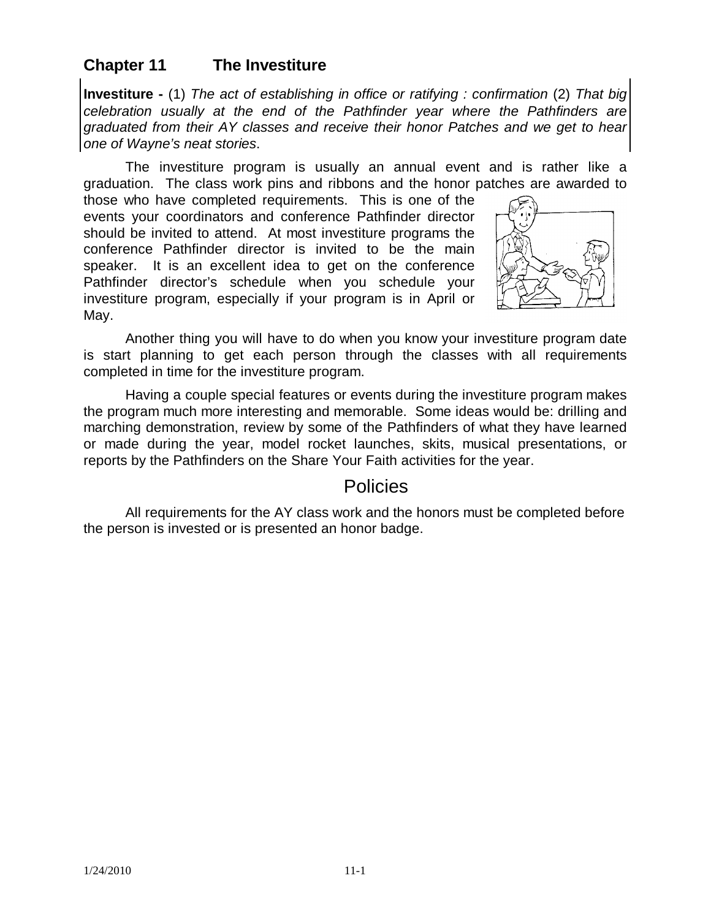## Chapter 11 The Investiture

**Investiture -** (1) *The act of establishing in office or ratifying : confirmation* (2) *That big celebration usually at the end of the Pathfinder year where the Pathfinders are graduated from their AY classes and receive their honor Patches and we get to hear one of Wayne's neat stories*.

The investiture program is usually an annual event and is rather like a graduation. The class work pins and ribbons and the honor patches are awarded to those who have completed requirements. This is one of the events your coordinators and conference Pathfinder director should be invited to attend. At most investiture programs the conference Pathfinder director is invited to be the main speaker. It is an excellent idea to get on the conference Pathfinder director's schedule when you schedule your investiture program, especially if your program is in April or May.

Another thing you will have to do when you know your investiture program date is start planning to get each person through the classes with all requirements completed in time for the investiture program.

Having a couple special features or events during the investiture program makes the program much more interesting and memorable. Some ideas would be: drilling and marching demonstration, review by some of the Pathfinders of what they have learned or made during the year, model rocket launches, skits, musical presentations, or reports by the Pathfinders on the Share Your Faith activities for the year.

## Policies

All requirements for the AY class work and the honors must be completed before the person is invested or is presented an honor badge.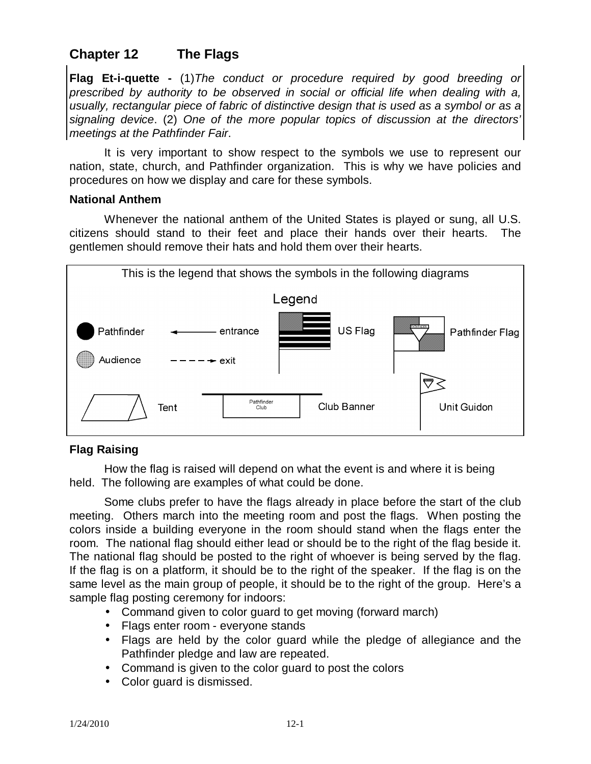# Chapter 12 The Flags

**Flag Et-i-quette -** (1)*The conduct or procedure required by good breeding or prescribed by authority to be observed in social or official life when dealing with a, usually, rectangular piece of fabric of distinctive design that is used as a symbol or as a signaling device*. (2) *One of the more popular topics of discussion at the directors' meetings at the Pathfinder Fair*.

It is very important to show respect to the symbols we use to represent our nation, state, church, and Pathfinder organization. This is why we have policies and procedures on how we display and care for these symbols.

### National Anthem

Whenever the national anthem of the United States is played or sung, all U.S. citizens should stand to their feet and place their hands over their hearts. The gentlemen should remove their hats and hold them over their hearts.

This is the legend that shows the symbols in the following diagrams

Legend

Pathfinder — entrance — US Flag — Pathfinder Flag

Audience — exit

Tent — Club Banner (Pathfinder Club) — Unit Guidon

### Flag Raising

How the flag is raised will depend on what the event is and where it is being held. The following are examples of what could be done.

Some clubs prefer to have the flags already in place before the start of the club meeting. Others march into the meeting room and post the flags. When posting the colors inside a building everyone in the room should stand when the flags enter the room. The national flag should either lead or should be to the right of the flag beside it. The national flag should be posted to the right of whoever is being served by the flag. If the flag is on a platform, it should be to the right of the speaker. If the flag is on the same level as the main group of people, it should be to the right of the group. Here's a sample flag posting ceremony for indoors:

- Command given to color guard to get moving (forward march)
- Flags enter room - everyone stands
- Flags are held by the color guard while the pledge of allegiance and the Pathfinder pledge and law are repeated.
- Command is given to the color guard to post the colors
- Color guard is dismissed.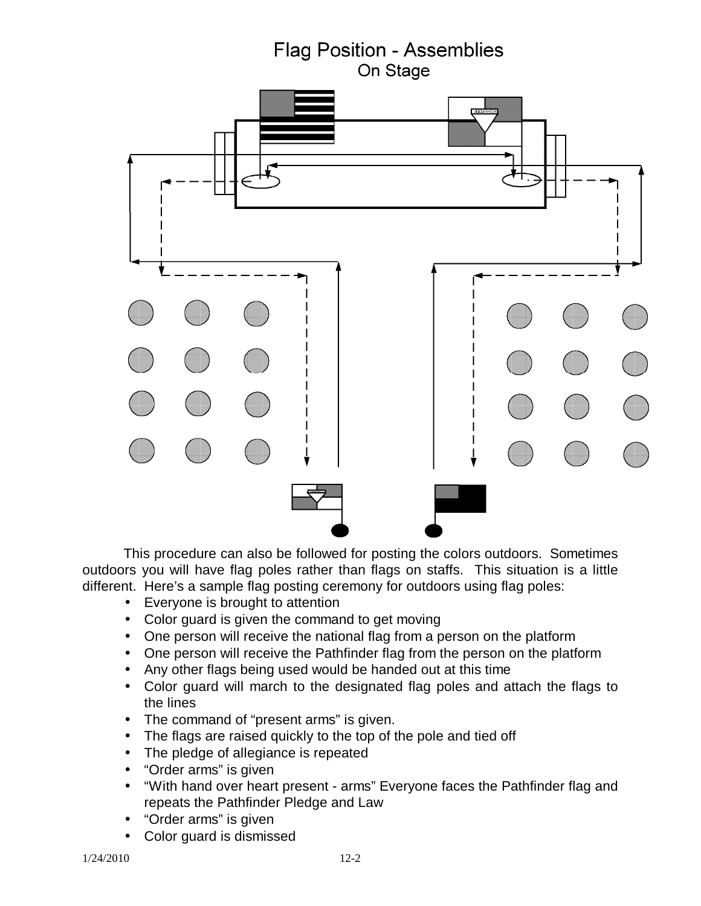# Flag Position - Assemblies

## On Stage

This procedure can also be followed for posting the colors outdoors. Sometimes outdoors you will have flag poles rather than flags on staffs. This situation is a little different. Here's a sample flag posting ceremony for outdoors using flag poles:

- Everyone is brought to attention
- Color guard is given the command to get moving
- One person will receive the national flag from a person on the platform
- One person will receive the Pathfinder flag from the person on the platform
- Any other flags being used would be handed out at this time
- Color guard will march to the designated flag poles and attach the flags to the lines
- The command of "present arms" is given.
- The flags are raised quickly to the top of the pole and tied off
- The pledge of allegiance is repeated
- "Order arms" is given
- "With hand over heart present - arms" Everyone faces the Pathfinder flag and repeats the Pathfinder Pledge and Law
- "Order arms" is given
- Color guard is dismissed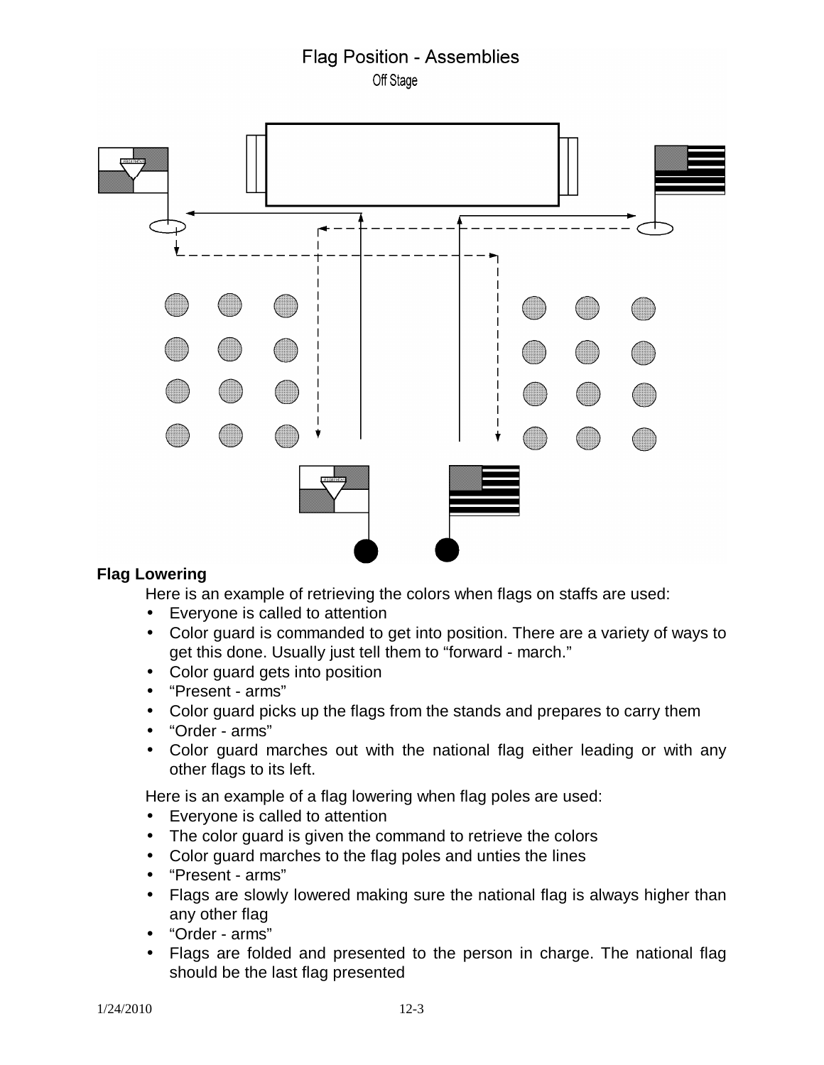## Flag Position - Assemblies

Off Stage

### Flag Lowering

Here is an example of retrieving the colors when flags on staffs are used:

- Everyone is called to attention
- Color guard is commanded to get into position. There are a variety of ways to get this done. Usually just tell them to "forward - march."
- Color guard gets into position
- "Present - arms"
- Color guard picks up the flags from the stands and prepares to carry them
- "Order - arms"
- Color guard marches out with the national flag either leading or with any other flags to its left.

Here is an example of a flag lowering when flag poles are used:

- Everyone is called to attention
- The color guard is given the command to retrieve the colors
- Color guard marches to the flag poles and unties the lines
- "Present - arms"
- Flags are slowly lowered making sure the national flag is always higher than any other flag
- "Order - arms"
- Flags are folded and presented to the person in charge. The national flag should be the last flag presented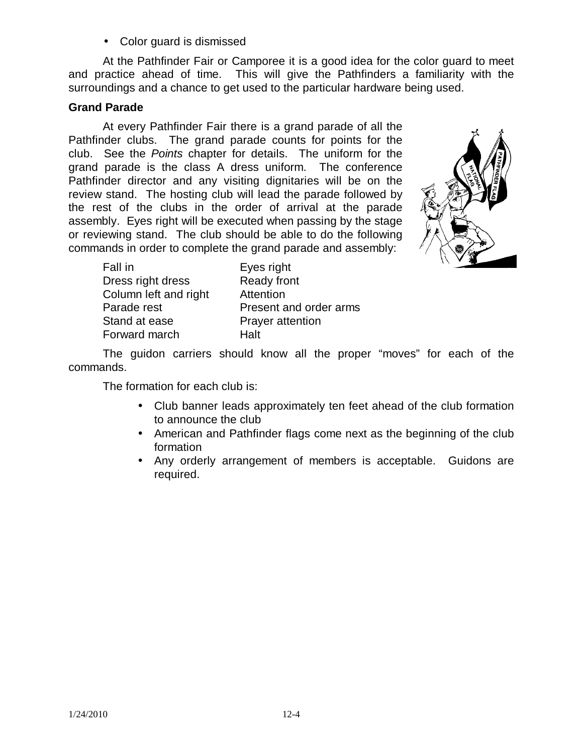- Color guard is dismissed

At the Pathfinder Fair or Camporee it is a good idea for the color guard to meet and practice ahead of time. This will give the Pathfinders a familiarity with the surroundings and a chance to get used to the particular hardware being used.

**Grand Parade**

At every Pathfinder Fair there is a grand parade of all the Pathfinder clubs. The grand parade counts for points for the club. See the *Points* chapter for details. The uniform for the grand parade is the class A dress uniform. The conference Pathfinder director and any visiting dignitaries will be on the review stand. The hosting club will lead the parade followed by the rest of the clubs in the order of arrival at the parade assembly. Eyes right will be executed when passing by the stage or reviewing stand. The club should be able to do the following commands in order to complete the grand parade and assembly:

| | |
|---|---|
| Fall in | Eyes right |
| Dress right dress | Ready front |
| Column left and right | Attention |
| Parade rest | Present and order arms |
| Stand at ease | Prayer attention |
| Forward march | Halt |

The guidon carriers should know all the proper "moves" for each of the commands.

The formation for each club is:

- Club banner leads approximately ten feet ahead of the club formation to announce the club
- American and Pathfinder flags come next as the beginning of the club formation
- Any orderly arrangement of members is acceptable. Guidons are required.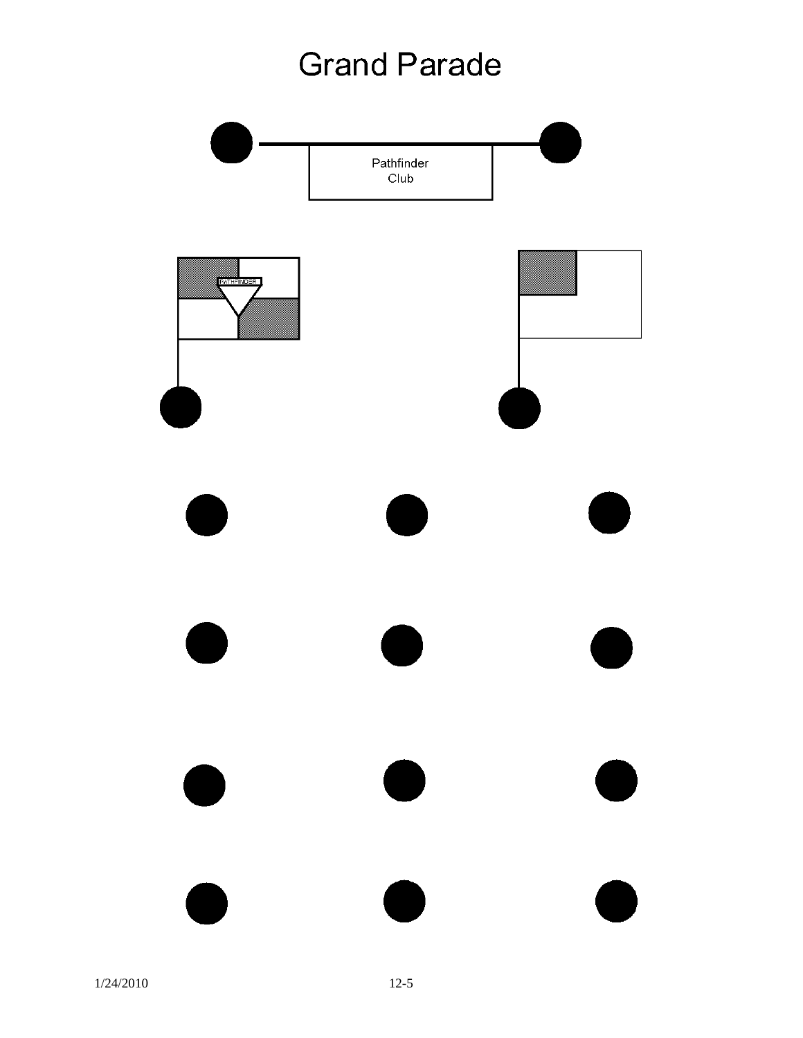# Grand Parade

Pathfinder Club

PATHFINDER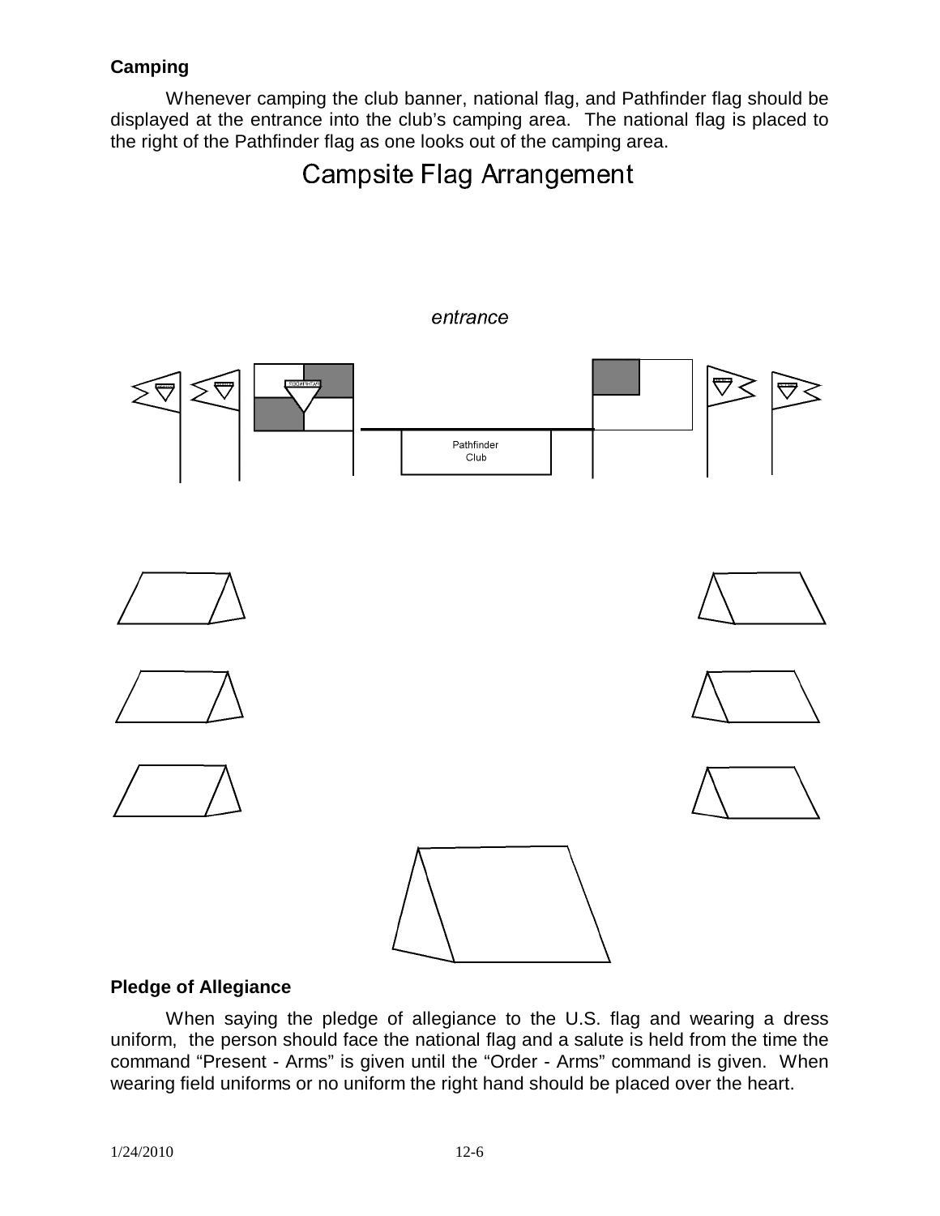### Camping

Whenever camping the club banner, national flag, and Pathfinder flag should be displayed at the entrance into the club's camping area. The national flag is placed to the right of the Pathfinder flag as one looks out of the camping area.

## Campsite Flag Arrangement

*entrance*

Pathfinder Club

### Pledge of Allegiance

When saying the pledge of allegiance to the U.S. flag and wearing a dress uniform, the person should face the national flag and a salute is held from the time the command "Present - Arms" is given until the "Order - Arms" command is given. When wearing field uniforms or no uniform the right hand should be placed over the heart.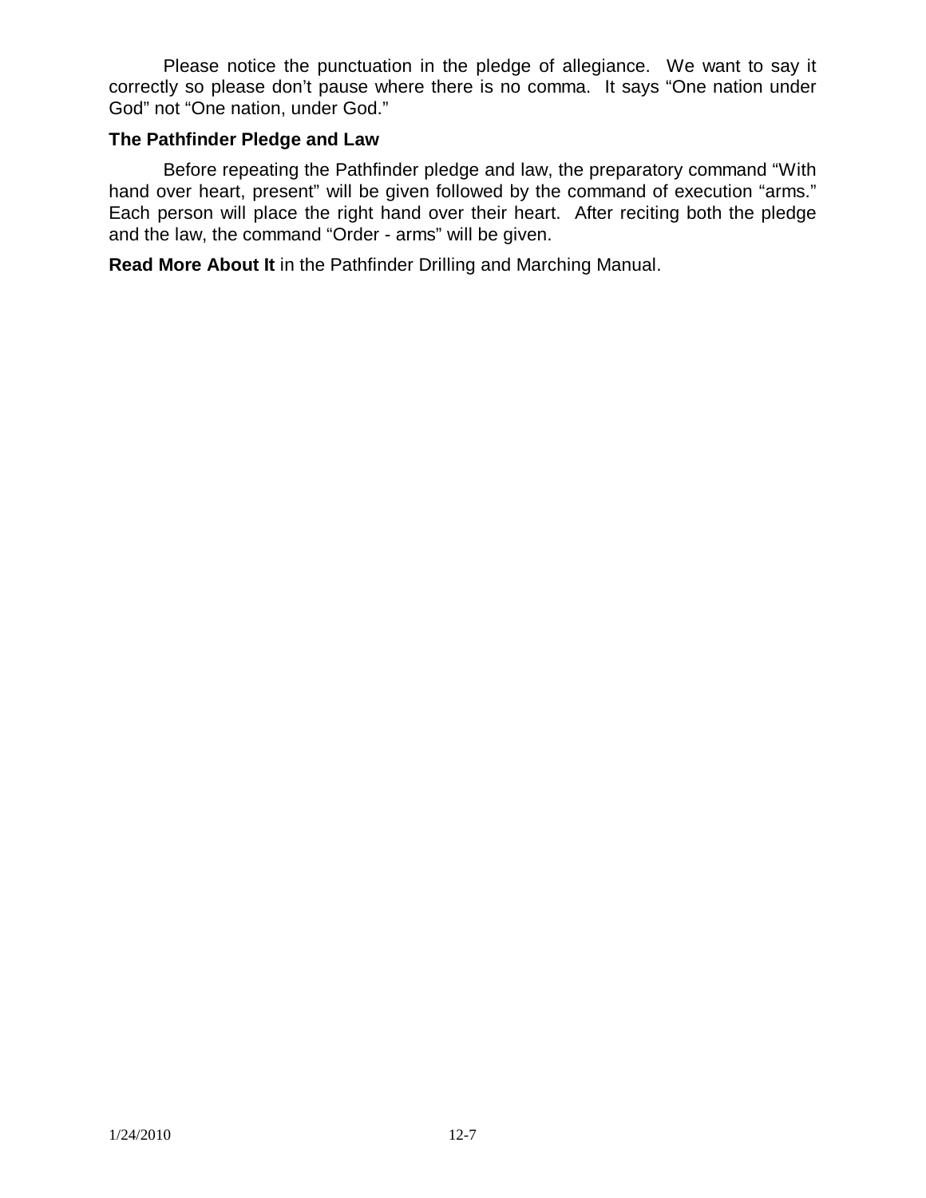Please notice the punctuation in the pledge of allegiance. We want to say it correctly so please don't pause where there is no comma. It says "One nation under God" not "One nation, under God."

### The Pathfinder Pledge and Law

Before repeating the Pathfinder pledge and law, the preparatory command "With hand over heart, present" will be given followed by the command of execution "arms." Each person will place the right hand over their heart. After reciting both the pledge and the law, the command "Order - arms" will be given.

**Read More About It** in the Pathfinder Drilling and Marching Manual.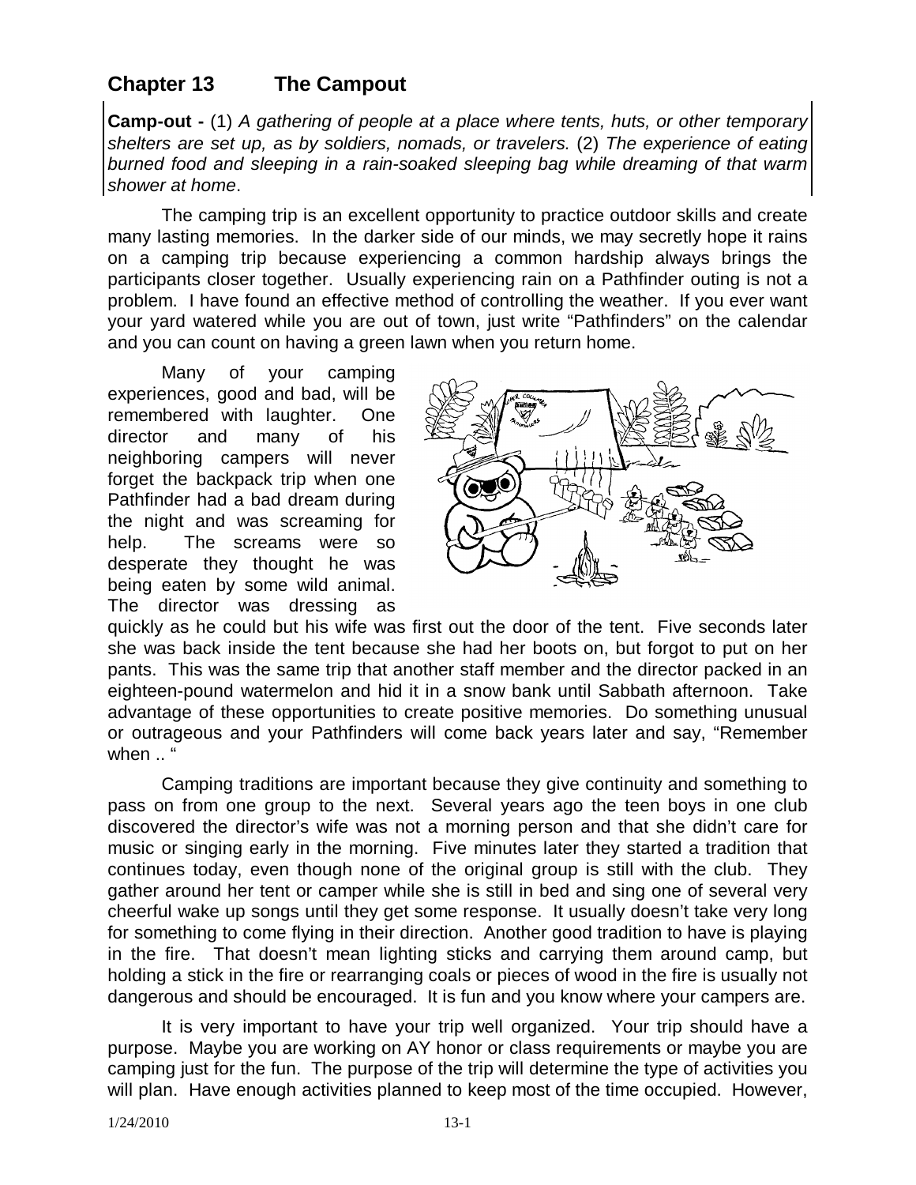## Chapter 13 The Campout

**Camp-out -** (1) *A gathering of people at a place where tents, huts, or other temporary shelters are set up, as by soldiers, nomads, or travelers.* (2) *The experience of eating burned food and sleeping in a rain-soaked sleeping bag while dreaming of that warm shower at home*.

The camping trip is an excellent opportunity to practice outdoor skills and create many lasting memories. In the darker side of our minds, we may secretly hope it rains on a camping trip because experiencing a common hardship always brings the participants closer together. Usually experiencing rain on a Pathfinder outing is not a problem. I have found an effective method of controlling the weather. If you ever want your yard watered while you are out of town, just write "Pathfinders" on the calendar and you can count on having a green lawn when you return home.

Many of your camping experiences, good and bad, will be remembered with laughter. One director and many of his neighboring campers will never forget the backpack trip when one Pathfinder had a bad dream during the night and was screaming for help. The screams were so desperate they thought he was being eaten by some wild animal. The director was dressing as quickly as he could but his wife was first out the door of the tent. Five seconds later she was back inside the tent because she had her boots on, but forgot to put on her pants. This was the same trip that another staff member and the director packed in an eighteen-pound watermelon and hid it in a snow bank until Sabbath afternoon. Take advantage of these opportunities to create positive memories. Do something unusual or outrageous and your Pathfinders will come back years later and say, "Remember when .. "

Camping traditions are important because they give continuity and something to pass on from one group to the next. Several years ago the teen boys in one club discovered the director's wife was not a morning person and that she didn't care for music or singing early in the morning. Five minutes later they started a tradition that continues today, even though none of the original group is still with the club. They gather around her tent or camper while she is still in bed and sing one of several very cheerful wake up songs until they get some response. It usually doesn't take very long for something to come flying in their direction. Another good tradition to have is playing in the fire. That doesn't mean lighting sticks and carrying them around camp, but holding a stick in the fire or rearranging coals or pieces of wood in the fire is usually not dangerous and should be encouraged. It is fun and you know where your campers are.

It is very important to have your trip well organized. Your trip should have a purpose. Maybe you are working on AY honor or class requirements or maybe you are camping just for the fun. The purpose of the trip will determine the type of activities you will plan. Have enough activities planned to keep most of the time occupied. However,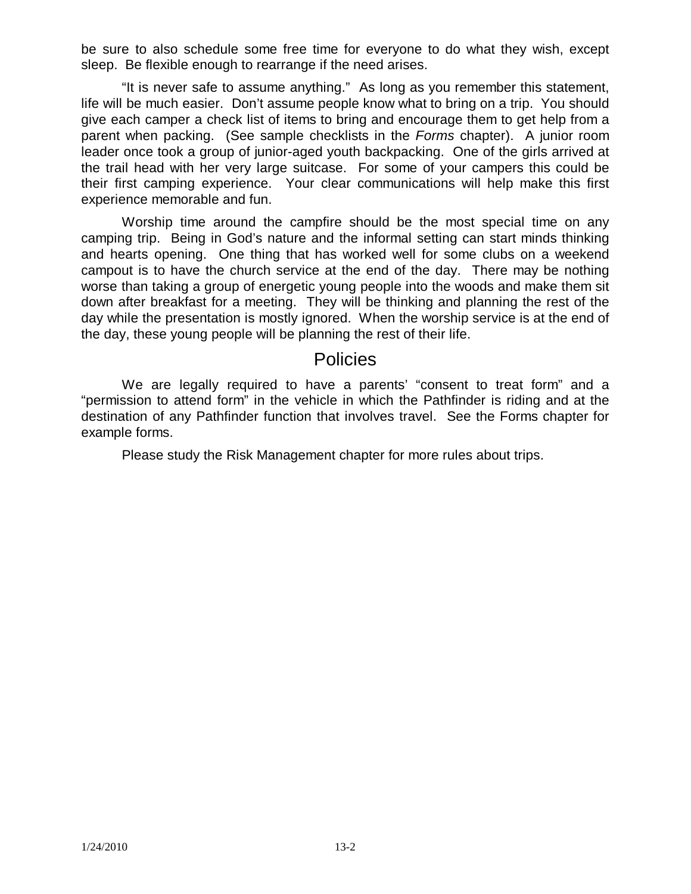be sure to also schedule some free time for everyone to do what they wish, except sleep. Be flexible enough to rearrange if the need arises.

"It is never safe to assume anything." As long as you remember this statement, life will be much easier. Don't assume people know what to bring on a trip. You should give each camper a check list of items to bring and encourage them to get help from a parent when packing. (See sample checklists in the *Forms* chapter). A junior room leader once took a group of junior-aged youth backpacking. One of the girls arrived at the trail head with her very large suitcase. For some of your campers this could be their first camping experience. Your clear communications will help make this first experience memorable and fun.

Worship time around the campfire should be the most special time on any camping trip. Being in God's nature and the informal setting can start minds thinking and hearts opening. One thing that has worked well for some clubs on a weekend campout is to have the church service at the end of the day. There may be nothing worse than taking a group of energetic young people into the woods and make them sit down after breakfast for a meeting. They will be thinking and planning the rest of the day while the presentation is mostly ignored. When the worship service is at the end of the day, these young people will be planning the rest of their life.

## Policies

We are legally required to have a parents' "consent to treat form" and a "permission to attend form" in the vehicle in which the Pathfinder is riding and at the destination of any Pathfinder function that involves travel. See the Forms chapter for example forms.

Please study the Risk Management chapter for more rules about trips.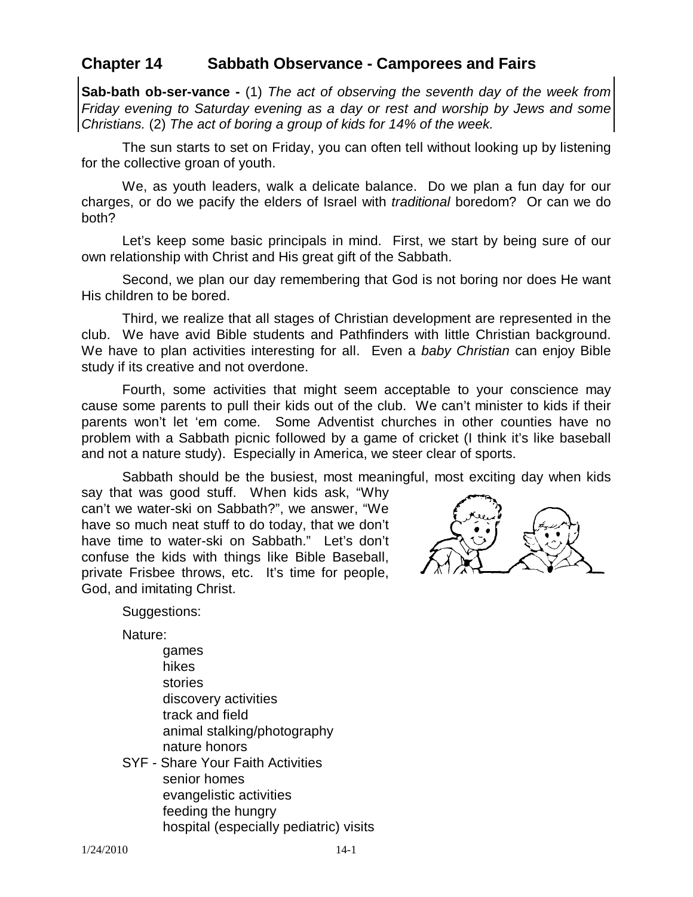## Chapter 14 Sabbath Observance - Camporees and Fairs

**Sab-bath ob-ser-vance -** (1) *The act of observing the seventh day of the week from Friday evening to Saturday evening as a day or rest and worship by Jews and some Christians.* (2) *The act of boring a group of kids for 14% of the week.*

The sun starts to set on Friday, you can often tell without looking up by listening for the collective groan of youth.

We, as youth leaders, walk a delicate balance. Do we plan a fun day for our charges, or do we pacify the elders of Israel with *traditional* boredom? Or can we do both?

Let's keep some basic principals in mind. First, we start by being sure of our own relationship with Christ and His great gift of the Sabbath.

Second, we plan our day remembering that God is not boring nor does He want His children to be bored.

Third, we realize that all stages of Christian development are represented in the club. We have avid Bible students and Pathfinders with little Christian background. We have to plan activities interesting for all. Even a *baby Christian* can enjoy Bible study if its creative and not overdone.

Fourth, some activities that might seem acceptable to your conscience may cause some parents to pull their kids out of the club. We can't minister to kids if their parents won't let 'em come. Some Adventist churches in other counties have no problem with a Sabbath picnic followed by a game of cricket (I think it's like baseball and not a nature study). Especially in America, we steer clear of sports.

Sabbath should be the busiest, most meaningful, most exciting day when kids say that was good stuff. When kids ask, "Why can't we water-ski on Sabbath?", we answer, "We have so much neat stuff to do today, that we don't have time to water-ski on Sabbath." Let's don't confuse the kids with things like Bible Baseball, private Frisbee throws, etc. It's time for people, God, and imitating Christ.

Suggestions:

Nature:
- games
- hikes
- stories
- discovery activities
- track and field
- animal stalking/photography
- nature honors

SYF - Share Your Faith Activities
- senior homes
- evangelistic activities
- feeding the hungry
- hospital (especially pediatric) visits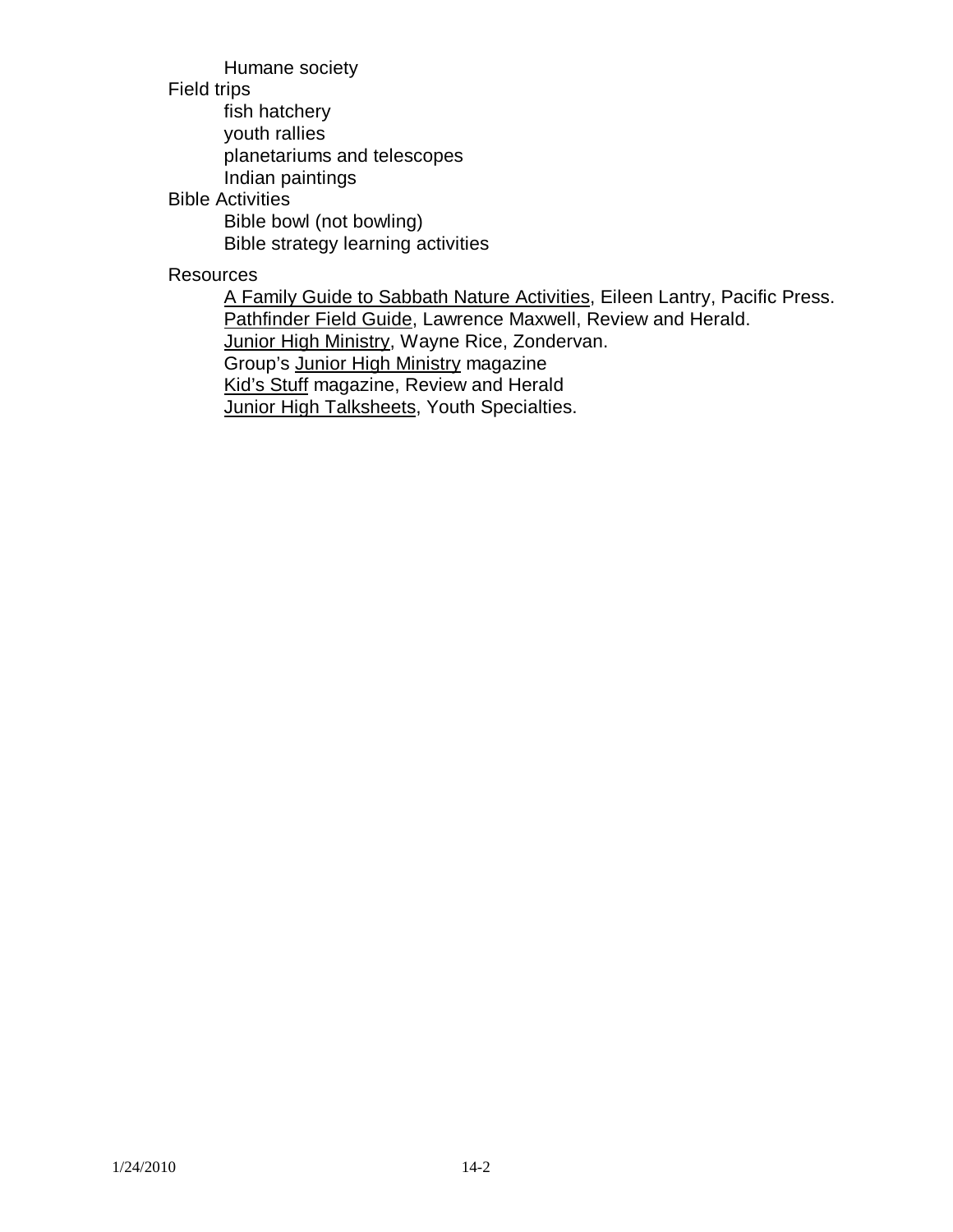- Humane society

- Field trips
  - fish hatchery
  - youth rallies
  - planetariums and telescopes
  - Indian paintings

- Bible Activities
  - Bible bowl (not bowling)
  - Bible strategy learning activities

Resources

- A Family Guide to Sabbath Nature Activities, Eileen Lantry, Pacific Press.
- Pathfinder Field Guide, Lawrence Maxwell, Review and Herald.
- Junior High Ministry, Wayne Rice, Zondervan.
- Group's Junior High Ministry magazine
- Kid's Stuff magazine, Review and Herald
- Junior High Talksheets, Youth Specialties.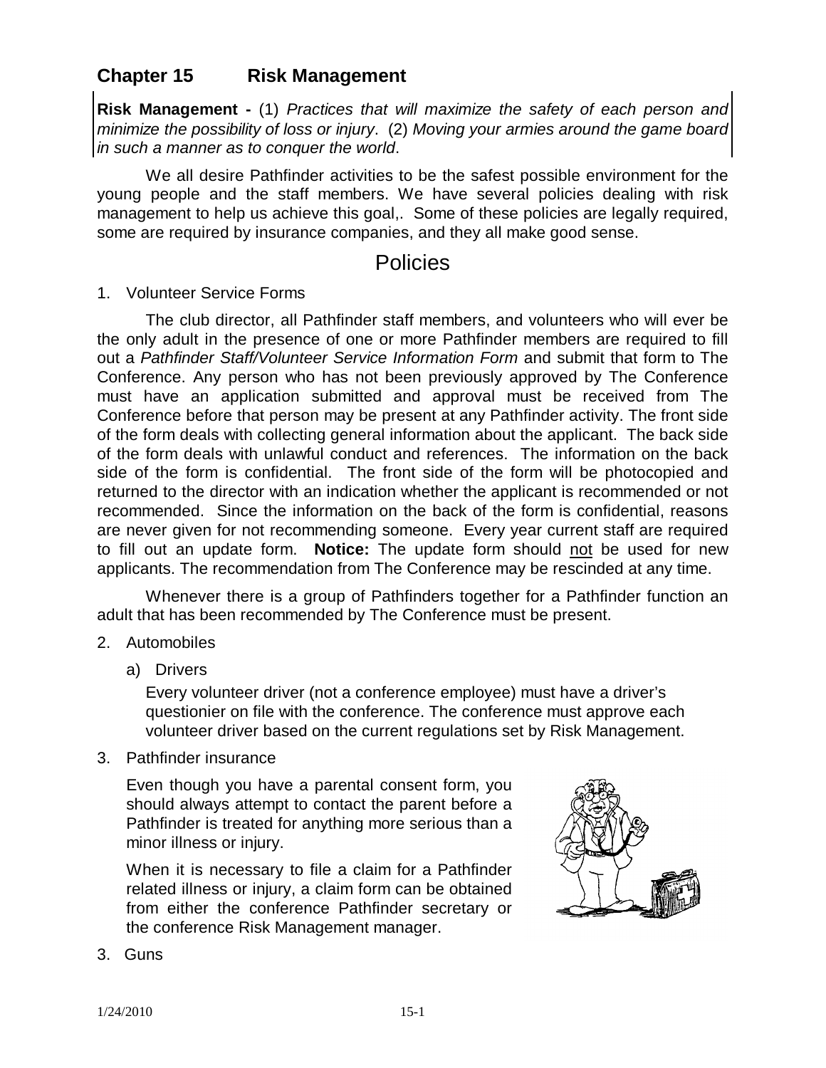## Chapter 15 Risk Management

**Risk Management -** (1) *Practices that will maximize the safety of each person and minimize the possibility of loss or injury*. (2) *Moving your armies around the game board in such a manner as to conquer the world*.

We all desire Pathfinder activities to be the safest possible environment for the young people and the staff members. We have several policies dealing with risk management to help us achieve this goal,. Some of these policies are legally required, some are required by insurance companies, and they all make good sense.

# Policies

1. Volunteer Service Forms

The club director, all Pathfinder staff members, and volunteers who will ever be the only adult in the presence of one or more Pathfinder members are required to fill out a *Pathfinder Staff/Volunteer Service Information Form* and submit that form to The Conference. Any person who has not been previously approved by The Conference must have an application submitted and approval must be received from The Conference before that person may be present at any Pathfinder activity. The front side of the form deals with collecting general information about the applicant. The back side of the form deals with unlawful conduct and references. The information on the back side of the form is confidential. The front side of the form will be photocopied and returned to the director with an indication whether the applicant is recommended or not recommended. Since the information on the back of the form is confidential, reasons are never given for not recommending someone. Every year current staff are required to fill out an update form. **Notice:** The update form should not be used for new applicants. The recommendation from The Conference may be rescinded at any time.

Whenever there is a group of Pathfinders together for a Pathfinder function an adult that has been recommended by The Conference must be present.

2. Automobiles

   a) Drivers

   Every volunteer driver (not a conference employee) must have a driver's questionier on file with the conference. The conference must approve each volunteer driver based on the current regulations set by Risk Management.

3. Pathfinder insurance

   Even though you have a parental consent form, you should always attempt to contact the parent before a Pathfinder is treated for anything more serious than a minor illness or injury.

   When it is necessary to file a claim for a Pathfinder related illness or injury, a claim form can be obtained from either the conference Pathfinder secretary or the conference Risk Management manager.

3. Guns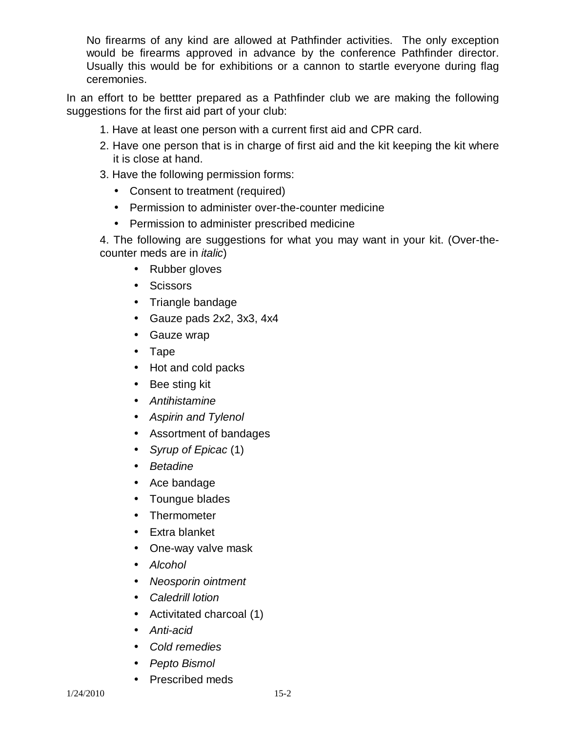No firearms of any kind are allowed at Pathfinder activities. The only exception would be firearms approved in advance by the conference Pathfinder director. Usually this would be for exhibitions or a cannon to startle everyone during flag ceremonies.

In an effort to be bettter prepared as a Pathfinder club we are making the following suggestions for the first aid part of your club:

1. Have at least one person with a current first aid and CPR card.
2. Have one person that is in charge of first aid and the kit keeping the kit where it is close at hand.
3. Have the following permission forms:
   - Consent to treatment (required)
   - Permission to administer over-the-counter medicine
   - Permission to administer prescribed medicine
4. The following are suggestions for what you may want in your kit. (Over-the-counter meds are in *italic*)
   - Rubber gloves
   - Scissors
   - Triangle bandage
   - Gauze pads 2x2, 3x3, 4x4
   - Gauze wrap
   - Tape
   - Hot and cold packs
   - Bee sting kit
   - *Antihistamine*
   - *Aspirin and Tylenol*
   - Assortment of bandages
   - *Syrup of Epicac* (1)
   - *Betadine*
   - Ace bandage
   - Toungue blades
   - Thermometer
   - Extra blanket
   - One-way valve mask
   - *Alcohol*
   - *Neosporin ointment*
   - *Caledrill lotion*
   - Activitated charcoal (1)
   - *Anti-acid*
   - *Cold remedies*
   - *Pepto Bismol*
   - Prescribed meds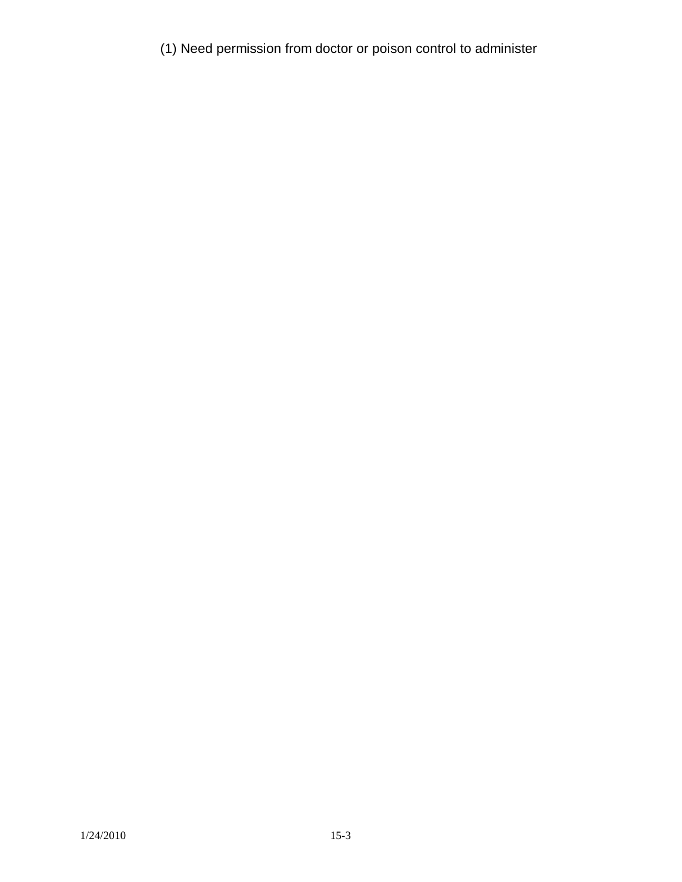(1) Need permission from doctor or poison control to administer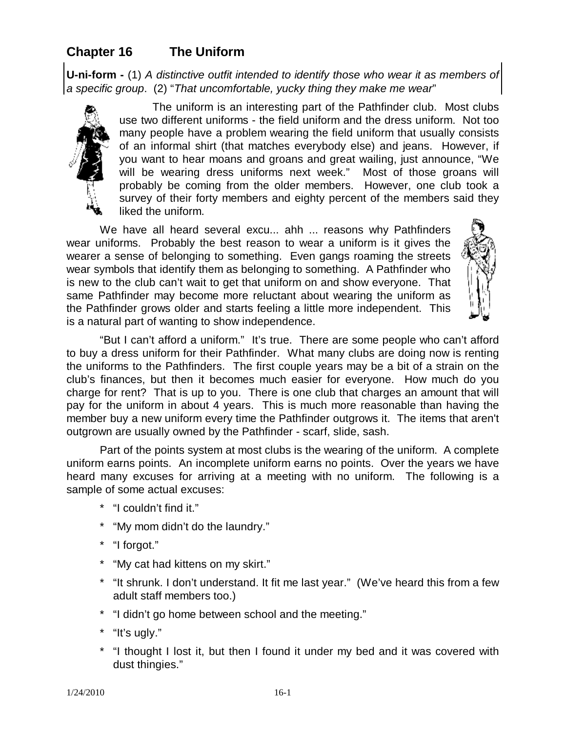## Chapter 16 The Uniform

**U-ni-form -** (1) *A distinctive outfit intended to identify those who wear it as members of a specific group*. (2) "*That uncomfortable, yucky thing they make me wear*"

The uniform is an interesting part of the Pathfinder club. Most clubs use two different uniforms - the field uniform and the dress uniform. Not too many people have a problem wearing the field uniform that usually consists of an informal shirt (that matches everybody else) and jeans. However, if you want to hear moans and groans and great wailing, just announce, "We will be wearing dress uniforms next week." Most of those groans will probably be coming from the older members. However, one club took a survey of their forty members and eighty percent of the members said they liked the uniform.

We have all heard several excu... ahh ... reasons why Pathfinders wear uniforms. Probably the best reason to wear a uniform is it gives the wearer a sense of belonging to something. Even gangs roaming the streets wear symbols that identify them as belonging to something. A Pathfinder who is new to the club can't wait to get that uniform on and show everyone. That same Pathfinder may become more reluctant about wearing the uniform as the Pathfinder grows older and starts feeling a little more independent. This is a natural part of wanting to show independence.

"But I can't afford a uniform." It's true. There are some people who can't afford to buy a dress uniform for their Pathfinder. What many clubs are doing now is renting the uniforms to the Pathfinders. The first couple years may be a bit of a strain on the club's finances, but then it becomes much easier for everyone. How much do you charge for rent? That is up to you. There is one club that charges an amount that will pay for the uniform in about 4 years. This is much more reasonable than having the member buy a new uniform every time the Pathfinder outgrows it. The items that aren't outgrown are usually owned by the Pathfinder - scarf, slide, sash.

Part of the points system at most clubs is the wearing of the uniform. A complete uniform earns points. An incomplete uniform earns no points. Over the years we have heard many excuses for arriving at a meeting with no uniform. The following is a sample of some actual excuses:

* "I couldn't find it."
* "My mom didn't do the laundry."
* "I forgot."
* "My cat had kittens on my skirt."
* "It shrunk. I don't understand. It fit me last year." (We've heard this from a few adult staff members too.)
* "I didn't go home between school and the meeting."
* "It's ugly."
* "I thought I lost it, but then I found it under my bed and it was covered with dust thingies."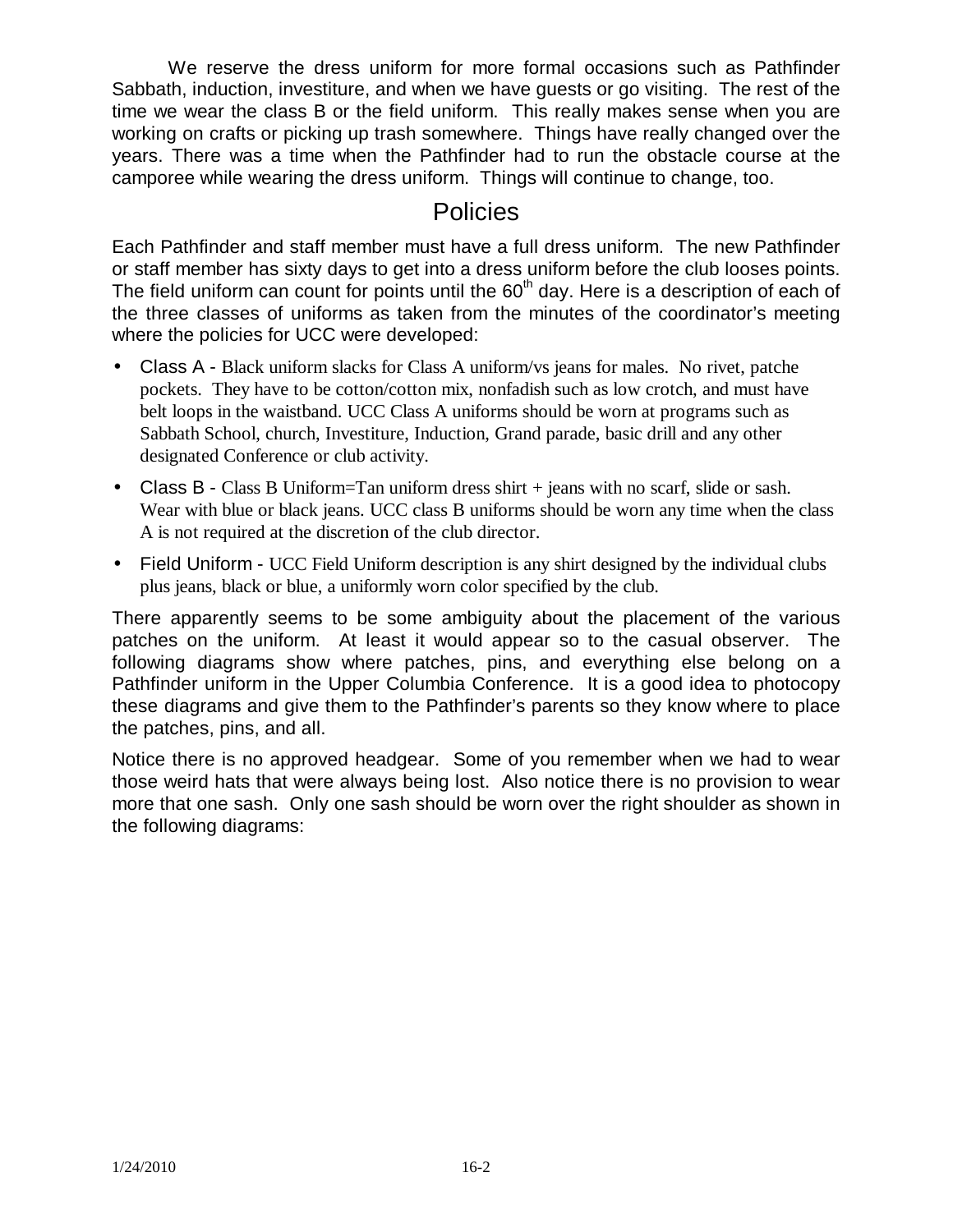We reserve the dress uniform for more formal occasions such as Pathfinder Sabbath, induction, investiture, and when we have guests or go visiting. The rest of the time we wear the class B or the field uniform. This really makes sense when you are working on crafts or picking up trash somewhere. Things have really changed over the years. There was a time when the Pathfinder had to run the obstacle course at the camporee while wearing the dress uniform. Things will continue to change, too.

## Policies

Each Pathfinder and staff member must have a full dress uniform. The new Pathfinder or staff member has sixty days to get into a dress uniform before the club looses points. The field uniform can count for points until the 60th day. Here is a description of each of the three classes of uniforms as taken from the minutes of the coordinator's meeting where the policies for UCC were developed:

- Class A - Black uniform slacks for Class A uniform/vs jeans for males. No rivet, patche pockets. They have to be cotton/cotton mix, nonfadish such as low crotch, and must have belt loops in the waistband. UCC Class A uniforms should be worn at programs such as Sabbath School, church, Investiture, Induction, Grand parade, basic drill and any other designated Conference or club activity.
- Class B - Class B Uniform=Tan uniform dress shirt + jeans with no scarf, slide or sash. Wear with blue or black jeans. UCC class B uniforms should be worn any time when the class A is not required at the discretion of the club director.
- Field Uniform - UCC Field Uniform description is any shirt designed by the individual clubs plus jeans, black or blue, a uniformly worn color specified by the club.

There apparently seems to be some ambiguity about the placement of the various patches on the uniform. At least it would appear so to the casual observer. The following diagrams show where patches, pins, and everything else belong on a Pathfinder uniform in the Upper Columbia Conference. It is a good idea to photocopy these diagrams and give them to the Pathfinder's parents so they know where to place the patches, pins, and all.

Notice there is no approved headgear. Some of you remember when we had to wear those weird hats that were always being lost. Also notice there is no provision to wear more that one sash. Only one sash should be worn over the right shoulder as shown in the following diagrams: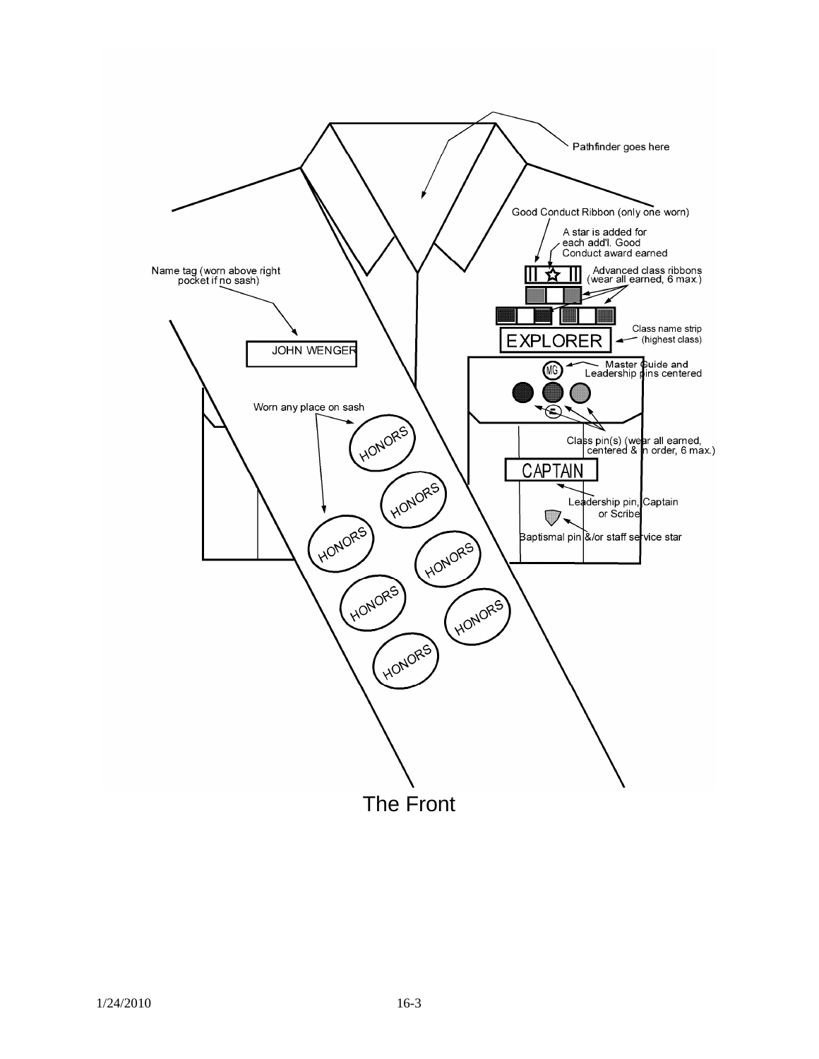Pathfinder goes here

Good Conduct Ribbon (only one worn)

A star is added for each add'l. Good Conduct award earned

Advanced class ribbons (wear all earned, 6 max.)

Name tag (worn above right pocket if no sash)

JOHN WENGER

Class name strip (highest class)

EXPLORER

Master Guide and Leadership pins centered

Worn any place on sash

HONORS

Class pin(s) (wear all earned, centered & in order, 6 max.)

CAPTAIN

Leadership pin, Captain or Scribe

Baptismal pin &/or staff service star

The Front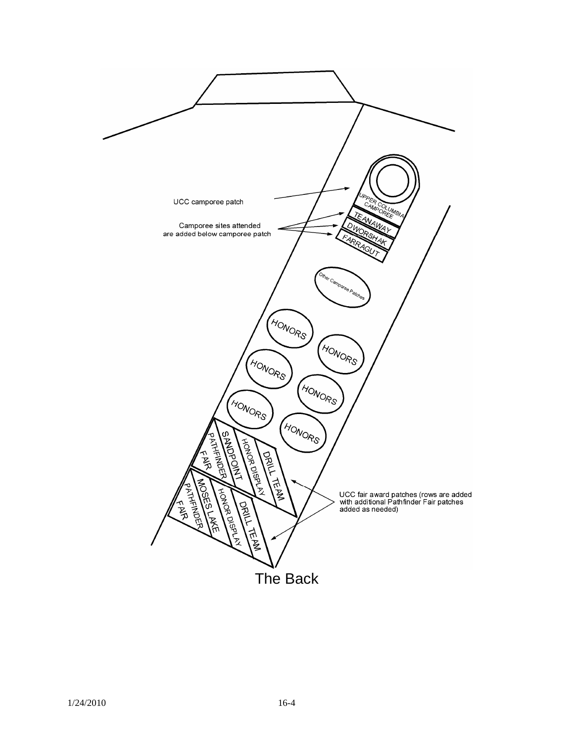UCC camporee patch

Camporee sites attended are added below camporee patch

UPPER COLUMBIA CAMPOREE

TEANAWAY

DWORSHAK

FARRAGUT

Other Camporee Patches

HONORS

HONORS

HONORS

HONORS

HONORS

HONORS

PATHFINDER FAIR

SANDPOINT

HONOR DISPLAY

DRILL TEAM

PATHFINDER FAIR

MOSES LAKE

HONOR DISPLAY

DRILL TEAM

UCC fair award patches (rows are added with additional Pathfinder Fair patches added as needed)

The Back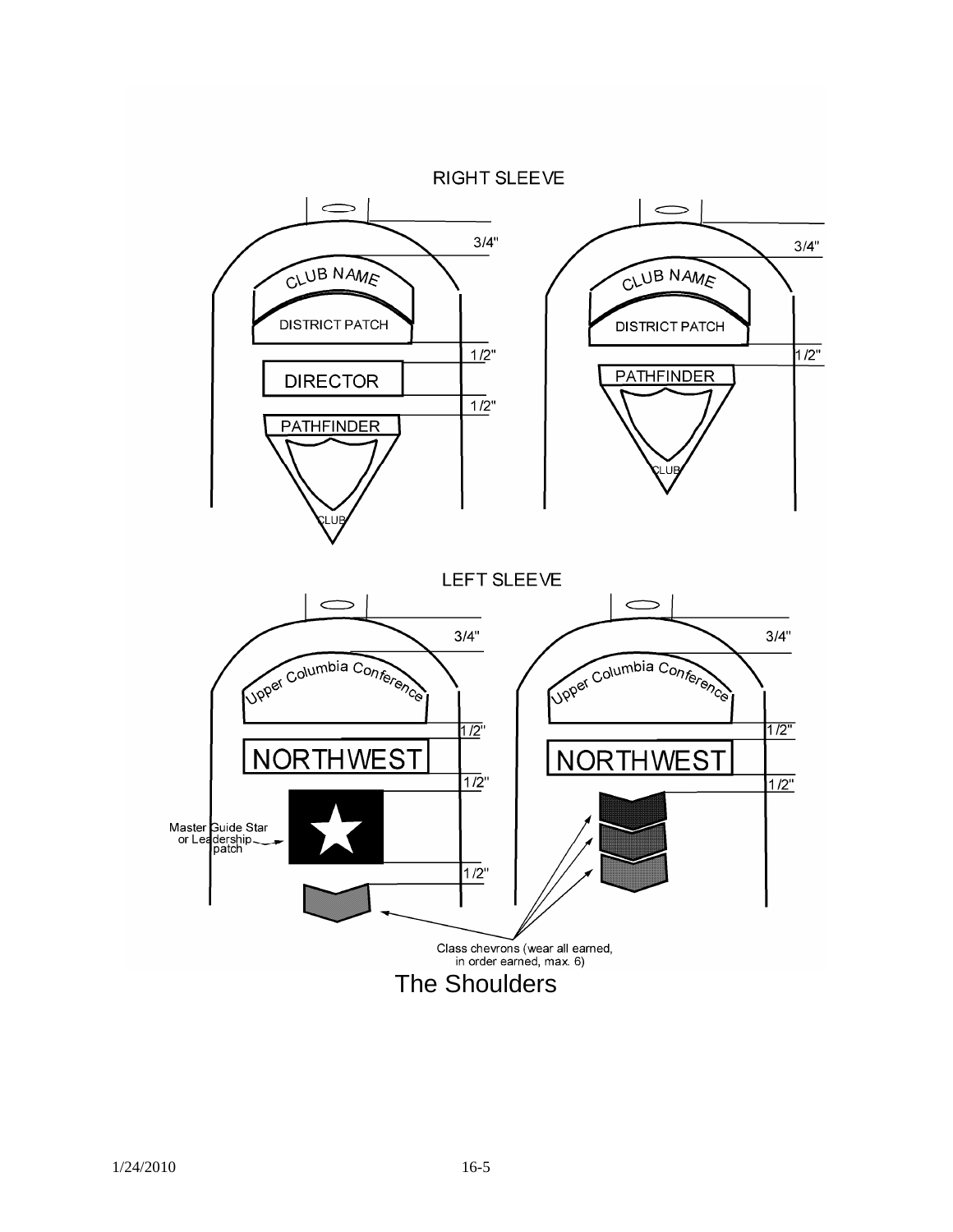RIGHT SLEEVE

CLUB NAME

DISTRICT PATCH

DIRECTOR

PATHFINDER

CLUB

3/4"

1/2"

1/2"

CLUB NAME

DISTRICT PATCH

PATHFINDER

CLUB

3/4"

1/2"

LEFT SLEEVE

Upper Columbia Conference

NORTHWEST

3/4"

1/2"

1/2"

1/2"

Master Guide Star or Leadership patch

Upper Columbia Conference

NORTHWEST

3/4"

1/2"

1/2"

Class chevrons (wear all earned, in order earned, max. 6)

The Shoulders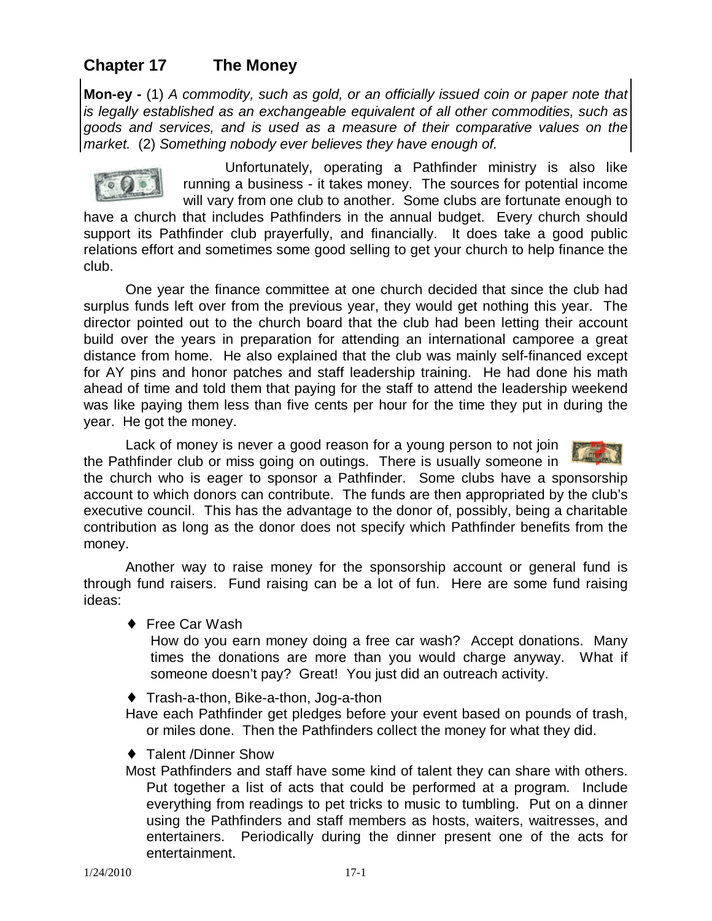## Chapter 17 The Money

**Mon-ey -** (1) *A commodity, such as gold, or an officially issued coin or paper note that is legally established as an exchangeable equivalent of all other commodities, such as goods and services, and is used as a measure of their comparative values on the market.* (2) *Something nobody ever believes they have enough of.*

Unfortunately, operating a Pathfinder ministry is also like running a business - it takes money. The sources for potential income will vary from one club to another. Some clubs are fortunate enough to have a church that includes Pathfinders in the annual budget. Every church should support its Pathfinder club prayerfully, and financially. It does take a good public relations effort and sometimes some good selling to get your church to help finance the club.

One year the finance committee at one church decided that since the club had surplus funds left over from the previous year, they would get nothing this year. The director pointed out to the church board that the club had been letting their account build over the years in preparation for attending an international camporee a great distance from home. He also explained that the club was mainly self-financed except for AY pins and honor patches and staff leadership training. He had done his math ahead of time and told them that paying for the staff to attend the leadership weekend was like paying them less than five cents per hour for the time they put in during the year. He got the money.

Lack of money is never a good reason for a young person to not join the Pathfinder club or miss going on outings. There is usually someone in the church who is eager to sponsor a Pathfinder. Some clubs have a sponsorship account to which donors can contribute. The funds are then appropriated by the club's executive council. This has the advantage to the donor of, possibly, being a charitable contribution as long as the donor does not specify which Pathfinder benefits from the money.

Another way to raise money for the sponsorship account or general fund is through fund raisers. Fund raising can be a lot of fun. Here are some fund raising ideas:

- Free Car Wash
  How do you earn money doing a free car wash? Accept donations. Many times the donations are more than you would charge anyway. What if someone doesn't pay? Great! You just did an outreach activity.

- Trash-a-thon, Bike-a-thon, Jog-a-thon
  Have each Pathfinder get pledges before your event based on pounds of trash, or miles done. Then the Pathfinders collect the money for what they did.

- Talent /Dinner Show
  Most Pathfinders and staff have some kind of talent they can share with others. Put together a list of acts that could be performed at a program. Include everything from readings to pet tricks to music to tumbling. Put on a dinner using the Pathfinders and staff members as hosts, waiters, waitresses, and entertainers. Periodically during the dinner present one of the acts for entertainment.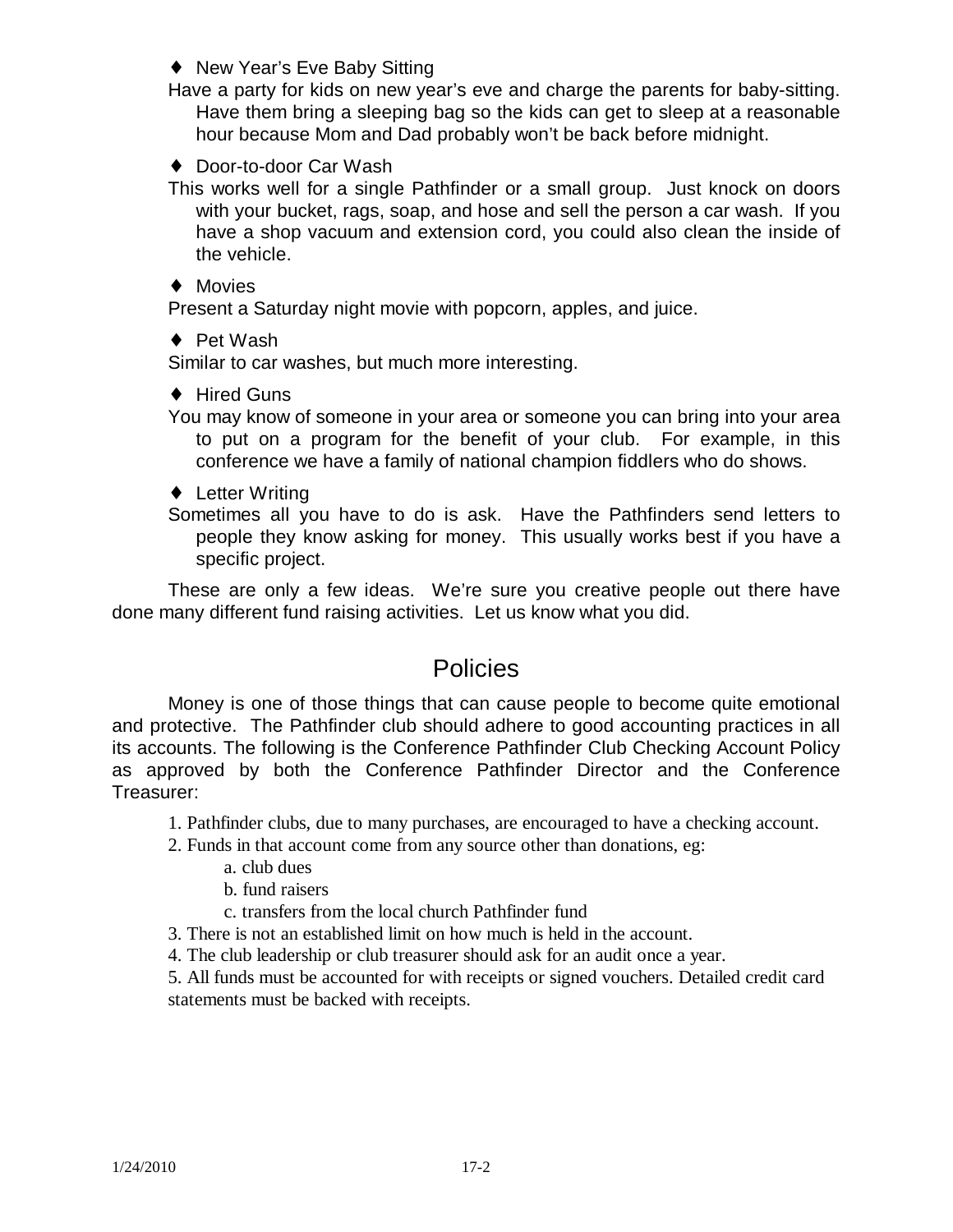♦ New Year's Eve Baby Sitting

Have a party for kids on new year's eve and charge the parents for baby-sitting. Have them bring a sleeping bag so the kids can get to sleep at a reasonable hour because Mom and Dad probably won't be back before midnight.

♦ Door-to-door Car Wash

This works well for a single Pathfinder or a small group. Just knock on doors with your bucket, rags, soap, and hose and sell the person a car wash. If you have a shop vacuum and extension cord, you could also clean the inside of the vehicle.

♦ Movies

Present a Saturday night movie with popcorn, apples, and juice.

♦ Pet Wash

Similar to car washes, but much more interesting.

♦ Hired Guns

You may know of someone in your area or someone you can bring into your area to put on a program for the benefit of your club. For example, in this conference we have a family of national champion fiddlers who do shows.

♦ Letter Writing

Sometimes all you have to do is ask. Have the Pathfinders send letters to people they know asking for money. This usually works best if you have a specific project.

These are only a few ideas. We're sure you creative people out there have done many different fund raising activities. Let us know what you did.

## Policies

Money is one of those things that can cause people to become quite emotional and protective. The Pathfinder club should adhere to good accounting practices in all its accounts. The following is the Conference Pathfinder Club Checking Account Policy as approved by both the Conference Pathfinder Director and the Conference Treasurer:

1. Pathfinder clubs, due to many purchases, are encouraged to have a checking account.
2. Funds in that account come from any source other than donations, eg:
    a. club dues
    b. fund raisers
    c. transfers from the local church Pathfinder fund
3. There is not an established limit on how much is held in the account.
4. The club leadership or club treasurer should ask for an audit once a year.
5. All funds must be accounted for with receipts or signed vouchers. Detailed credit card statements must be backed with receipts.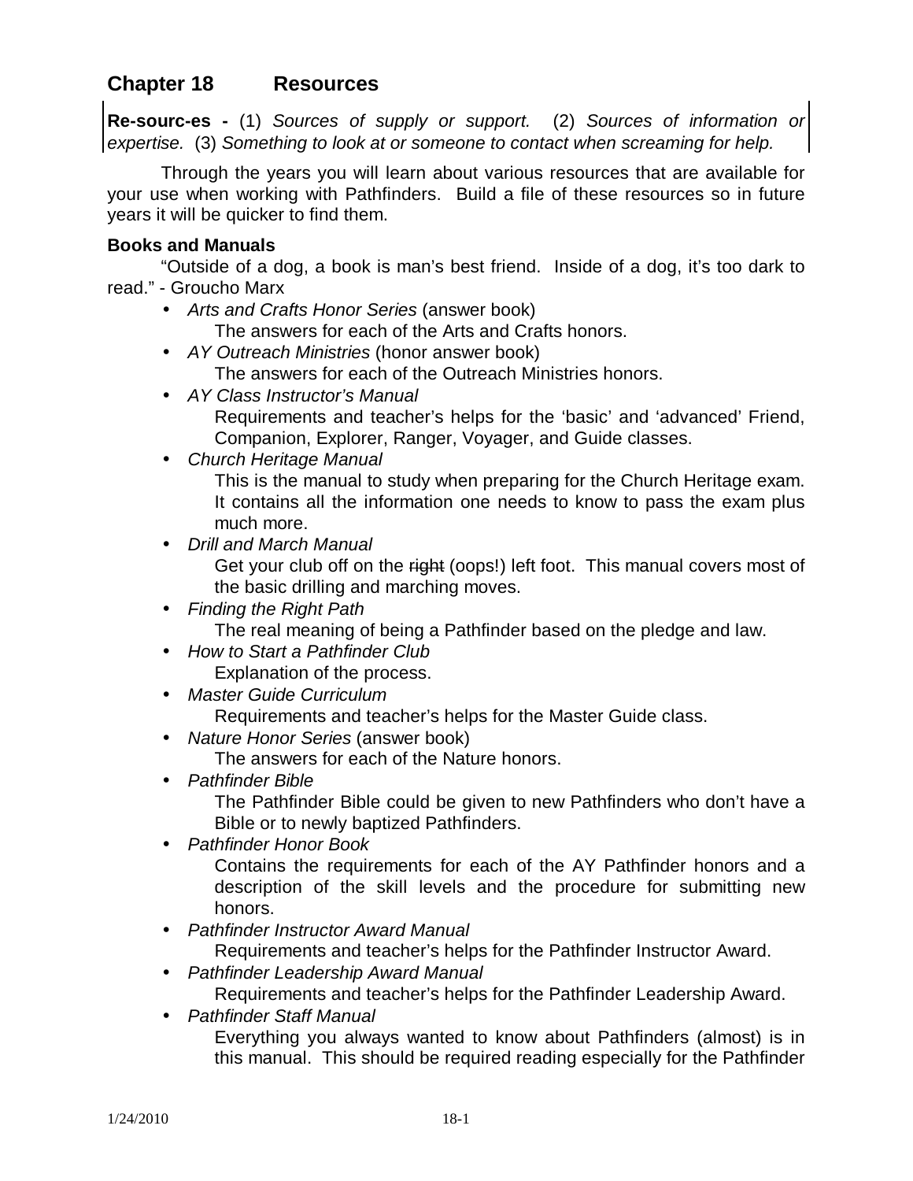## Chapter 18 Resources

**Re-sourc-es -** (1) *Sources of supply or support.* (2) *Sources of information or expertise.* (3) *Something to look at or someone to contact when screaming for help.*

Through the years you will learn about various resources that are available for your use when working with Pathfinders. Build a file of these resources so in future years it will be quicker to find them.

**Books and Manuals**

"Outside of a dog, a book is man's best friend. Inside of a dog, it's too dark to read." - Groucho Marx

- *Arts and Crafts Honor Series* (answer book)
  The answers for each of the Arts and Crafts honors.
- *AY Outreach Ministries* (honor answer book)
  The answers for each of the Outreach Ministries honors.
- *AY Class Instructor's Manual*
  Requirements and teacher's helps for the 'basic' and 'advanced' Friend, Companion, Explorer, Ranger, Voyager, and Guide classes.
- *Church Heritage Manual*
  This is the manual to study when preparing for the Church Heritage exam. It contains all the information one needs to know to pass the exam plus much more.
- *Drill and March Manual*
  Get your club off on the ~~right~~ (oops!) left foot. This manual covers most of the basic drilling and marching moves.
- *Finding the Right Path*
  The real meaning of being a Pathfinder based on the pledge and law.
- *How to Start a Pathfinder Club*
  Explanation of the process.
- *Master Guide Curriculum*
  Requirements and teacher's helps for the Master Guide class.
- *Nature Honor Series* (answer book)
  The answers for each of the Nature honors.
- *Pathfinder Bible*
  The Pathfinder Bible could be given to new Pathfinders who don't have a Bible or to newly baptized Pathfinders.
- *Pathfinder Honor Book*
  Contains the requirements for each of the AY Pathfinder honors and a description of the skill levels and the procedure for submitting new honors.
- *Pathfinder Instructor Award Manual*
  Requirements and teacher's helps for the Pathfinder Instructor Award.
- *Pathfinder Leadership Award Manual*
  Requirements and teacher's helps for the Pathfinder Leadership Award.
- *Pathfinder Staff Manual*
  Everything you always wanted to know about Pathfinders (almost) is in this manual. This should be required reading especially for the Pathfinder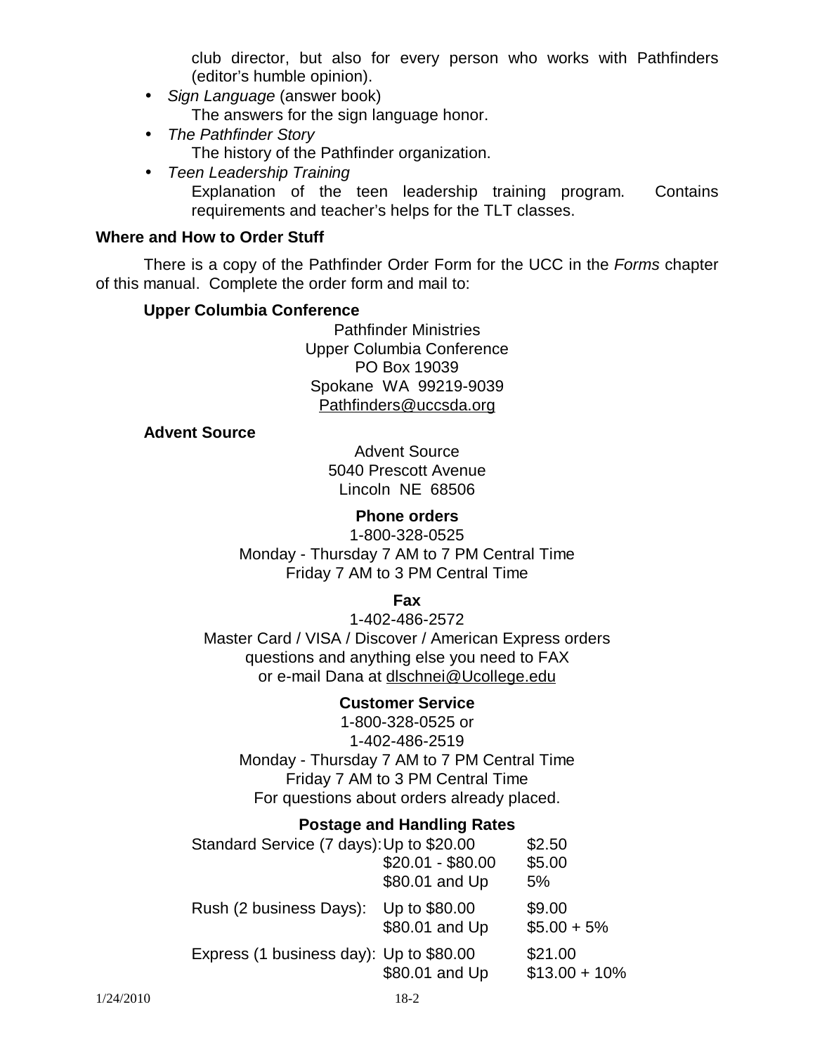club director, but also for every person who works with Pathfinders (editor's humble opinion).

- *Sign Language* (answer book)
  The answers for the sign language honor.
- *The Pathfinder Story*
  The history of the Pathfinder organization.
- *Teen Leadership Training*
  Explanation of the teen leadership training program. Contains requirements and teacher's helps for the TLT classes.

**Where and How to Order Stuff**

There is a copy of the Pathfinder Order Form for the UCC in the *Forms* chapter of this manual. Complete the order form and mail to:

**Upper Columbia Conference**

Pathfinder Ministries
Upper Columbia Conference
PO Box 19039
Spokane WA 99219-9039
Pathfinders@uccsda.org

**Advent Source**

Advent Source
5040 Prescott Avenue
Lincoln NE 68506

**Phone orders**

1-800-328-0525
Monday - Thursday 7 AM to 7 PM Central Time
Friday 7 AM to 3 PM Central Time

**Fax**

1-402-486-2572
Master Card / VISA / Discover / American Express orders
questions and anything else you need to FAX
or e-mail Dana at dlschnei@Ucollege.edu

**Customer Service**

1-800-328-0525 or
1-402-486-2519
Monday - Thursday 7 AM to 7 PM Central Time
Friday 7 AM to 3 PM Central Time
For questions about orders already placed.

**Postage and Handling Rates**

| | | |
|---|---|---|
| Standard Service (7 days): | Up to $20.00 | $2.50 |
| | $20.01 - $80.00 | $5.00 |
| | $80.01 and Up | 5% |
| Rush (2 business Days): | Up to $80.00 | $9.00 |
| | $80.01 and Up | $5.00 + 5% |
| Express (1 business day): | Up to $80.00 | $21.00 |
| | $80.01 and Up | $13.00 + 10% |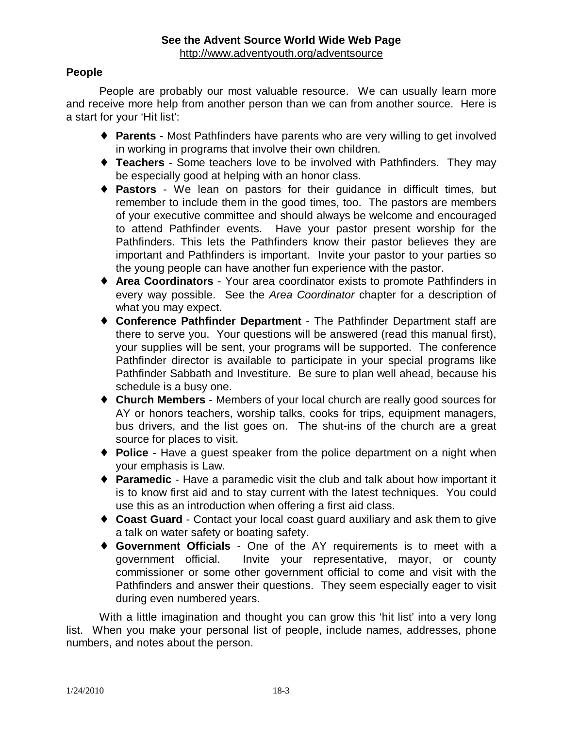**See the Advent Source World Wide Web Page**
http://www.adventyouth.org/adventsource

### People

People are probably our most valuable resource. We can usually learn more and receive more help from another person than we can from another source. Here is a start for your 'Hit list':

- **Parents** - Most Pathfinders have parents who are very willing to get involved in working in programs that involve their own children.
- **Teachers** - Some teachers love to be involved with Pathfinders. They may be especially good at helping with an honor class.
- **Pastors** - We lean on pastors for their guidance in difficult times, but remember to include them in the good times, too. The pastors are members of your executive committee and should always be welcome and encouraged to attend Pathfinder events. Have your pastor present worship for the Pathfinders. This lets the Pathfinders know their pastor believes they are important and Pathfinders is important. Invite your pastor to your parties so the young people can have another fun experience with the pastor.
- **Area Coordinators** - Your area coordinator exists to promote Pathfinders in every way possible. See the *Area Coordinator* chapter for a description of what you may expect.
- **Conference Pathfinder Department** - The Pathfinder Department staff are there to serve you. Your questions will be answered (read this manual first), your supplies will be sent, your programs will be supported. The conference Pathfinder director is available to participate in your special programs like Pathfinder Sabbath and Investiture. Be sure to plan well ahead, because his schedule is a busy one.
- **Church Members** - Members of your local church are really good sources for AY or honors teachers, worship talks, cooks for trips, equipment managers, bus drivers, and the list goes on. The shut-ins of the church are a great source for places to visit.
- **Police** - Have a guest speaker from the police department on a night when your emphasis is Law.
- **Paramedic** - Have a paramedic visit the club and talk about how important it is to know first aid and to stay current with the latest techniques. You could use this as an introduction when offering a first aid class.
- **Coast Guard** - Contact your local coast guard auxiliary and ask them to give a talk on water safety or boating safety.
- **Government Officials** - One of the AY requirements is to meet with a government official. Invite your representative, mayor, or county commissioner or some other government official to come and visit with the Pathfinders and answer their questions. They seem especially eager to visit during even numbered years.

With a little imagination and thought you can grow this 'hit list' into a very long list. When you make your personal list of people, include names, addresses, phone numbers, and notes about the person.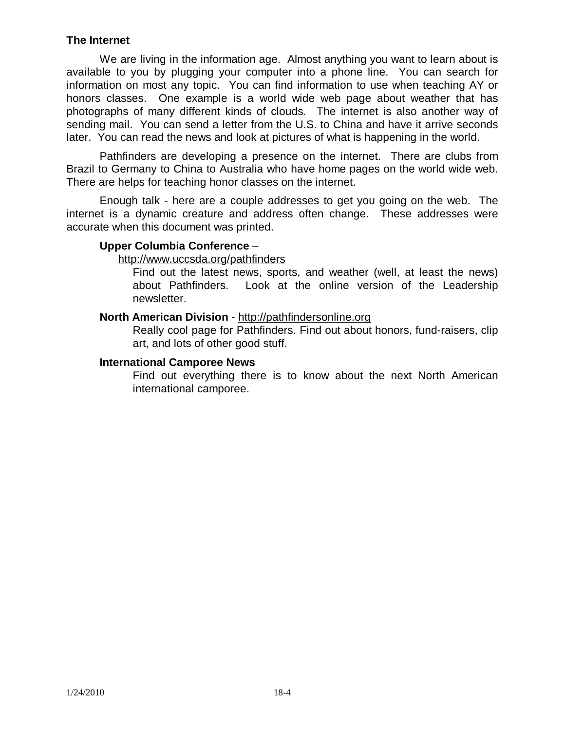**The Internet**

We are living in the information age. Almost anything you want to learn about is available to you by plugging your computer into a phone line. You can search for information on most any topic. You can find information to use when teaching AY or honors classes. One example is a world wide web page about weather that has photographs of many different kinds of clouds. The internet is also another way of sending mail. You can send a letter from the U.S. to China and have it arrive seconds later. You can read the news and look at pictures of what is happening in the world.

Pathfinders are developing a presence on the internet. There are clubs from Brazil to Germany to China to Australia who have home pages on the world wide web. There are helps for teaching honor classes on the internet.

Enough talk - here are a couple addresses to get you going on the web. The internet is a dynamic creature and address often change. These addresses were accurate when this document was printed.

**Upper Columbia Conference** –
http://www.uccsda.org/pathfinders

Find out the latest news, sports, and weather (well, at least the news) about Pathfinders. Look at the online version of the Leadership newsletter.

**North American Division** - http://pathfindersonline.org

Really cool page for Pathfinders. Find out about honors, fund-raisers, clip art, and lots of other good stuff.

**International Camporee News**

Find out everything there is to know about the next North American international camporee.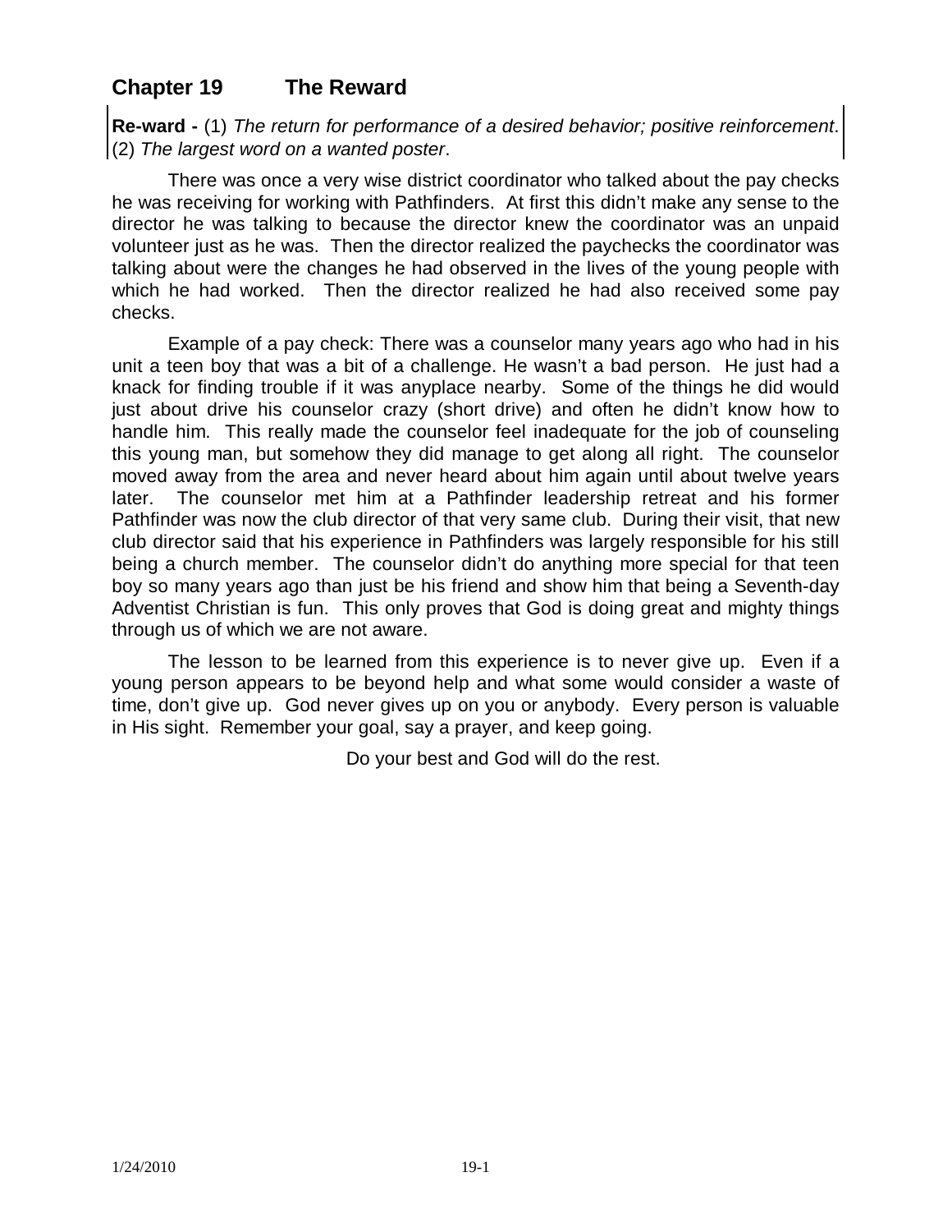## Chapter 19 The Reward

**Re-ward -** (1) *The return for performance of a desired behavior; positive reinforcement*. (2) *The largest word on a wanted poster*.

There was once a very wise district coordinator who talked about the pay checks he was receiving for working with Pathfinders. At first this didn't make any sense to the director he was talking to because the director knew the coordinator was an unpaid volunteer just as he was. Then the director realized the paychecks the coordinator was talking about were the changes he had observed in the lives of the young people with which he had worked. Then the director realized he had also received some pay checks.

Example of a pay check: There was a counselor many years ago who had in his unit a teen boy that was a bit of a challenge. He wasn't a bad person. He just had a knack for finding trouble if it was anyplace nearby. Some of the things he did would just about drive his counselor crazy (short drive) and often he didn't know how to handle him. This really made the counselor feel inadequate for the job of counseling this young man, but somehow they did manage to get along all right. The counselor moved away from the area and never heard about him again until about twelve years later. The counselor met him at a Pathfinder leadership retreat and his former Pathfinder was now the club director of that very same club. During their visit, that new club director said that his experience in Pathfinders was largely responsible for his still being a church member. The counselor didn't do anything more special for that teen boy so many years ago than just be his friend and show him that being a Seventh-day Adventist Christian is fun. This only proves that God is doing great and mighty things through us of which we are not aware.

The lesson to be learned from this experience is to never give up. Even if a young person appears to be beyond help and what some would consider a waste of time, don't give up. God never gives up on you or anybody. Every person is valuable in His sight. Remember your goal, say a prayer, and keep going.

Do your best and God will do the rest.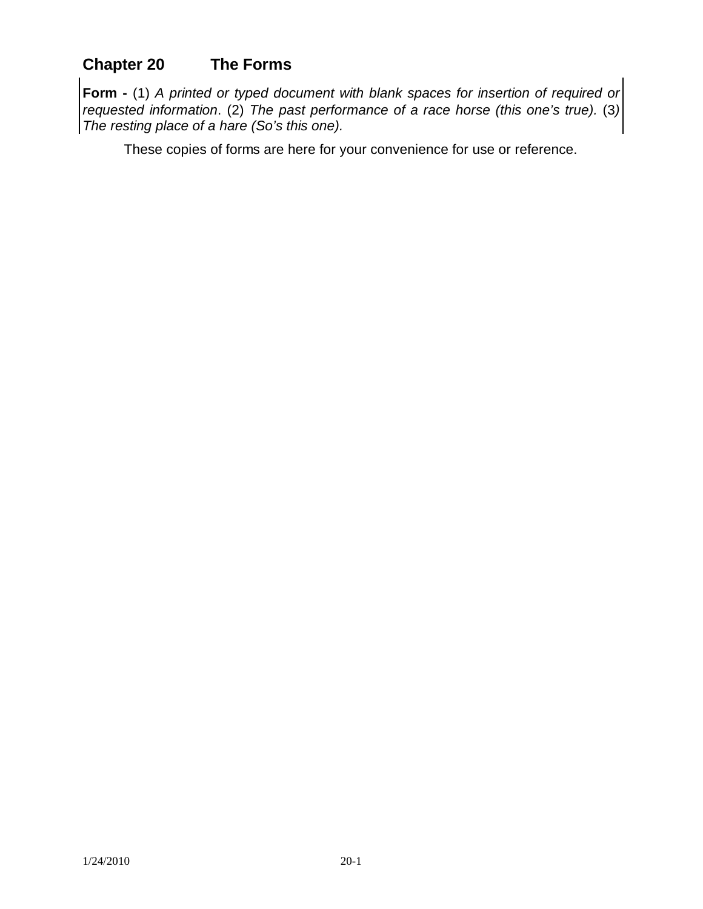# Chapter 20 The Forms

**Form -** (1) *A printed or typed document with blank spaces for insertion of required or requested information*. (2) *The past performance of a race horse (this one's true).* (3*) The resting place of a hare (So's this one).*

These copies of forms are here for your convenience for use or reference.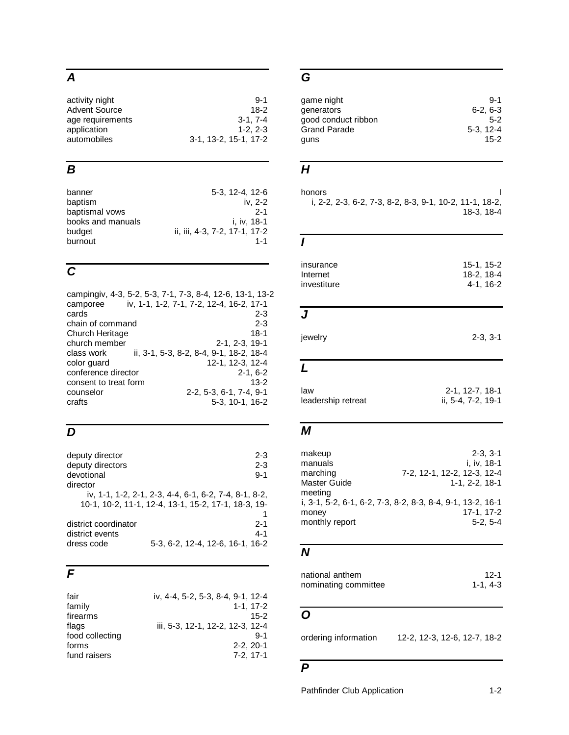## A

activity night 9-1
Advent Source 18-2
age requirements 3-1, 7-4
application 1-2, 2-3
automobiles 3-1, 13-2, 15-1, 17-2

## B

banner 5-3, 12-4, 12-6
baptism iv, 2-2
baptismal vows 2-1
books and manuals i, iv, 18-1
budget ii, iii, 4-3, 7-2, 17-1, 17-2
burnout 1-1

## C

camping iv, 4-3, 5-2, 5-3, 7-1, 7-3, 8-4, 12-6, 13-1, 13-2
camporee iv, 1-1, 1-2, 7-1, 7-2, 12-4, 16-2, 17-1
cards 2-3
chain of command 2-3
Church Heritage 18-1
church member 2-1, 2-3, 19-1
class work ii, 3-1, 5-3, 8-2, 8-4, 9-1, 18-2, 18-4
color guard 12-1, 12-3, 12-4
conference director 2-1, 6-2
consent to treat form 13-2
counselor 2-2, 5-3, 6-1, 7-4, 9-1
crafts 5-3, 10-1, 16-2

## D

deputy director 2-3
deputy directors 2-3
devotional 9-1
director
iv, 1-1, 1-2, 2-1, 2-3, 4-4, 6-1, 6-2, 7-4, 8-1, 8-2, 10-1, 10-2, 11-1, 12-4, 13-1, 15-2, 17-1, 18-3, 19-1
district coordinator 2-1
district events 4-1
dress code 5-3, 6-2, 12-4, 12-6, 16-1, 16-2

## F

fair iv, 4-4, 5-2, 5-3, 8-4, 9-1, 12-4
family 1-1, 17-2
firearms 15-2
flags iii, 5-3, 12-1, 12-2, 12-3, 12-4
food collecting 9-1
forms 2-2, 20-1
fund raisers 7-2, 17-1

## G

game night 9-1
generators 6-2, 6-3
good conduct ribbon 5-2
Grand Parade 5-3, 12-4
guns 15-2

## H

honors
i, 2-2, 2-3, 6-2, 7-3, 8-2, 8-3, 9-1, 10-2, 11-1, 18-2, 18-3, 18-4

## I

insurance 15-1, 15-2
Internet 18-2, 18-4
investiture 4-1, 16-2

## J

jewelry 2-3, 3-1

## L

law 2-1, 12-7, 18-1
leadership retreat ii, 5-4, 7-2, 19-1

## M

makeup 2-3, 3-1
manuals i, iv, 18-1
marching 7-2, 12-1, 12-2, 12-3, 12-4
Master Guide 1-1, 2-2, 18-1
meeting
i, 3-1, 5-2, 6-1, 6-2, 7-3, 8-2, 8-3, 8-4, 9-1, 13-2, 16-1
money 17-1, 17-2
monthly report 5-2, 5-4

## N

national anthem 12-1
nominating committee 1-1, 4-3

## O

ordering information 12-2, 12-3, 12-6, 12-7, 18-2

## P

Pathfinder Club Application 1-2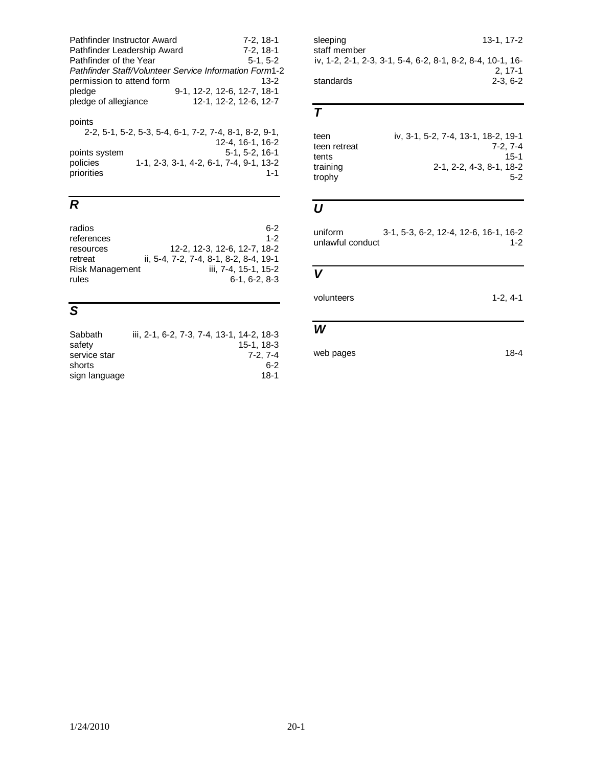Pathfinder Instructor Award 7-2, 18-1
Pathfinder Leadership Award 7-2, 18-1
Pathfinder of the Year 5-1, 5-2
*Pathfinder Staff/Volunteer Service Information Form* 1-2
permission to attend form 13-2
pledge 9-1, 12-2, 12-6, 12-7, 18-1
pledge of allegiance 12-1, 12-2, 12-6, 12-7

points 2-2, 5-1, 5-2, 5-3, 5-4, 6-1, 7-2, 7-4, 8-1, 8-2, 9-1, 12-4, 16-1, 16-2
points system 5-1, 5-2, 16-1
policies 1-1, 2-3, 3-1, 4-2, 6-1, 7-4, 9-1, 13-2
priorities 1-1

## R

radios 6-2
references 1-2
resources 12-2, 12-3, 12-6, 12-7, 18-2
retreat ii, 5-4, 7-2, 7-4, 8-1, 8-2, 8-4, 19-1
Risk Management iii, 7-4, 15-1, 15-2
rules 6-1, 6-2, 8-3

## S

Sabbath iii, 2-1, 6-2, 7-3, 7-4, 13-1, 14-2, 18-3
safety 15-1, 18-3
service star 7-2, 7-4
shorts 6-2
sign language 18-1
sleeping 13-1, 17-2
staff member iv, 1-2, 2-1, 2-3, 3-1, 5-4, 6-2, 8-1, 8-2, 8-4, 10-1, 16-2, 17-1
standards 2-3, 6-2

## T

teen iv, 3-1, 5-2, 7-4, 13-1, 18-2, 19-1
teen retreat 7-2, 7-4
tents 15-1
training 2-1, 2-2, 4-3, 8-1, 18-2
trophy 5-2

## U

uniform 3-1, 5-3, 6-2, 12-4, 12-6, 16-1, 16-2
unlawful conduct 1-2

## V

volunteers 1-2, 4-1

## W

web pages 18-4